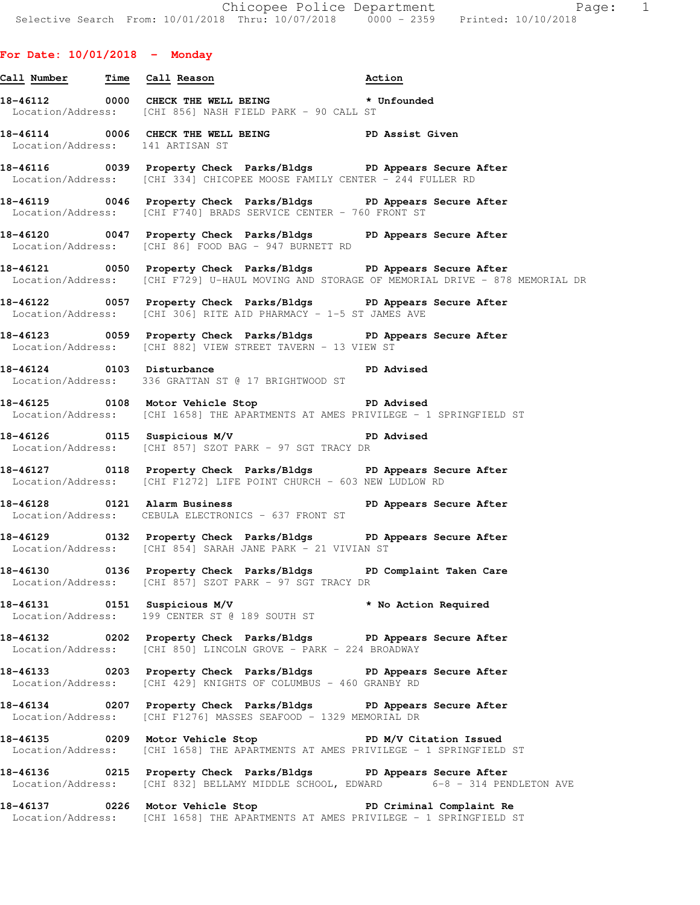Chicopee Police Department
Selective Search From: 10/01/2018 Thru: 10/07/2018 0000 - 2359 Printed: 10/10/2018

## For Date: 10/01/2018 - Monday

| Call Number | Time | Call Reason | Action |
|---|---|---|---|
| 18-46112 | 0000 | CHECK THE WELL BEING | * Unfounded |
| Location/Address: | | [CHI 856] NASH FIELD PARK - 90 CALL ST | |
| 18-46114 | 0006 | CHECK THE WELL BEING | PD Assist Given |
| Location/Address: | | 141 ARTISAN ST | |
| 18-46116 | 0039 | Property Check Parks/Bldgs | PD Appears Secure After |
| Location/Address: | | [CHI 334] CHICOPEE MOOSE FAMILY CENTER - 244 FULLER RD | |
| 18-46119 | 0046 | Property Check Parks/Bldgs | PD Appears Secure After |
| Location/Address: | | [CHI F740] BRADS SERVICE CENTER - 760 FRONT ST | |
| 18-46120 | 0047 | Property Check Parks/Bldgs | PD Appears Secure After |
| Location/Address: | | [CHI 86] FOOD BAG - 947 BURNETT RD | |
| 18-46121 | 0050 | Property Check Parks/Bldgs | PD Appears Secure After |
| Location/Address: | | [CHI F729] U-HAUL MOVING AND STORAGE OF MEMORIAL DRIVE - 878 MEMORIAL DR | |
| 18-46122 | 0057 | Property Check Parks/Bldgs | PD Appears Secure After |
| Location/Address: | | [CHI 306] RITE AID PHARMACY - 1-5 ST JAMES AVE | |
| 18-46123 | 0059 | Property Check Parks/Bldgs | PD Appears Secure After |
| Location/Address: | | [CHI 882] VIEW STREET TAVERN - 13 VIEW ST | |
| 18-46124 | 0103 | Disturbance | PD Advised |
| Location/Address: | | 336 GRATTAN ST @ 17 BRIGHTWOOD ST | |
| 18-46125 | 0108 | Motor Vehicle Stop | PD Advised |
| Location/Address: | | [CHI 1658] THE APARTMENTS AT AMES PRIVILEGE - 1 SPRINGFIELD ST | |
| 18-46126 | 0115 | Suspicious M/V | PD Advised |
| Location/Address: | | [CHI 857] SZOT PARK - 97 SGT TRACY DR | |
| 18-46127 | 0118 | Property Check Parks/Bldgs | PD Appears Secure After |
| Location/Address: | | [CHI F1272] LIFE POINT CHURCH - 603 NEW LUDLOW RD | |
| 18-46128 | 0121 | Alarm Business | PD Appears Secure After |
| Location/Address: | | CEBULA ELECTRONICS - 637 FRONT ST | |
| 18-46129 | 0132 | Property Check Parks/Bldgs | PD Appears Secure After |
| Location/Address: | | [CHI 854] SARAH JANE PARK - 21 VIVIAN ST | |
| 18-46130 | 0136 | Property Check Parks/Bldgs | PD Complaint Taken Care |
| Location/Address: | | [CHI 857] SZOT PARK - 97 SGT TRACY DR | |
| 18-46131 | 0151 | Suspicious M/V | * No Action Required |
| Location/Address: | | 199 CENTER ST @ 189 SOUTH ST | |
| 18-46132 | 0202 | Property Check Parks/Bldgs | PD Appears Secure After |
| Location/Address: | | [CHI 850] LINCOLN GROVE - PARK - 224 BROADWAY | |
| 18-46133 | 0203 | Property Check Parks/Bldgs | PD Appears Secure After |
| Location/Address: | | [CHI 429] KNIGHTS OF COLUMBUS - 460 GRANBY RD | |
| 18-46134 | 0207 | Property Check Parks/Bldgs | PD Appears Secure After |
| Location/Address: | | [CHI F1276] MASSES SEAFOOD - 1329 MEMORIAL DR | |
| 18-46135 | 0209 | Motor Vehicle Stop | PD M/V Citation Issued |
| Location/Address: | | [CHI 1658] THE APARTMENTS AT AMES PRIVILEGE - 1 SPRINGFIELD ST | |
| 18-46136 | 0215 | Property Check Parks/Bldgs | PD Appears Secure After |
| Location/Address: | | [CHI 832] BELLAMY MIDDLE SCHOOL, EDWARD 6-8 - 314 PENDLETON AVE | |
| 18-46137 | 0226 | Motor Vehicle Stop | PD Criminal Complaint Re |
| Location/Address: | | [CHI 1658] THE APARTMENTS AT AMES PRIVILEGE - 1 SPRINGFIELD ST | |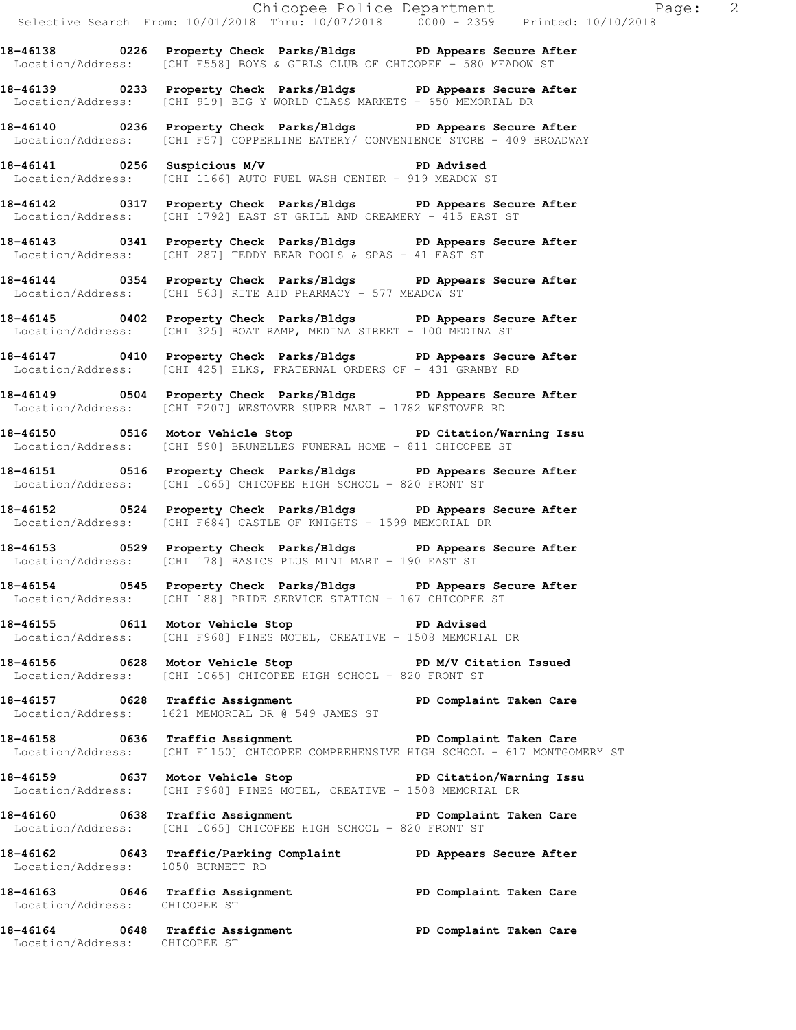**18-46138 0226 Property Check Parks/Bldgs PD Appears Secure After**
Location/Address: [CHI F558] BOYS & GIRLS CLUB OF CHICOPEE - 580 MEADOW ST

**18-46139 0233 Property Check Parks/Bldgs PD Appears Secure After**
Location/Address: [CHI 919] BIG Y WORLD CLASS MARKETS - 650 MEMORIAL DR

**18-46140 0236 Property Check Parks/Bldgs PD Appears Secure After**
Location/Address: [CHI F57] COPPERLINE EATERY/ CONVENIENCE STORE - 409 BROADWAY

**18-46141 0256 Suspicious M/V PD Advised**
Location/Address: [CHI 1166] AUTO FUEL WASH CENTER - 919 MEADOW ST

**18-46142 0317 Property Check Parks/Bldgs PD Appears Secure After**
Location/Address: [CHI 1792] EAST ST GRILL AND CREAMERY - 415 EAST ST

**18-46143 0341 Property Check Parks/Bldgs PD Appears Secure After**
Location/Address: [CHI 287] TEDDY BEAR POOLS & SPAS - 41 EAST ST

**18-46144 0354 Property Check Parks/Bldgs PD Appears Secure After**
Location/Address: [CHI 563] RITE AID PHARMACY - 577 MEADOW ST

**18-46145 0402 Property Check Parks/Bldgs PD Appears Secure After**
Location/Address: [CHI 325] BOAT RAMP, MEDINA STREET - 100 MEDINA ST

**18-46147 0410 Property Check Parks/Bldgs PD Appears Secure After**
Location/Address: [CHI 425] ELKS, FRATERNAL ORDERS OF - 431 GRANBY RD

**18-46149 0504 Property Check Parks/Bldgs PD Appears Secure After**
Location/Address: [CHI F207] WESTOVER SUPER MART - 1782 WESTOVER RD

**18-46150 0516 Motor Vehicle Stop PD Citation/Warning Issu**
Location/Address: [CHI 590] BRUNELLES FUNERAL HOME - 811 CHICOPEE ST

**18-46151 0516 Property Check Parks/Bldgs PD Appears Secure After**
Location/Address: [CHI 1065] CHICOPEE HIGH SCHOOL - 820 FRONT ST

**18-46152 0524 Property Check Parks/Bldgs PD Appears Secure After**
Location/Address: [CHI F684] CASTLE OF KNIGHTS - 1599 MEMORIAL DR

**18-46153 0529 Property Check Parks/Bldgs PD Appears Secure After**
Location/Address: [CHI 178] BASICS PLUS MINI MART - 190 EAST ST

**18-46154 0545 Property Check Parks/Bldgs PD Appears Secure After**
Location/Address: [CHI 188] PRIDE SERVICE STATION - 167 CHICOPEE ST

**18-46155 0611 Motor Vehicle Stop PD Advised**
Location/Address: [CHI F968] PINES MOTEL, CREATIVE - 1508 MEMORIAL DR

**18-46156 0628 Motor Vehicle Stop PD M/V Citation Issued**
Location/Address: [CHI 1065] CHICOPEE HIGH SCHOOL - 820 FRONT ST

**18-46157 0628 Traffic Assignment PD Complaint Taken Care**
Location/Address: 1621 MEMORIAL DR @ 549 JAMES ST

**18-46158 0636 Traffic Assignment PD Complaint Taken Care**
Location/Address: [CHI F1150] CHICOPEE COMPREHENSIVE HIGH SCHOOL - 617 MONTGOMERY ST

**18-46159 0637 Motor Vehicle Stop PD Citation/Warning Issu**
Location/Address: [CHI F968] PINES MOTEL, CREATIVE - 1508 MEMORIAL DR

**18-46160 0638 Traffic Assignment PD Complaint Taken Care**
Location/Address: [CHI 1065] CHICOPEE HIGH SCHOOL - 820 FRONT ST

**18-46162 0643 Traffic/Parking Complaint PD Appears Secure After**
Location/Address: 1050 BURNETT RD

**18-46163 0646 Traffic Assignment PD Complaint Taken Care**
Location/Address: CHICOPEE ST

**18-46164 0648 Traffic Assignment PD Complaint Taken Care**
Location/Address: CHICOPEE ST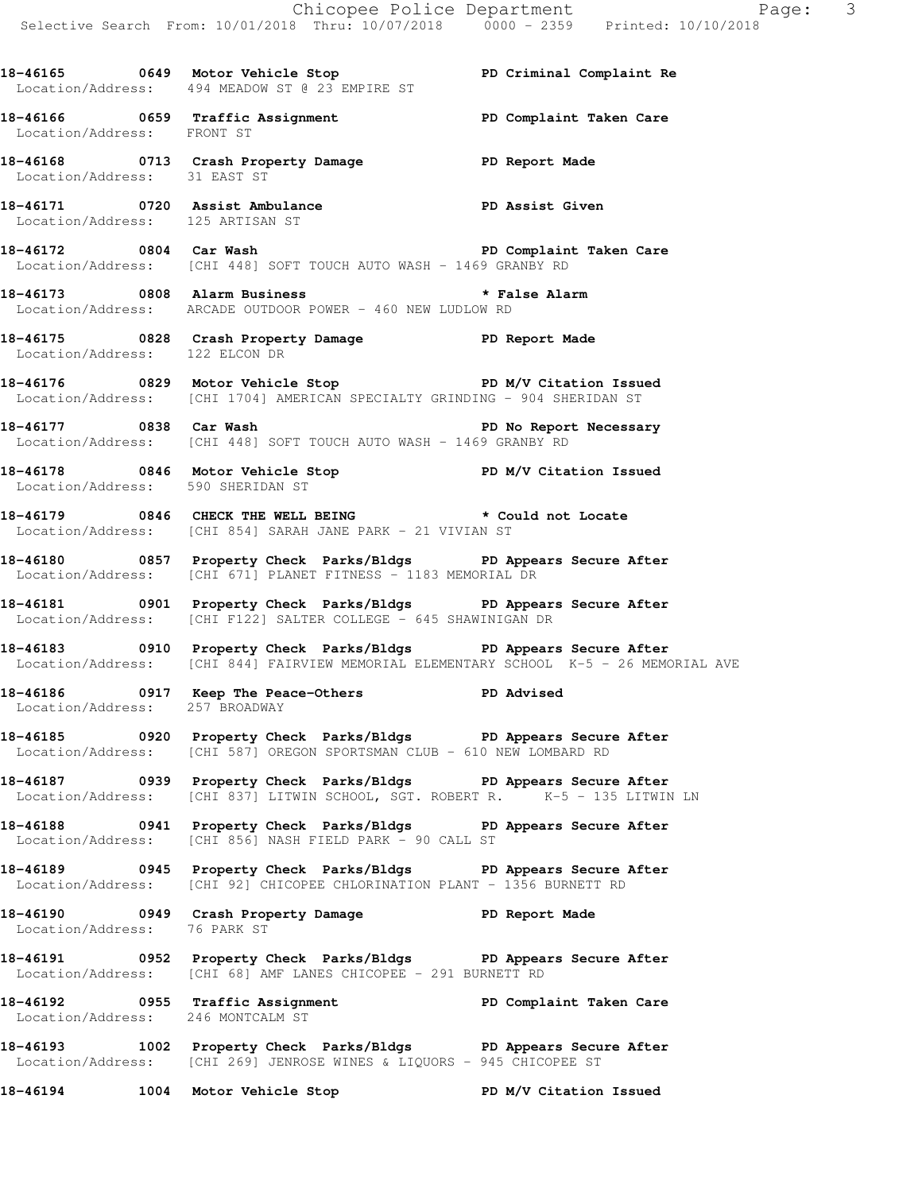**18-46165 0649 Motor Vehicle Stop PD Criminal Complaint Re**
Location/Address: 494 MEADOW ST @ 23 EMPIRE ST

**18-46166 0659 Traffic Assignment PD Complaint Taken Care**
Location/Address: FRONT ST

**18-46168 0713 Crash Property Damage PD Report Made**
Location/Address: 31 EAST ST

**18-46171 0720 Assist Ambulance PD Assist Given**
Location/Address: 125 ARTISAN ST

**18-46172 0804 Car Wash PD Complaint Taken Care**
Location/Address: [CHI 448] SOFT TOUCH AUTO WASH - 1469 GRANBY RD

**18-46173 0808 Alarm Business * False Alarm**
Location/Address: ARCADE OUTDOOR POWER - 460 NEW LUDLOW RD

**18-46175 0828 Crash Property Damage PD Report Made**
Location/Address: 122 ELCON DR

**18-46176 0829 Motor Vehicle Stop PD M/V Citation Issued**
Location/Address: [CHI 1704] AMERICAN SPECIALTY GRINDING - 904 SHERIDAN ST

**18-46177 0838 Car Wash PD No Report Necessary**
Location/Address: [CHI 448] SOFT TOUCH AUTO WASH - 1469 GRANBY RD

**18-46178 0846 Motor Vehicle Stop PD M/V Citation Issued**
Location/Address: 590 SHERIDAN ST

**18-46179 0846 CHECK THE WELL BEING * Could not Locate**
Location/Address: [CHI 854] SARAH JANE PARK - 21 VIVIAN ST

**18-46180 0857 Property Check Parks/Bldgs PD Appears Secure After**
Location/Address: [CHI 671] PLANET FITNESS - 1183 MEMORIAL DR

**18-46181 0901 Property Check Parks/Bldgs PD Appears Secure After**
Location/Address: [CHI F122] SALTER COLLEGE - 645 SHAWINIGAN DR

**18-46183 0910 Property Check Parks/Bldgs PD Appears Secure After**
Location/Address: [CHI 844] FAIRVIEW MEMORIAL ELEMENTARY SCHOOL K-5 - 26 MEMORIAL AVE

**18-46186 0917 Keep The Peace-Others PD Advised**
Location/Address: 257 BROADWAY

**18-46185 0920 Property Check Parks/Bldgs PD Appears Secure After**
Location/Address: [CHI 587] OREGON SPORTSMAN CLUB - 610 NEW LOMBARD RD

**18-46187 0939 Property Check Parks/Bldgs PD Appears Secure After**
Location/Address: [CHI 837] LITWIN SCHOOL, SGT. ROBERT R. K-5 - 135 LITWIN LN

**18-46188 0941 Property Check Parks/Bldgs PD Appears Secure After**
Location/Address: [CHI 856] NASH FIELD PARK - 90 CALL ST

**18-46189 0945 Property Check Parks/Bldgs PD Appears Secure After**
Location/Address: [CHI 92] CHICOPEE CHLORINATION PLANT - 1356 BURNETT RD

**18-46190 0949 Crash Property Damage PD Report Made**
Location/Address: 76 PARK ST

**18-46191 0952 Property Check Parks/Bldgs PD Appears Secure After**
Location/Address: [CHI 68] AMF LANES CHICOPEE - 291 BURNETT RD

**18-46192 0955 Traffic Assignment PD Complaint Taken Care**
Location/Address: 246 MONTCALM ST

**18-46193 1002 Property Check Parks/Bldgs PD Appears Secure After**
Location/Address: [CHI 269] JENROSE WINES & LIQUORS - 945 CHICOPEE ST

**18-46194 1004 Motor Vehicle Stop PD M/V Citation Issued**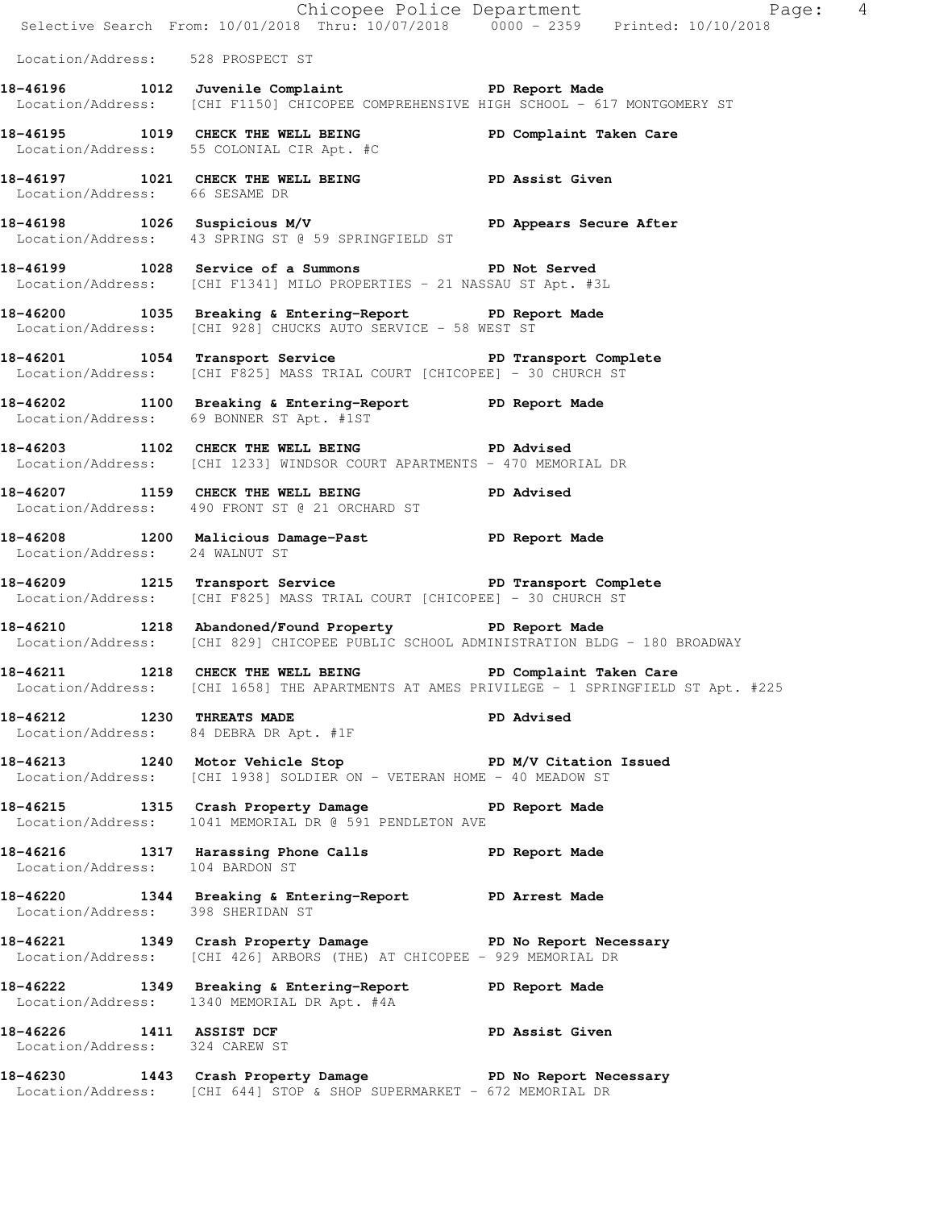Location/Address: 528 PROSPECT ST

**18-46196 1012 Juvenile Complaint PD Report Made**
Location/Address: [CHI F1150] CHICOPEE COMPREHENSIVE HIGH SCHOOL - 617 MONTGOMERY ST

**18-46195 1019 CHECK THE WELL BEING PD Complaint Taken Care**
Location/Address: 55 COLONIAL CIR Apt. #C

**18-46197 1021 CHECK THE WELL BEING PD Assist Given**
Location/Address: 66 SESAME DR

**18-46198 1026 Suspicious M/V PD Appears Secure After**
Location/Address: 43 SPRING ST @ 59 SPRINGFIELD ST

**18-46199 1028 Service of a Summons PD Not Served**
Location/Address: [CHI F1341] MILO PROPERTIES - 21 NASSAU ST Apt. #3L

**18-46200 1035 Breaking & Entering-Report PD Report Made**
Location/Address: [CHI 928] CHUCKS AUTO SERVICE - 58 WEST ST

**18-46201 1054 Transport Service PD Transport Complete**
Location/Address: [CHI F825] MASS TRIAL COURT [CHICOPEE] - 30 CHURCH ST

**18-46202 1100 Breaking & Entering-Report PD Report Made**
Location/Address: 69 BONNER ST Apt. #1ST

**18-46203 1102 CHECK THE WELL BEING PD Advised**
Location/Address: [CHI 1233] WINDSOR COURT APARTMENTS - 470 MEMORIAL DR

**18-46207 1159 CHECK THE WELL BEING PD Advised**
Location/Address: 490 FRONT ST @ 21 ORCHARD ST

**18-46208 1200 Malicious Damage-Past PD Report Made**
Location/Address: 24 WALNUT ST

**18-46209 1215 Transport Service PD Transport Complete**
Location/Address: [CHI F825] MASS TRIAL COURT [CHICOPEE] - 30 CHURCH ST

**18-46210 1218 Abandoned/Found Property PD Report Made**
Location/Address: [CHI 829] CHICOPEE PUBLIC SCHOOL ADMINISTRATION BLDG - 180 BROADWAY

**18-46211 1218 CHECK THE WELL BEING PD Complaint Taken Care**
Location/Address: [CHI 1658] THE APARTMENTS AT AMES PRIVILEGE - 1 SPRINGFIELD ST Apt. #225

**18-46212 1230 THREATS MADE PD Advised**
Location/Address: 84 DEBRA DR Apt. #1F

**18-46213 1240 Motor Vehicle Stop PD M/V Citation Issued**
Location/Address: [CHI 1938] SOLDIER ON - VETERAN HOME - 40 MEADOW ST

**18-46215 1315 Crash Property Damage PD Report Made**
Location/Address: 1041 MEMORIAL DR @ 591 PENDLETON AVE

**18-46216 1317 Harassing Phone Calls PD Report Made**
Location/Address: 104 BARDON ST

**18-46220 1344 Breaking & Entering-Report PD Arrest Made**
Location/Address: 398 SHERIDAN ST

**18-46221 1349 Crash Property Damage PD No Report Necessary**
Location/Address: [CHI 426] ARBORS (THE) AT CHICOPEE - 929 MEMORIAL DR

**18-46222 1349 Breaking & Entering-Report PD Report Made**
Location/Address: 1340 MEMORIAL DR Apt. #4A

**18-46226 1411 ASSIST DCF PD Assist Given**
Location/Address: 324 CAREW ST

**18-46230 1443 Crash Property Damage PD No Report Necessary**
Location/Address: [CHI 644] STOP & SHOP SUPERMARKET - 672 MEMORIAL DR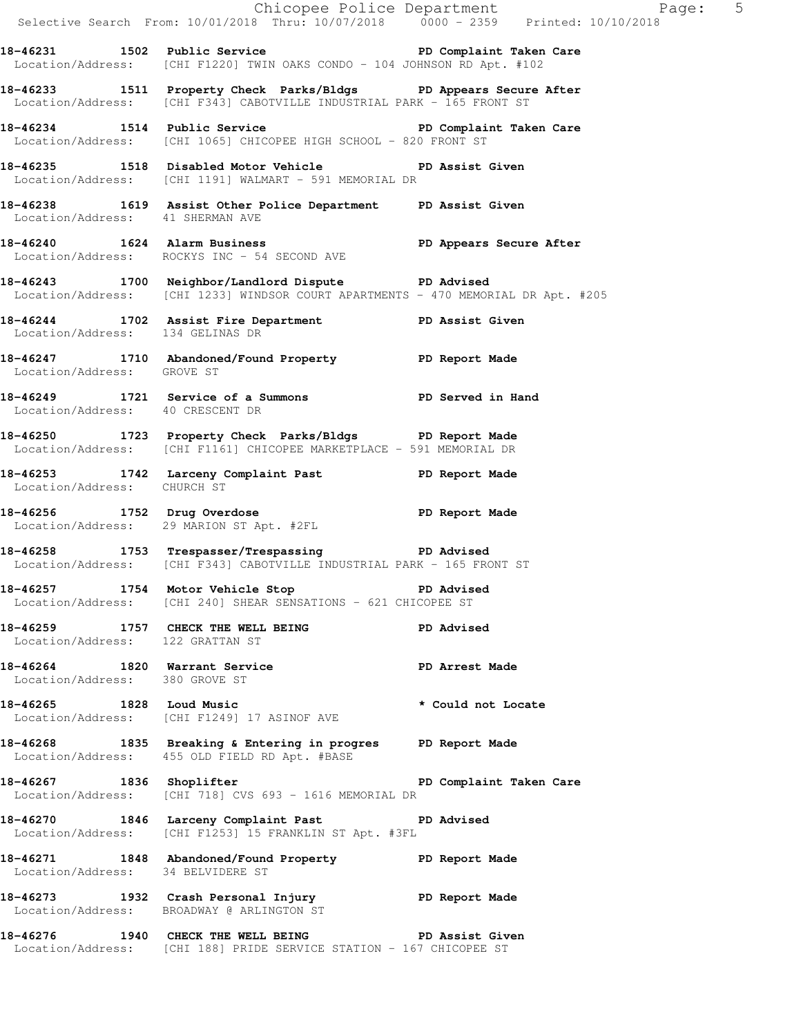18-46231 1502 Public Service PD Complaint Taken Care
Location/Address: [CHI F1220] TWIN OAKS CONDO - 104 JOHNSON RD Apt. #102

18-46233 1511 Property Check Parks/Bldgs PD Appears Secure After
Location/Address: [CHI F343] CABOTVILLE INDUSTRIAL PARK - 165 FRONT ST

18-46234 1514 Public Service PD Complaint Taken Care
Location/Address: [CHI 1065] CHICOPEE HIGH SCHOOL - 820 FRONT ST

18-46235 1518 Disabled Motor Vehicle PD Assist Given
Location/Address: [CHI 1191] WALMART - 591 MEMORIAL DR

18-46238 1619 Assist Other Police Department PD Assist Given
Location/Address: 41 SHERMAN AVE

18-46240 1624 Alarm Business PD Appears Secure After
Location/Address: ROCKYS INC - 54 SECOND AVE

18-46243 1700 Neighbor/Landlord Dispute PD Advised
Location/Address: [CHI 1233] WINDSOR COURT APARTMENTS - 470 MEMORIAL DR Apt. #205

18-46244 1702 Assist Fire Department PD Assist Given
Location/Address: 134 GELINAS DR

18-46247 1710 Abandoned/Found Property PD Report Made
Location/Address: GROVE ST

18-46249 1721 Service of a Summons PD Served in Hand
Location/Address: 40 CRESCENT DR

18-46250 1723 Property Check Parks/Bldgs PD Report Made
Location/Address: [CHI F1161] CHICOPEE MARKETPLACE - 591 MEMORIAL DR

18-46253 1742 Larceny Complaint Past PD Report Made
Location/Address: CHURCH ST

18-46256 1752 Drug Overdose PD Report Made
Location/Address: 29 MARION ST Apt. #2FL

18-46258 1753 Trespasser/Trespassing PD Advised
Location/Address: [CHI F343] CABOTVILLE INDUSTRIAL PARK - 165 FRONT ST

18-46257 1754 Motor Vehicle Stop PD Advised
Location/Address: [CHI 240] SHEAR SENSATIONS - 621 CHICOPEE ST

18-46259 1757 CHECK THE WELL BEING PD Advised
Location/Address: 122 GRATTAN ST

18-46264 1820 Warrant Service PD Arrest Made
Location/Address: 380 GROVE ST

18-46265 1828 Loud Music * Could not Locate
Location/Address: [CHI F1249] 17 ASINOF AVE

18-46268 1835 Breaking & Entering in progres PD Report Made
Location/Address: 455 OLD FIELD RD Apt. #BASE

18-46267 1836 Shoplifter PD Complaint Taken Care
Location/Address: [CHI 718] CVS 693 - 1616 MEMORIAL DR

18-46270 1846 Larceny Complaint Past PD Advised
Location/Address: [CHI F1253] 15 FRANKLIN ST Apt. #3FL

18-46271 1848 Abandoned/Found Property PD Report Made
Location/Address: 34 BELVIDERE ST

18-46273 1932 Crash Personal Injury PD Report Made
Location/Address: BROADWAY @ ARLINGTON ST

18-46276 1940 CHECK THE WELL BEING PD Assist Given
Location/Address: [CHI 188] PRIDE SERVICE STATION - 167 CHICOPEE ST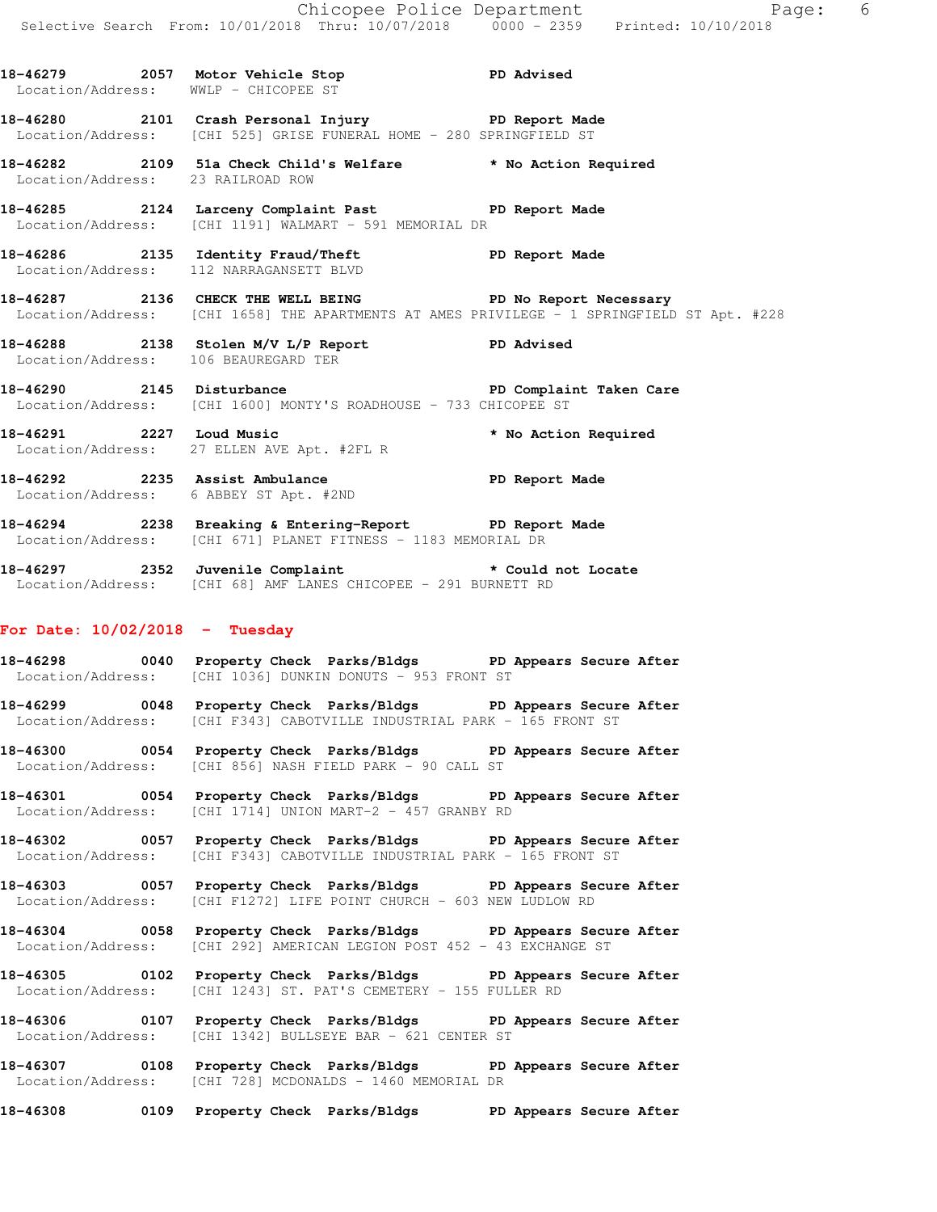18-46279 2057 Motor Vehicle Stop PD Advised
Location/Address: WWLP - CHICOPEE ST

18-46280 2101 Crash Personal Injury PD Report Made
Location/Address: [CHI 525] GRISE FUNERAL HOME - 280 SPRINGFIELD ST

18-46282 2109 51a Check Child's Welfare * No Action Required
Location/Address: 23 RAILROAD ROW

18-46285 2124 Larceny Complaint Past PD Report Made
Location/Address: [CHI 1191] WALMART - 591 MEMORIAL DR

18-46286 2135 Identity Fraud/Theft PD Report Made
Location/Address: 112 NARRAGANSETT BLVD

18-46287 2136 CHECK THE WELL BEING PD No Report Necessary
Location/Address: [CHI 1658] THE APARTMENTS AT AMES PRIVILEGE - 1 SPRINGFIELD ST Apt. #228

18-46288 2138 Stolen M/V L/P Report PD Advised
Location/Address: 106 BEAUREGARD TER

18-46290 2145 Disturbance PD Complaint Taken Care
Location/Address: [CHI 1600] MONTY'S ROADHOUSE - 733 CHICOPEE ST

18-46291 2227 Loud Music * No Action Required
Location/Address: 27 ELLEN AVE Apt. #2FL R

18-46292 2235 Assist Ambulance PD Report Made
Location/Address: 6 ABBEY ST Apt. #2ND

18-46294 2238 Breaking & Entering-Report PD Report Made
Location/Address: [CHI 671] PLANET FITNESS - 1183 MEMORIAL DR

18-46297 2352 Juvenile Complaint * Could not Locate
Location/Address: [CHI 68] AMF LANES CHICOPEE - 291 BURNETT RD

## For Date: 10/02/2018 - Tuesday

18-46298 0040 Property Check Parks/Bldgs PD Appears Secure After
Location/Address: [CHI 1036] DUNKIN DONUTS - 953 FRONT ST

18-46299 0048 Property Check Parks/Bldgs PD Appears Secure After
Location/Address: [CHI F343] CABOTVILLE INDUSTRIAL PARK - 165 FRONT ST

18-46300 0054 Property Check Parks/Bldgs PD Appears Secure After
Location/Address: [CHI 856] NASH FIELD PARK - 90 CALL ST

18-46301 0054 Property Check Parks/Bldgs PD Appears Secure After
Location/Address: [CHI 1714] UNION MART-2 - 457 GRANBY RD

18-46302 0057 Property Check Parks/Bldgs PD Appears Secure After
Location/Address: [CHI F343] CABOTVILLE INDUSTRIAL PARK - 165 FRONT ST

18-46303 0057 Property Check Parks/Bldgs PD Appears Secure After
Location/Address: [CHI F1272] LIFE POINT CHURCH - 603 NEW LUDLOW RD

18-46304 0058 Property Check Parks/Bldgs PD Appears Secure After
Location/Address: [CHI 292] AMERICAN LEGION POST 452 - 43 EXCHANGE ST

18-46305 0102 Property Check Parks/Bldgs PD Appears Secure After
Location/Address: [CHI 1243] ST. PAT'S CEMETERY - 155 FULLER RD

18-46306 0107 Property Check Parks/Bldgs PD Appears Secure After
Location/Address: [CHI 1342] BULLSEYE BAR - 621 CENTER ST

18-46307 0108 Property Check Parks/Bldgs PD Appears Secure After
Location/Address: [CHI 728] MCDONALDS - 1460 MEMORIAL DR

18-46308 0109 Property Check Parks/Bldgs PD Appears Secure After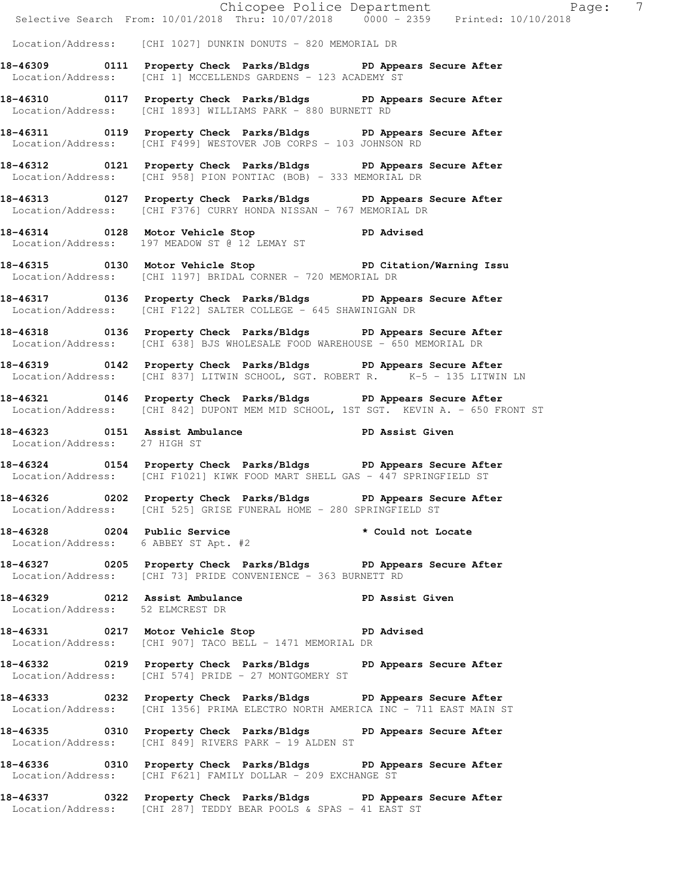Location/Address: [CHI 1027] DUNKIN DONUTS - 820 MEMORIAL DR

**18-46309 0111 Property Check Parks/Bldgs PD Appears Secure After**
Location/Address: [CHI 1] MCCELLENDS GARDENS - 123 ACADEMY ST

**18-46310 0117 Property Check Parks/Bldgs PD Appears Secure After**
Location/Address: [CHI 1893] WILLIAMS PARK - 880 BURNETT RD

**18-46311 0119 Property Check Parks/Bldgs PD Appears Secure After**
Location/Address: [CHI F499] WESTOVER JOB CORPS - 103 JOHNSON RD

**18-46312 0121 Property Check Parks/Bldgs PD Appears Secure After**
Location/Address: [CHI 958] PION PONTIAC (BOB) - 333 MEMORIAL DR

**18-46313 0127 Property Check Parks/Bldgs PD Appears Secure After**
Location/Address: [CHI F376] CURRY HONDA NISSAN - 767 MEMORIAL DR

**18-46314 0128 Motor Vehicle Stop PD Advised**
Location/Address: 197 MEADOW ST @ 12 LEMAY ST

**18-46315 0130 Motor Vehicle Stop PD Citation/Warning Issu**
Location/Address: [CHI 1197] BRIDAL CORNER - 720 MEMORIAL DR

**18-46317 0136 Property Check Parks/Bldgs PD Appears Secure After**
Location/Address: [CHI F122] SALTER COLLEGE - 645 SHAWINIGAN DR

**18-46318 0136 Property Check Parks/Bldgs PD Appears Secure After**
Location/Address: [CHI 638] BJS WHOLESALE FOOD WAREHOUSE - 650 MEMORIAL DR

**18-46319 0142 Property Check Parks/Bldgs PD Appears Secure After**
Location/Address: [CHI 837] LITWIN SCHOOL, SGT. ROBERT R. K-5 - 135 LITWIN LN

**18-46321 0146 Property Check Parks/Bldgs PD Appears Secure After**
Location/Address: [CHI 842] DUPONT MEM MID SCHOOL, 1ST SGT. KEVIN A. - 650 FRONT ST

**18-46323 0151 Assist Ambulance PD Assist Given**
Location/Address: 27 HIGH ST

**18-46324 0154 Property Check Parks/Bldgs PD Appears Secure After**
Location/Address: [CHI F1021] KIWK FOOD MART SHELL GAS - 447 SPRINGFIELD ST

**18-46326 0202 Property Check Parks/Bldgs PD Appears Secure After**
Location/Address: [CHI 525] GRISE FUNERAL HOME - 280 SPRINGFIELD ST

**18-46328 0204 Public Service * Could not Locate**
Location/Address: 6 ABBEY ST Apt. #2

**18-46327 0205 Property Check Parks/Bldgs PD Appears Secure After**
Location/Address: [CHI 73] PRIDE CONVENIENCE - 363 BURNETT RD

**18-46329 0212 Assist Ambulance PD Assist Given**
Location/Address: 52 ELMCREST DR

**18-46331 0217 Motor Vehicle Stop PD Advised**
Location/Address: [CHI 907] TACO BELL - 1471 MEMORIAL DR

**18-46332 0219 Property Check Parks/Bldgs PD Appears Secure After**
Location/Address: [CHI 574] PRIDE - 27 MONTGOMERY ST

**18-46333 0232 Property Check Parks/Bldgs PD Appears Secure After**
Location/Address: [CHI 1356] PRIMA ELECTRO NORTH AMERICA INC - 711 EAST MAIN ST

**18-46335 0310 Property Check Parks/Bldgs PD Appears Secure After**
Location/Address: [CHI 849] RIVERS PARK - 19 ALDEN ST

**18-46336 0310 Property Check Parks/Bldgs PD Appears Secure After**
Location/Address: [CHI F621] FAMILY DOLLAR - 209 EXCHANGE ST

**18-46337 0322 Property Check Parks/Bldgs PD Appears Secure After**
Location/Address: [CHI 287] TEDDY BEAR POOLS & SPAS - 41 EAST ST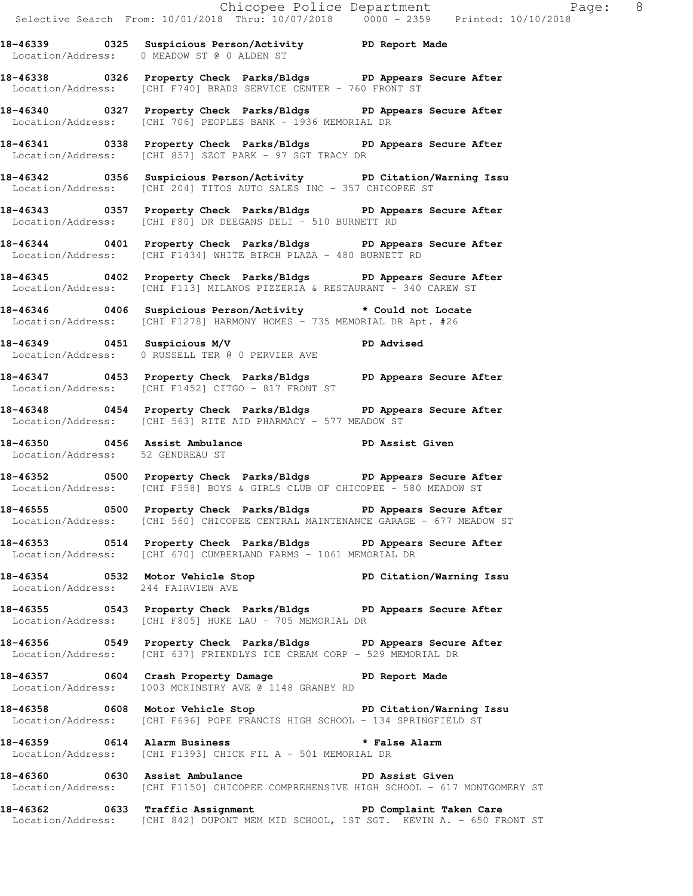**18-46339 0325 Suspicious Person/Activity PD Report Made**
Location/Address: 0 MEADOW ST @ 0 ALDEN ST

**18-46338 0326 Property Check Parks/Bldgs PD Appears Secure After**
Location/Address: [CHI F740] BRADS SERVICE CENTER - 760 FRONT ST

**18-46340 0327 Property Check Parks/Bldgs PD Appears Secure After**
Location/Address: [CHI 706] PEOPLES BANK - 1936 MEMORIAL DR

**18-46341 0338 Property Check Parks/Bldgs PD Appears Secure After**
Location/Address: [CHI 857] SZOT PARK - 97 SGT TRACY DR

**18-46342 0356 Suspicious Person/Activity PD Citation/Warning Issu**
Location/Address: [CHI 204] TITOS AUTO SALES INC - 357 CHICOPEE ST

**18-46343 0357 Property Check Parks/Bldgs PD Appears Secure After**
Location/Address: [CHI F80] DR DEEGANS DELI - 510 BURNETT RD

**18-46344 0401 Property Check Parks/Bldgs PD Appears Secure After**
Location/Address: [CHI F1434] WHITE BIRCH PLAZA - 480 BURNETT RD

**18-46345 0402 Property Check Parks/Bldgs PD Appears Secure After**
Location/Address: [CHI F113] MILANOS PIZZERIA & RESTAURANT - 340 CAREW ST

**18-46346 0406 Suspicious Person/Activity * Could not Locate**
Location/Address: [CHI F1278] HARMONY HOMES - 735 MEMORIAL DR Apt. #26

**18-46349 0451 Suspicious M/V PD Advised**
Location/Address: 0 RUSSELL TER @ 0 PERVIER AVE

**18-46347 0453 Property Check Parks/Bldgs PD Appears Secure After**
Location/Address: [CHI F1452] CITGO - 817 FRONT ST

**18-46348 0454 Property Check Parks/Bldgs PD Appears Secure After**
Location/Address: [CHI 563] RITE AID PHARMACY - 577 MEADOW ST

**18-46350 0456 Assist Ambulance PD Assist Given**
Location/Address: 52 GENDREAU ST

**18-46352 0500 Property Check Parks/Bldgs PD Appears Secure After**
Location/Address: [CHI F558] BOYS & GIRLS CLUB OF CHICOPEE - 580 MEADOW ST

**18-46555 0500 Property Check Parks/Bldgs PD Appears Secure After**
Location/Address: [CHI 560] CHICOPEE CENTRAL MAINTENANCE GARAGE - 677 MEADOW ST

**18-46353 0514 Property Check Parks/Bldgs PD Appears Secure After**
Location/Address: [CHI 670] CUMBERLAND FARMS - 1061 MEMORIAL DR

**18-46354 0532 Motor Vehicle Stop PD Citation/Warning Issu**
Location/Address: 244 FAIRVIEW AVE

**18-46355 0543 Property Check Parks/Bldgs PD Appears Secure After**
Location/Address: [CHI F805] HUKE LAU - 705 MEMORIAL DR

**18-46356 0549 Property Check Parks/Bldgs PD Appears Secure After**
Location/Address: [CHI 637] FRIENDLYS ICE CREAM CORP - 529 MEMORIAL DR

**18-46357 0604 Crash Property Damage PD Report Made**
Location/Address: 1003 MCKINSTRY AVE @ 1148 GRANBY RD

**18-46358 0608 Motor Vehicle Stop PD Citation/Warning Issu**
Location/Address: [CHI F696] POPE FRANCIS HIGH SCHOOL - 134 SPRINGFIELD ST

**18-46359 0614 Alarm Business * False Alarm**
Location/Address: [CHI F1393] CHICK FIL A - 501 MEMORIAL DR

**18-46360 0630 Assist Ambulance PD Assist Given**
Location/Address: [CHI F1150] CHICOPEE COMPREHENSIVE HIGH SCHOOL - 617 MONTGOMERY ST

**18-46362 0633 Traffic Assignment PD Complaint Taken Care**
Location/Address: [CHI 842] DUPONT MEM MID SCHOOL, 1ST SGT. KEVIN A. - 650 FRONT ST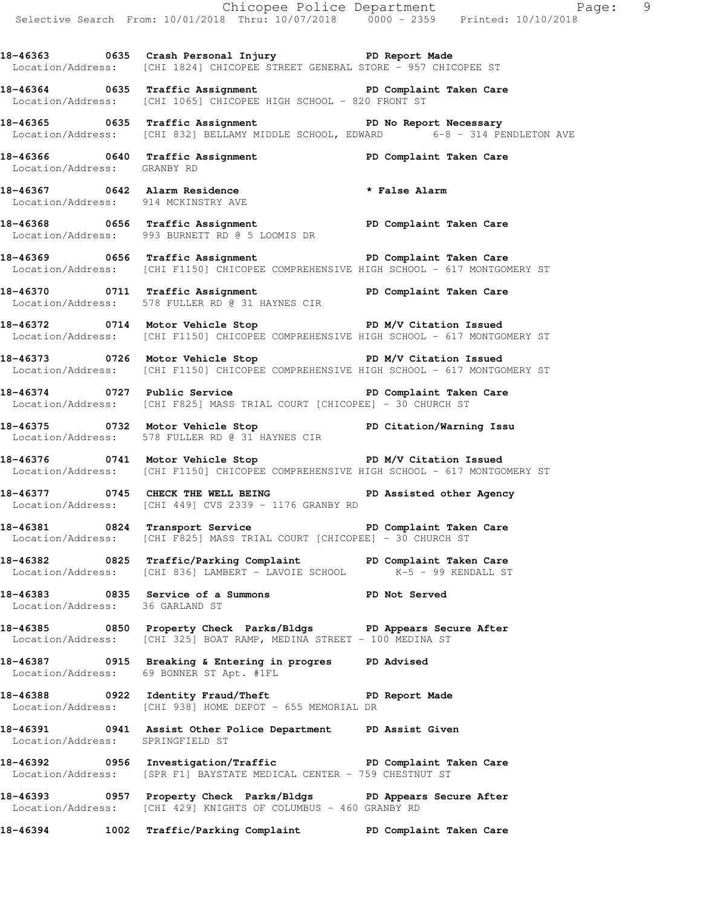**18-46363 0635 Crash Personal Injury PD Report Made**
Location/Address: [CHI 1824] CHICOPEE STREET GENERAL STORE - 957 CHICOPEE ST

**18-46364 0635 Traffic Assignment PD Complaint Taken Care**
Location/Address: [CHI 1065] CHICOPEE HIGH SCHOOL - 820 FRONT ST

**18-46365 0635 Traffic Assignment PD No Report Necessary**
Location/Address: [CHI 832] BELLAMY MIDDLE SCHOOL, EDWARD 6-8 - 314 PENDLETON AVE

**18-46366 0640 Traffic Assignment PD Complaint Taken Care**
Location/Address: GRANBY RD

**18-46367 0642 Alarm Residence * False Alarm**
Location/Address: 914 MCKINSTRY AVE

**18-46368 0656 Traffic Assignment PD Complaint Taken Care**
Location/Address: 993 BURNETT RD @ 5 LOOMIS DR

**18-46369 0656 Traffic Assignment PD Complaint Taken Care**
Location/Address: [CHI F1150] CHICOPEE COMPREHENSIVE HIGH SCHOOL - 617 MONTGOMERY ST

**18-46370 0711 Traffic Assignment PD Complaint Taken Care**
Location/Address: 578 FULLER RD @ 31 HAYNES CIR

**18-46372 0714 Motor Vehicle Stop PD M/V Citation Issued**
Location/Address: [CHI F1150] CHICOPEE COMPREHENSIVE HIGH SCHOOL - 617 MONTGOMERY ST

**18-46373 0726 Motor Vehicle Stop PD M/V Citation Issued**
Location/Address: [CHI F1150] CHICOPEE COMPREHENSIVE HIGH SCHOOL - 617 MONTGOMERY ST

**18-46374 0727 Public Service PD Complaint Taken Care**
Location/Address: [CHI F825] MASS TRIAL COURT [CHICOPEE] - 30 CHURCH ST

**18-46375 0732 Motor Vehicle Stop PD Citation/Warning Issu**
Location/Address: 578 FULLER RD @ 31 HAYNES CIR

**18-46376 0741 Motor Vehicle Stop PD M/V Citation Issued**
Location/Address: [CHI F1150] CHICOPEE COMPREHENSIVE HIGH SCHOOL - 617 MONTGOMERY ST

**18-46377 0745 CHECK THE WELL BEING PD Assisted other Agency**
Location/Address: [CHI 449] CVS 2339 - 1176 GRANBY RD

**18-46381 0824 Transport Service PD Complaint Taken Care**
Location/Address: [CHI F825] MASS TRIAL COURT [CHICOPEE] - 30 CHURCH ST

**18-46382 0825 Traffic/Parking Complaint PD Complaint Taken Care**
Location/Address: [CHI 836] LAMBERT - LAVOIE SCHOOL K-5 - 99 KENDALL ST

**18-46383 0835 Service of a Summons PD Not Served**
Location/Address: 36 GARLAND ST

**18-46385 0850 Property Check Parks/Bldgs PD Appears Secure After**
Location/Address: [CHI 325] BOAT RAMP, MEDINA STREET - 100 MEDINA ST

**18-46387 0915 Breaking & Entering in progres PD Advised**
Location/Address: 69 BONNER ST Apt. #1FL

**18-46388 0922 Identity Fraud/Theft PD Report Made**
Location/Address: [CHI 938] HOME DEPOT - 655 MEMORIAL DR

**18-46391 0941 Assist Other Police Department PD Assist Given**
Location/Address: SPRINGFIELD ST

**18-46392 0956 Investigation/Traffic PD Complaint Taken Care**
Location/Address: [SPR F1] BAYSTATE MEDICAL CENTER - 759 CHESTNUT ST

**18-46393 0957 Property Check Parks/Bldgs PD Appears Secure After**
Location/Address: [CHI 429] KNIGHTS OF COLUMBUS - 460 GRANBY RD

**18-46394 1002 Traffic/Parking Complaint PD Complaint Taken Care**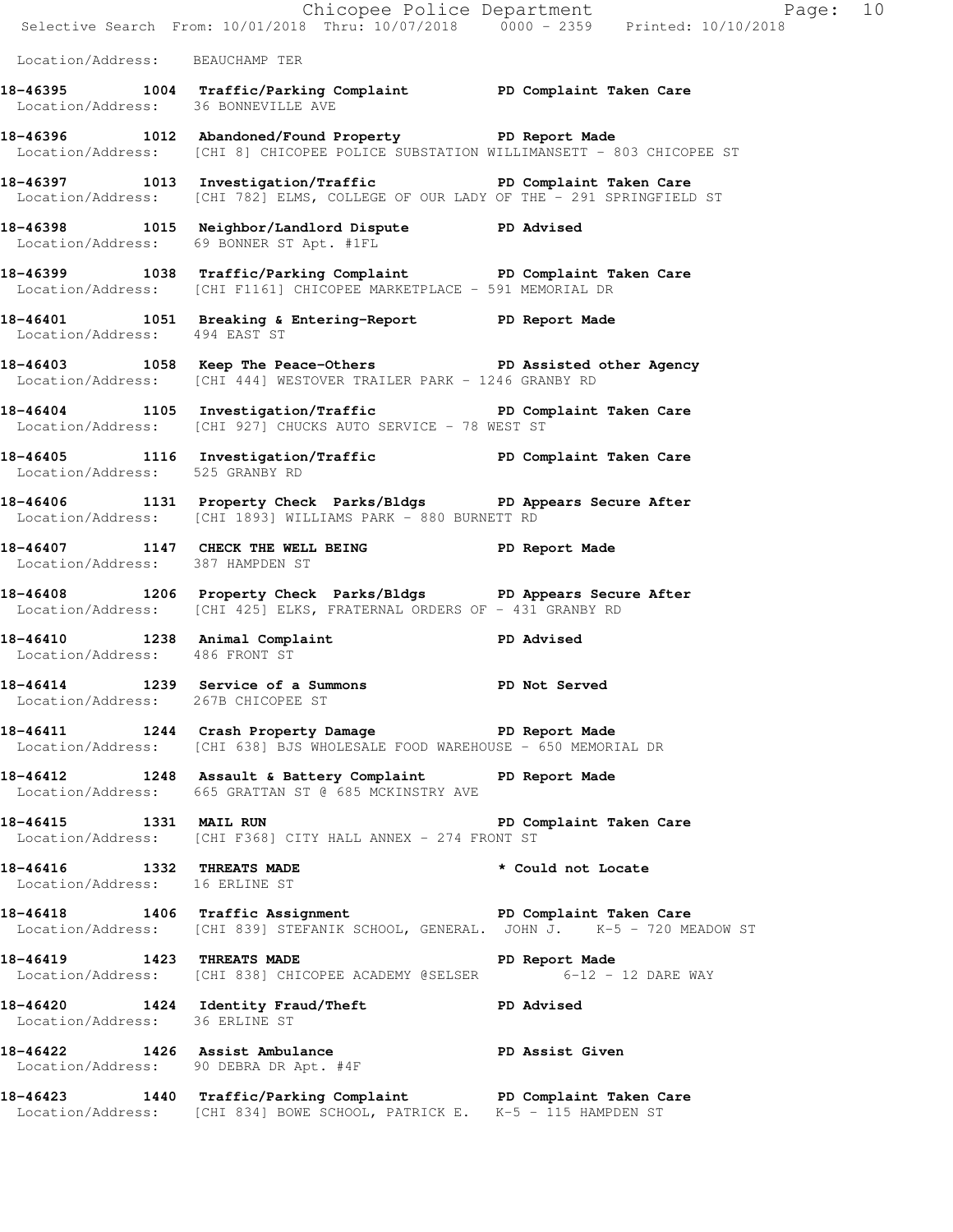Location/Address: BEAUCHAMP TER

**18-46395 1004 Traffic/Parking Complaint PD Complaint Taken Care**
Location/Address: 36 BONNEVILLE AVE

**18-46396 1012 Abandoned/Found Property PD Report Made**
Location/Address: [CHI 8] CHICOPEE POLICE SUBSTATION WILLIMANSETT - 803 CHICOPEE ST

**18-46397 1013 Investigation/Traffic PD Complaint Taken Care**
Location/Address: [CHI 782] ELMS, COLLEGE OF OUR LADY OF THE - 291 SPRINGFIELD ST

**18-46398 1015 Neighbor/Landlord Dispute PD Advised**
Location/Address: 69 BONNER ST Apt. #1FL

**18-46399 1038 Traffic/Parking Complaint PD Complaint Taken Care**
Location/Address: [CHI F1161] CHICOPEE MARKETPLACE - 591 MEMORIAL DR

**18-46401 1051 Breaking & Entering-Report PD Report Made**
Location/Address: 494 EAST ST

**18-46403 1058 Keep The Peace-Others PD Assisted other Agency**
Location/Address: [CHI 444] WESTOVER TRAILER PARK - 1246 GRANBY RD

**18-46404 1105 Investigation/Traffic PD Complaint Taken Care**
Location/Address: [CHI 927] CHUCKS AUTO SERVICE - 78 WEST ST

**18-46405 1116 Investigation/Traffic PD Complaint Taken Care**
Location/Address: 525 GRANBY RD

**18-46406 1131 Property Check Parks/Bldgs PD Appears Secure After**
Location/Address: [CHI 1893] WILLIAMS PARK - 880 BURNETT RD

**18-46407 1147 CHECK THE WELL BEING PD Report Made**
Location/Address: 387 HAMPDEN ST

**18-46408 1206 Property Check Parks/Bldgs PD Appears Secure After**
Location/Address: [CHI 425] ELKS, FRATERNAL ORDERS OF - 431 GRANBY RD

**18-46410 1238 Animal Complaint PD Advised**
Location/Address: 486 FRONT ST

**18-46414 1239 Service of a Summons PD Not Served**
Location/Address: 267B CHICOPEE ST

**18-46411 1244 Crash Property Damage PD Report Made**
Location/Address: [CHI 638] BJS WHOLESALE FOOD WAREHOUSE - 650 MEMORIAL DR

**18-46412 1248 Assault & Battery Complaint PD Report Made**
Location/Address: 665 GRATTAN ST @ 685 MCKINSTRY AVE

**18-46415 1331 MAIL RUN PD Complaint Taken Care**
Location/Address: [CHI F368] CITY HALL ANNEX - 274 FRONT ST

**18-46416 1332 THREATS MADE * Could not Locate**
Location/Address: 16 ERLINE ST

**18-46418 1406 Traffic Assignment PD Complaint Taken Care**
Location/Address: [CHI 839] STEFANIK SCHOOL, GENERAL. JOHN J. K-5 - 720 MEADOW ST

**18-46419 1423 THREATS MADE PD Report Made**
Location/Address: [CHI 838] CHICOPEE ACADEMY @SELSER 6-12 - 12 DARE WAY

**18-46420 1424 Identity Fraud/Theft PD Advised**
Location/Address: 36 ERLINE ST

**18-46422 1426 Assist Ambulance PD Assist Given**
Location/Address: 90 DEBRA DR Apt. #4F

**18-46423 1440 Traffic/Parking Complaint PD Complaint Taken Care**
Location/Address: [CHI 834] BOWE SCHOOL, PATRICK E. K-5 - 115 HAMPDEN ST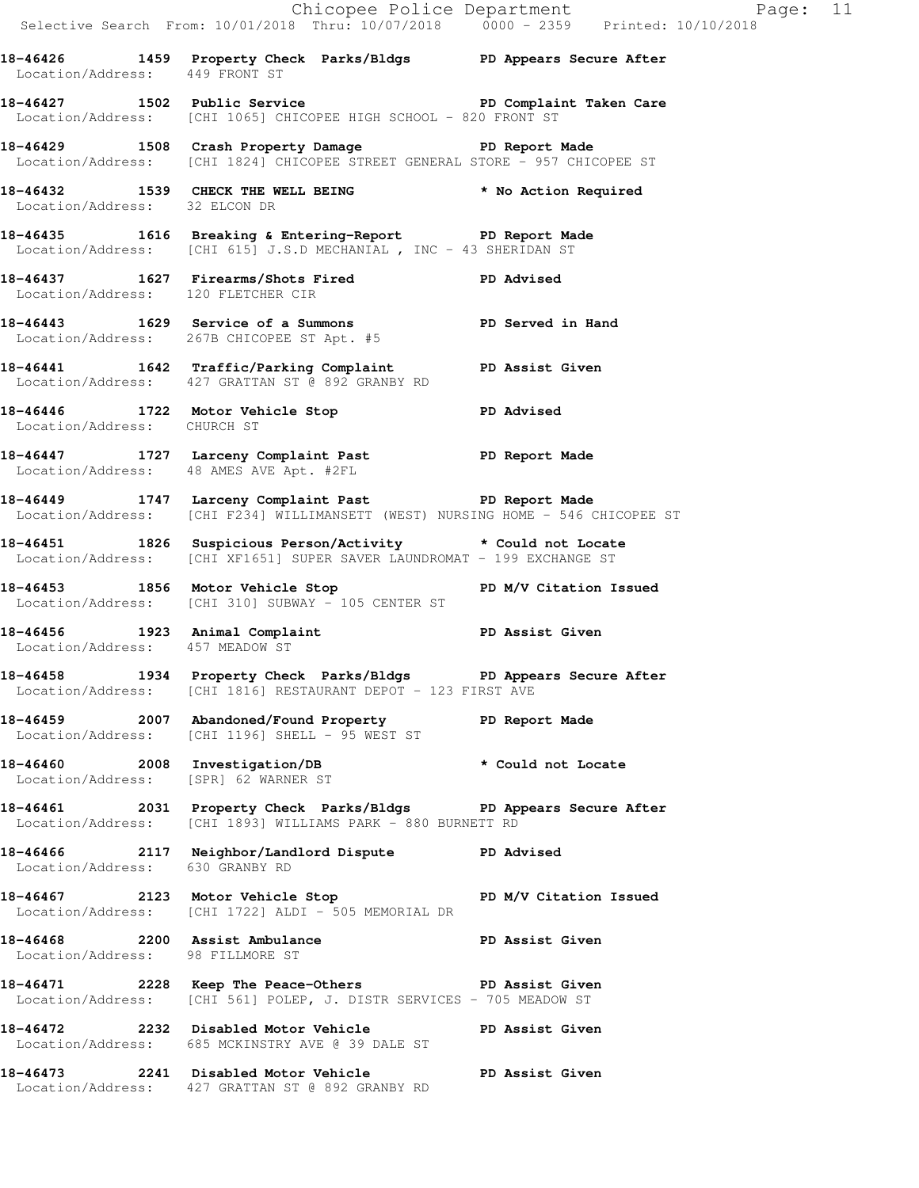**18-46426 1459 Property Check Parks/Bldgs PD Appears Secure After**
Location/Address: 449 FRONT ST

**18-46427 1502 Public Service PD Complaint Taken Care**
Location/Address: [CHI 1065] CHICOPEE HIGH SCHOOL - 820 FRONT ST

**18-46429 1508 Crash Property Damage PD Report Made**
Location/Address: [CHI 1824] CHICOPEE STREET GENERAL STORE - 957 CHICOPEE ST

**18-46432 1539 CHECK THE WELL BEING * No Action Required**
Location/Address: 32 ELCON DR

**18-46435 1616 Breaking & Entering-Report PD Report Made**
Location/Address: [CHI 615] J.S.D MECHANIAL , INC - 43 SHERIDAN ST

**18-46437 1627 Firearms/Shots Fired PD Advised**
Location/Address: 120 FLETCHER CIR

**18-46443 1629 Service of a Summons PD Served in Hand**
Location/Address: 267B CHICOPEE ST Apt. #5

**18-46441 1642 Traffic/Parking Complaint PD Assist Given**
Location/Address: 427 GRATTAN ST @ 892 GRANBY RD

**18-46446 1722 Motor Vehicle Stop PD Advised**
Location/Address: CHURCH ST

**18-46447 1727 Larceny Complaint Past PD Report Made**
Location/Address: 48 AMES AVE Apt. #2FL

**18-46449 1747 Larceny Complaint Past PD Report Made**
Location/Address: [CHI F234] WILLIMANSETT (WEST) NURSING HOME - 546 CHICOPEE ST

**18-46451 1826 Suspicious Person/Activity * Could not Locate**
Location/Address: [CHI XF1651] SUPER SAVER LAUNDROMAT - 199 EXCHANGE ST

**18-46453 1856 Motor Vehicle Stop PD M/V Citation Issued**
Location/Address: [CHI 310] SUBWAY - 105 CENTER ST

**18-46456 1923 Animal Complaint PD Assist Given**
Location/Address: 457 MEADOW ST

**18-46458 1934 Property Check Parks/Bldgs PD Appears Secure After**
Location/Address: [CHI 1816] RESTAURANT DEPOT - 123 FIRST AVE

**18-46459 2007 Abandoned/Found Property PD Report Made**
Location/Address: [CHI 1196] SHELL - 95 WEST ST

**18-46460 2008 Investigation/DB * Could not Locate**
Location/Address: [SPR] 62 WARNER ST

**18-46461 2031 Property Check Parks/Bldgs PD Appears Secure After**
Location/Address: [CHI 1893] WILLIAMS PARK - 880 BURNETT RD

**18-46466 2117 Neighbor/Landlord Dispute PD Advised**
Location/Address: 630 GRANBY RD

**18-46467 2123 Motor Vehicle Stop PD M/V Citation Issued**
Location/Address: [CHI 1722] ALDI - 505 MEMORIAL DR

**18-46468 2200 Assist Ambulance PD Assist Given**
Location/Address: 98 FILLMORE ST

**18-46471 2228 Keep The Peace-Others PD Assist Given**
Location/Address: [CHI 561] POLEP, J. DISTR SERVICES - 705 MEADOW ST

**18-46472 2232 Disabled Motor Vehicle PD Assist Given**
Location/Address: 685 MCKINSTRY AVE @ 39 DALE ST

**18-46473 2241 Disabled Motor Vehicle PD Assist Given**
Location/Address: 427 GRATTAN ST @ 892 GRANBY RD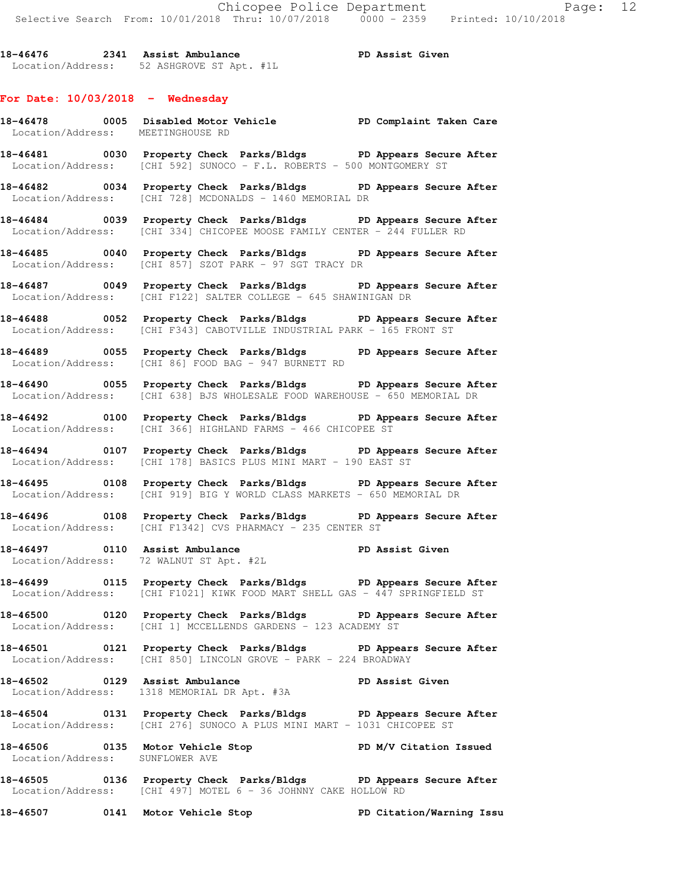**18-46476 2341 Assist Ambulance PD Assist Given**
Location/Address: 52 ASHGROVE ST Apt. #1L

## For Date: 10/03/2018 - Wednesday

**18-46478 0005 Disabled Motor Vehicle PD Complaint Taken Care**
Location/Address: MEETINGHOUSE RD

**18-46481 0030 Property Check Parks/Bldgs PD Appears Secure After**
Location/Address: [CHI 592] SUNOCO - F.L. ROBERTS - 500 MONTGOMERY ST

**18-46482 0034 Property Check Parks/Bldgs PD Appears Secure After**
Location/Address: [CHI 728] MCDONALDS - 1460 MEMORIAL DR

**18-46484 0039 Property Check Parks/Bldgs PD Appears Secure After**
Location/Address: [CHI 334] CHICOPEE MOOSE FAMILY CENTER - 244 FULLER RD

**18-46485 0040 Property Check Parks/Bldgs PD Appears Secure After**
Location/Address: [CHI 857] SZOT PARK - 97 SGT TRACY DR

**18-46487 0049 Property Check Parks/Bldgs PD Appears Secure After**
Location/Address: [CHI F122] SALTER COLLEGE - 645 SHAWINIGAN DR

**18-46488 0052 Property Check Parks/Bldgs PD Appears Secure After**
Location/Address: [CHI F343] CABOTVILLE INDUSTRIAL PARK - 165 FRONT ST

**18-46489 0055 Property Check Parks/Bldgs PD Appears Secure After**
Location/Address: [CHI 86] FOOD BAG - 947 BURNETT RD

**18-46490 0055 Property Check Parks/Bldgs PD Appears Secure After**
Location/Address: [CHI 638] BJS WHOLESALE FOOD WAREHOUSE - 650 MEMORIAL DR

**18-46492 0100 Property Check Parks/Bldgs PD Appears Secure After**
Location/Address: [CHI 366] HIGHLAND FARMS - 466 CHICOPEE ST

**18-46494 0107 Property Check Parks/Bldgs PD Appears Secure After**
Location/Address: [CHI 178] BASICS PLUS MINI MART - 190 EAST ST

**18-46495 0108 Property Check Parks/Bldgs PD Appears Secure After**
Location/Address: [CHI 919] BIG Y WORLD CLASS MARKETS - 650 MEMORIAL DR

**18-46496 0108 Property Check Parks/Bldgs PD Appears Secure After**
Location/Address: [CHI F1342] CVS PHARMACY - 235 CENTER ST

**18-46497 0110 Assist Ambulance PD Assist Given**
Location/Address: 72 WALNUT ST Apt. #2L

**18-46499 0115 Property Check Parks/Bldgs PD Appears Secure After**
Location/Address: [CHI F1021] KIWK FOOD MART SHELL GAS - 447 SPRINGFIELD ST

**18-46500 0120 Property Check Parks/Bldgs PD Appears Secure After**
Location/Address: [CHI 1] MCCELLENDS GARDENS - 123 ACADEMY ST

**18-46501 0121 Property Check Parks/Bldgs PD Appears Secure After**
Location/Address: [CHI 850] LINCOLN GROVE - PARK - 224 BROADWAY

**18-46502 0129 Assist Ambulance PD Assist Given**
Location/Address: 1318 MEMORIAL DR Apt. #3A

**18-46504 0131 Property Check Parks/Bldgs PD Appears Secure After**
Location/Address: [CHI 276] SUNOCO A PLUS MINI MART - 1031 CHICOPEE ST

**18-46506 0135 Motor Vehicle Stop PD M/V Citation Issued**
Location/Address: SUNFLOWER AVE

**18-46505 0136 Property Check Parks/Bldgs PD Appears Secure After**
Location/Address: [CHI 497] MOTEL 6 - 36 JOHNNY CAKE HOLLOW RD

**18-46507 0141 Motor Vehicle Stop PD Citation/Warning Issu**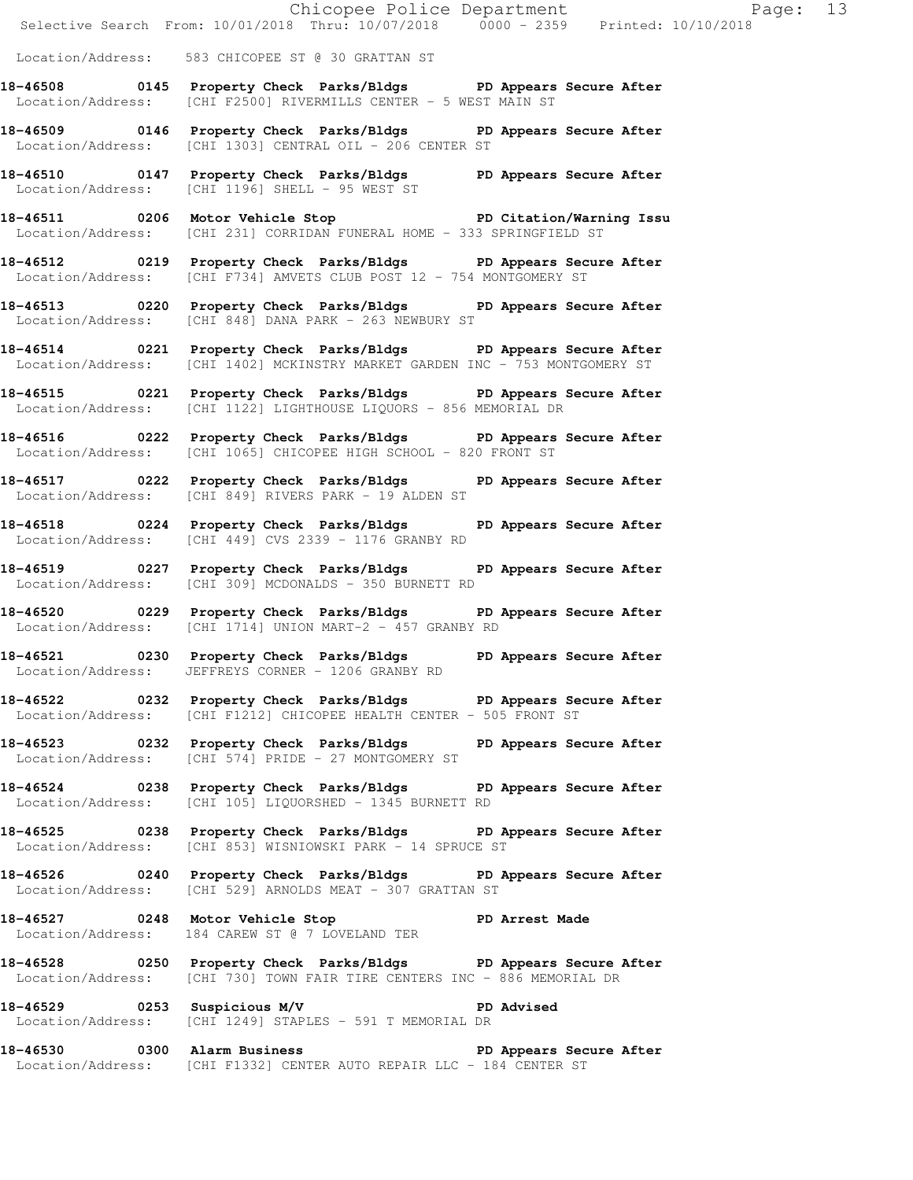Location/Address: 583 CHICOPEE ST @ 30 GRATTAN ST

**18-46508 0145 Property Check Parks/Bldgs PD Appears Secure After**
Location/Address: [CHI F2500] RIVERMILLS CENTER - 5 WEST MAIN ST

**18-46509 0146 Property Check Parks/Bldgs PD Appears Secure After**
Location/Address: [CHI 1303] CENTRAL OIL - 206 CENTER ST

**18-46510 0147 Property Check Parks/Bldgs PD Appears Secure After**
Location/Address: [CHI 1196] SHELL - 95 WEST ST

**18-46511 0206 Motor Vehicle Stop PD Citation/Warning Issu**
Location/Address: [CHI 231] CORRIDAN FUNERAL HOME - 333 SPRINGFIELD ST

**18-46512 0219 Property Check Parks/Bldgs PD Appears Secure After**
Location/Address: [CHI F734] AMVETS CLUB POST 12 - 754 MONTGOMERY ST

**18-46513 0220 Property Check Parks/Bldgs PD Appears Secure After**
Location/Address: [CHI 848] DANA PARK - 263 NEWBURY ST

**18-46514 0221 Property Check Parks/Bldgs PD Appears Secure After**
Location/Address: [CHI 1402] MCKINSTRY MARKET GARDEN INC - 753 MONTGOMERY ST

**18-46515 0221 Property Check Parks/Bldgs PD Appears Secure After**
Location/Address: [CHI 1122] LIGHTHOUSE LIQUORS - 856 MEMORIAL DR

**18-46516 0222 Property Check Parks/Bldgs PD Appears Secure After**
Location/Address: [CHI 1065] CHICOPEE HIGH SCHOOL - 820 FRONT ST

**18-46517 0222 Property Check Parks/Bldgs PD Appears Secure After**
Location/Address: [CHI 849] RIVERS PARK - 19 ALDEN ST

**18-46518 0224 Property Check Parks/Bldgs PD Appears Secure After**
Location/Address: [CHI 449] CVS 2339 - 1176 GRANBY RD

**18-46519 0227 Property Check Parks/Bldgs PD Appears Secure After**
Location/Address: [CHI 309] MCDONALDS - 350 BURNETT RD

**18-46520 0229 Property Check Parks/Bldgs PD Appears Secure After**
Location/Address: [CHI 1714] UNION MART-2 - 457 GRANBY RD

**18-46521 0230 Property Check Parks/Bldgs PD Appears Secure After**
Location/Address: JEFFREYS CORNER - 1206 GRANBY RD

**18-46522 0232 Property Check Parks/Bldgs PD Appears Secure After**
Location/Address: [CHI F1212] CHICOPEE HEALTH CENTER - 505 FRONT ST

**18-46523 0232 Property Check Parks/Bldgs PD Appears Secure After**
Location/Address: [CHI 574] PRIDE - 27 MONTGOMERY ST

**18-46524 0238 Property Check Parks/Bldgs PD Appears Secure After**
Location/Address: [CHI 105] LIQUORSHED - 1345 BURNETT RD

**18-46525 0238 Property Check Parks/Bldgs PD Appears Secure After**
Location/Address: [CHI 853] WISNIOWSKI PARK - 14 SPRUCE ST

**18-46526 0240 Property Check Parks/Bldgs PD Appears Secure After**
Location/Address: [CHI 529] ARNOLDS MEAT - 307 GRATTAN ST

**18-46527 0248 Motor Vehicle Stop PD Arrest Made**
Location/Address: 184 CAREW ST @ 7 LOVELAND TER

**18-46528 0250 Property Check Parks/Bldgs PD Appears Secure After**
Location/Address: [CHI 730] TOWN FAIR TIRE CENTERS INC - 886 MEMORIAL DR

**18-46529 0253 Suspicious M/V PD Advised**
Location/Address: [CHI 1249] STAPLES - 591 T MEMORIAL DR

**18-46530 0300 Alarm Business PD Appears Secure After**
Location/Address: [CHI F1332] CENTER AUTO REPAIR LLC - 184 CENTER ST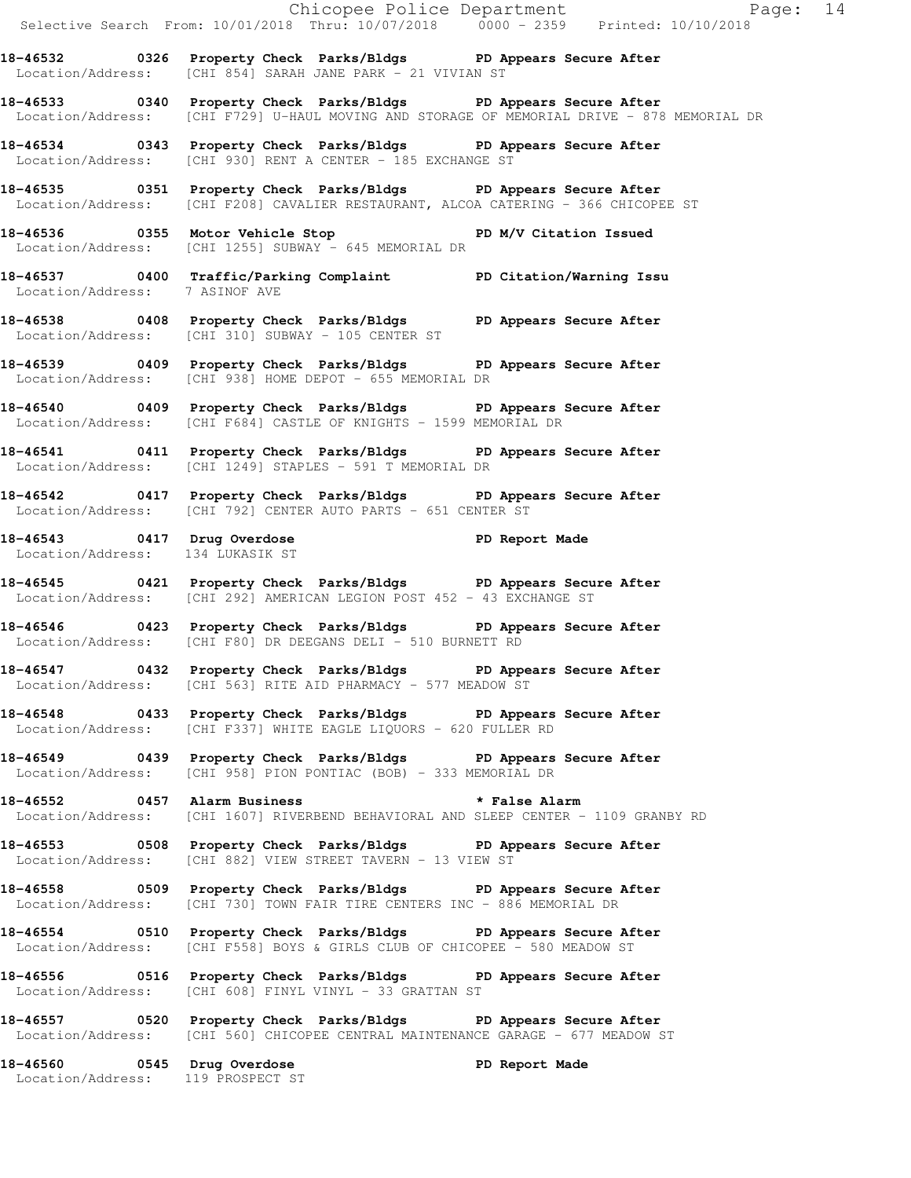**18-46532 0326 Property Check Parks/Bldgs PD Appears Secure After**
Location/Address: [CHI 854] SARAH JANE PARK - 21 VIVIAN ST

**18-46533 0340 Property Check Parks/Bldgs PD Appears Secure After**
Location/Address: [CHI F729] U-HAUL MOVING AND STORAGE OF MEMORIAL DRIVE - 878 MEMORIAL DR

**18-46534 0343 Property Check Parks/Bldgs PD Appears Secure After**
Location/Address: [CHI 930] RENT A CENTER - 185 EXCHANGE ST

**18-46535 0351 Property Check Parks/Bldgs PD Appears Secure After**
Location/Address: [CHI F208] CAVALIER RESTAURANT, ALCOA CATERING - 366 CHICOPEE ST

**18-46536 0355 Motor Vehicle Stop PD M/V Citation Issued**
Location/Address: [CHI 1255] SUBWAY - 645 MEMORIAL DR

**18-46537 0400 Traffic/Parking Complaint PD Citation/Warning Issu**
Location/Address: 7 ASINOF AVE

**18-46538 0408 Property Check Parks/Bldgs PD Appears Secure After**
Location/Address: [CHI 310] SUBWAY - 105 CENTER ST

**18-46539 0409 Property Check Parks/Bldgs PD Appears Secure After**
Location/Address: [CHI 938] HOME DEPOT - 655 MEMORIAL DR

**18-46540 0409 Property Check Parks/Bldgs PD Appears Secure After**
Location/Address: [CHI F684] CASTLE OF KNIGHTS - 1599 MEMORIAL DR

**18-46541 0411 Property Check Parks/Bldgs PD Appears Secure After**
Location/Address: [CHI 1249] STAPLES - 591 T MEMORIAL DR

**18-46542 0417 Property Check Parks/Bldgs PD Appears Secure After**
Location/Address: [CHI 792] CENTER AUTO PARTS - 651 CENTER ST

**18-46543 0417 Drug Overdose PD Report Made**
Location/Address: 134 LUKASIK ST

**18-46545 0421 Property Check Parks/Bldgs PD Appears Secure After**
Location/Address: [CHI 292] AMERICAN LEGION POST 452 - 43 EXCHANGE ST

**18-46546 0423 Property Check Parks/Bldgs PD Appears Secure After**
Location/Address: [CHI F80] DR DEEGANS DELI - 510 BURNETT RD

**18-46547 0432 Property Check Parks/Bldgs PD Appears Secure After**
Location/Address: [CHI 563] RITE AID PHARMACY - 577 MEADOW ST

**18-46548 0433 Property Check Parks/Bldgs PD Appears Secure After**
Location/Address: [CHI F337] WHITE EAGLE LIQUORS - 620 FULLER RD

**18-46549 0439 Property Check Parks/Bldgs PD Appears Secure After**
Location/Address: [CHI 958] PION PONTIAC (BOB) - 333 MEMORIAL DR

**18-46552 0457 Alarm Business * False Alarm**
Location/Address: [CHI 1607] RIVERBEND BEHAVIORAL AND SLEEP CENTER - 1109 GRANBY RD

**18-46553 0508 Property Check Parks/Bldgs PD Appears Secure After**
Location/Address: [CHI 882] VIEW STREET TAVERN - 13 VIEW ST

**18-46558 0509 Property Check Parks/Bldgs PD Appears Secure After**
Location/Address: [CHI 730] TOWN FAIR TIRE CENTERS INC - 886 MEMORIAL DR

**18-46554 0510 Property Check Parks/Bldgs PD Appears Secure After**
Location/Address: [CHI F558] BOYS & GIRLS CLUB OF CHICOPEE - 580 MEADOW ST

**18-46556 0516 Property Check Parks/Bldgs PD Appears Secure After**
Location/Address: [CHI 608] FINYL VINYL - 33 GRATTAN ST

**18-46557 0520 Property Check Parks/Bldgs PD Appears Secure After**
Location/Address: [CHI 560] CHICOPEE CENTRAL MAINTENANCE GARAGE - 677 MEADOW ST

**18-46560 0545 Drug Overdose PD Report Made**
Location/Address: 119 PROSPECT ST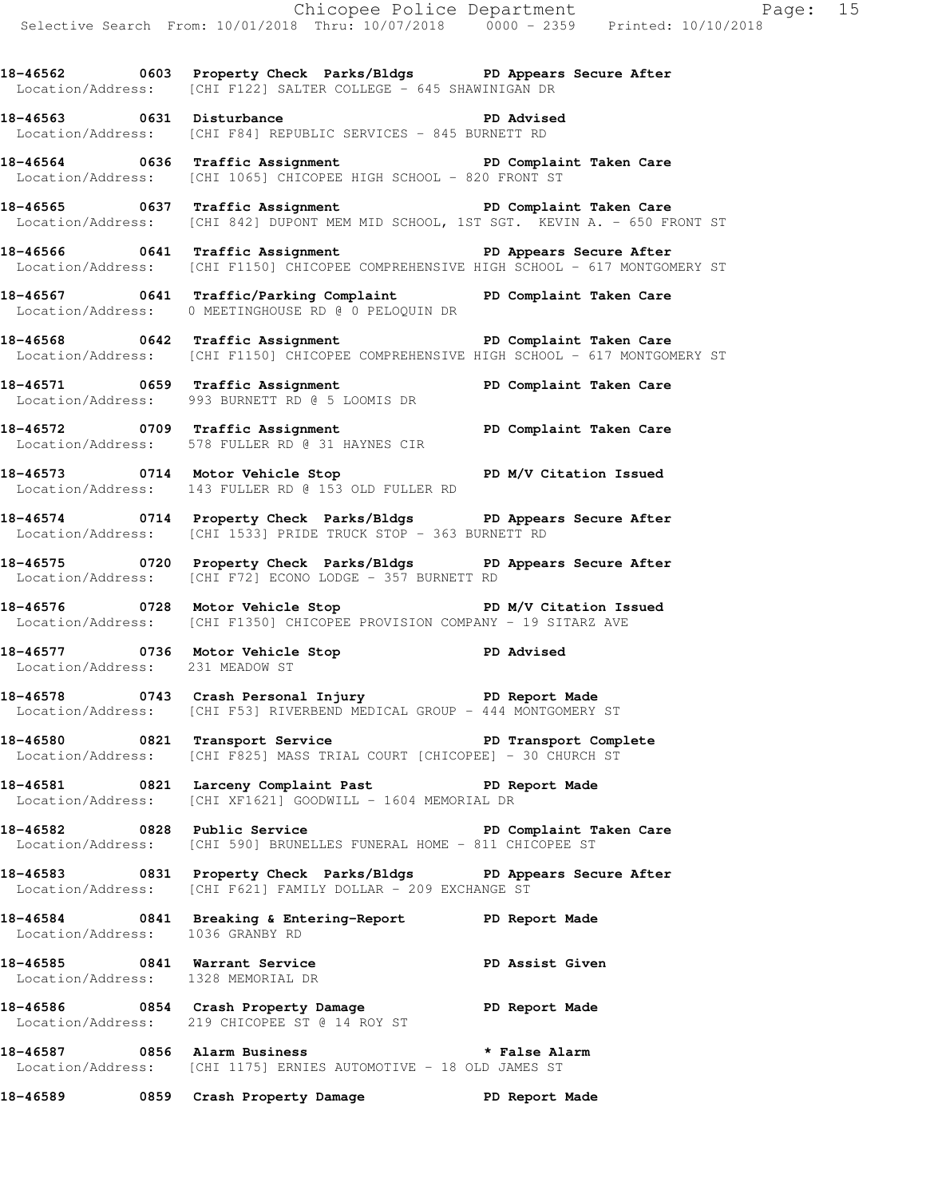**18-46562 0603 Property Check Parks/Bldgs PD Appears Secure After**
Location/Address: [CHI F122] SALTER COLLEGE - 645 SHAWINIGAN DR

**18-46563 0631 Disturbance PD Advised**
Location/Address: [CHI F84] REPUBLIC SERVICES - 845 BURNETT RD

**18-46564 0636 Traffic Assignment PD Complaint Taken Care**
Location/Address: [CHI 1065] CHICOPEE HIGH SCHOOL - 820 FRONT ST

**18-46565 0637 Traffic Assignment PD Complaint Taken Care**
Location/Address: [CHI 842] DUPONT MEM MID SCHOOL, 1ST SGT. KEVIN A. - 650 FRONT ST

**18-46566 0641 Traffic Assignment PD Appears Secure After**
Location/Address: [CHI F1150] CHICOPEE COMPREHENSIVE HIGH SCHOOL - 617 MONTGOMERY ST

**18-46567 0641 Traffic/Parking Complaint PD Complaint Taken Care**
Location/Address: 0 MEETINGHOUSE RD @ 0 PELOQUIN DR

**18-46568 0642 Traffic Assignment PD Complaint Taken Care**
Location/Address: [CHI F1150] CHICOPEE COMPREHENSIVE HIGH SCHOOL - 617 MONTGOMERY ST

**18-46571 0659 Traffic Assignment PD Complaint Taken Care**
Location/Address: 993 BURNETT RD @ 5 LOOMIS DR

**18-46572 0709 Traffic Assignment PD Complaint Taken Care**
Location/Address: 578 FULLER RD @ 31 HAYNES CIR

**18-46573 0714 Motor Vehicle Stop PD M/V Citation Issued**
Location/Address: 143 FULLER RD @ 153 OLD FULLER RD

**18-46574 0714 Property Check Parks/Bldgs PD Appears Secure After**
Location/Address: [CHI 1533] PRIDE TRUCK STOP - 363 BURNETT RD

**18-46575 0720 Property Check Parks/Bldgs PD Appears Secure After**
Location/Address: [CHI F72] ECONO LODGE - 357 BURNETT RD

**18-46576 0728 Motor Vehicle Stop PD M/V Citation Issued**
Location/Address: [CHI F1350] CHICOPEE PROVISION COMPANY - 19 SITARZ AVE

**18-46577 0736 Motor Vehicle Stop PD Advised**
Location/Address: 231 MEADOW ST

**18-46578 0743 Crash Personal Injury PD Report Made**
Location/Address: [CHI F53] RIVERBEND MEDICAL GROUP - 444 MONTGOMERY ST

**18-46580 0821 Transport Service PD Transport Complete**
Location/Address: [CHI F825] MASS TRIAL COURT [CHICOPEE] - 30 CHURCH ST

**18-46581 0821 Larceny Complaint Past PD Report Made**
Location/Address: [CHI XF1621] GOODWILL - 1604 MEMORIAL DR

**18-46582 0828 Public Service PD Complaint Taken Care**
Location/Address: [CHI 590] BRUNELLES FUNERAL HOME - 811 CHICOPEE ST

**18-46583 0831 Property Check Parks/Bldgs PD Appears Secure After**
Location/Address: [CHI F621] FAMILY DOLLAR - 209 EXCHANGE ST

**18-46584 0841 Breaking & Entering-Report PD Report Made**
Location/Address: 1036 GRANBY RD

**18-46585 0841 Warrant Service PD Assist Given**
Location/Address: 1328 MEMORIAL DR

**18-46586 0854 Crash Property Damage PD Report Made**
Location/Address: 219 CHICOPEE ST @ 14 ROY ST

**18-46587 0856 Alarm Business * False Alarm**
Location/Address: [CHI 1175] ERNIES AUTOMOTIVE - 18 OLD JAMES ST

**18-46589 0859 Crash Property Damage PD Report Made**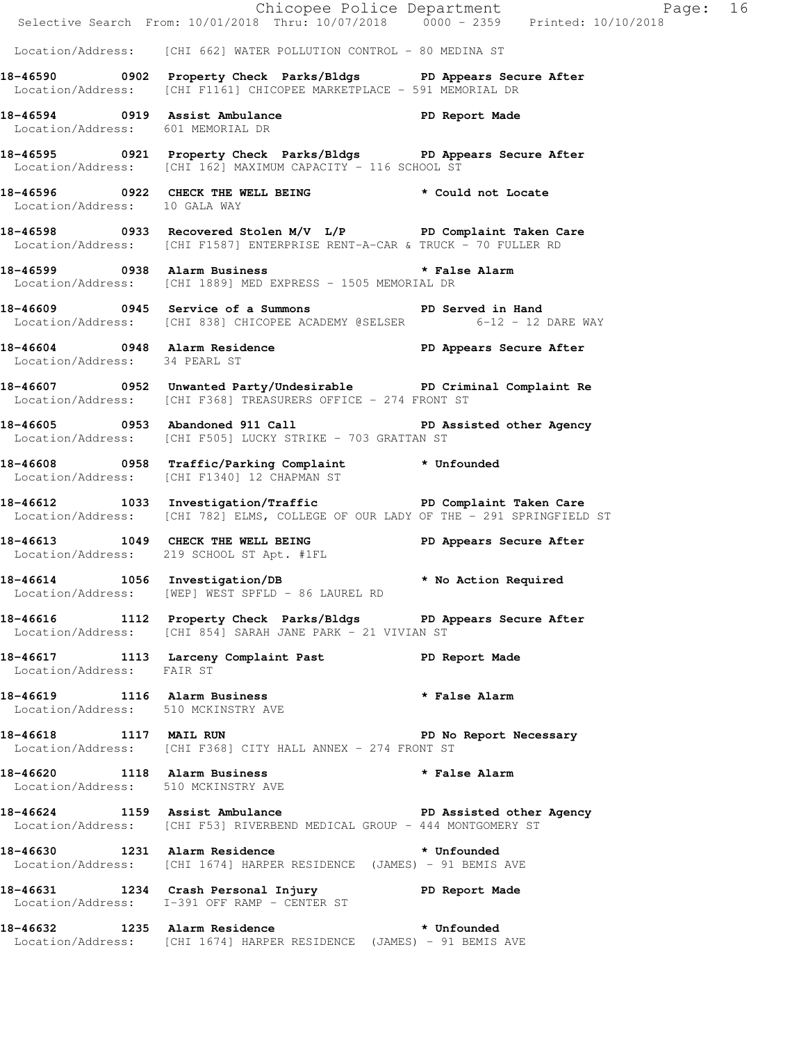Location/Address: [CHI 662] WATER POLLUTION CONTROL - 80 MEDINA ST

**18-46590 0902 Property Check Parks/Bldgs PD Appears Secure After**
Location/Address: [CHI F1161] CHICOPEE MARKETPLACE - 591 MEMORIAL DR

**18-46594 0919 Assist Ambulance PD Report Made**
Location/Address: 601 MEMORIAL DR

**18-46595 0921 Property Check Parks/Bldgs PD Appears Secure After**
Location/Address: [CHI 162] MAXIMUM CAPACITY - 116 SCHOOL ST

**18-46596 0922 CHECK THE WELL BEING * Could not Locate**
Location/Address: 10 GALA WAY

**18-46598 0933 Recovered Stolen M/V L/P PD Complaint Taken Care**
Location/Address: [CHI F1587] ENTERPRISE RENT-A-CAR & TRUCK - 70 FULLER RD

**18-46599 0938 Alarm Business * False Alarm**
Location/Address: [CHI 1889] MED EXPRESS - 1505 MEMORIAL DR

**18-46609 0945 Service of a Summons PD Served in Hand**
Location/Address: [CHI 838] CHICOPEE ACADEMY @SELSER 6-12 - 12 DARE WAY

**18-46604 0948 Alarm Residence PD Appears Secure After**
Location/Address: 34 PEARL ST

**18-46607 0952 Unwanted Party/Undesirable PD Criminal Complaint Re**
Location/Address: [CHI F368] TREASURERS OFFICE - 274 FRONT ST

**18-46605 0953 Abandoned 911 Call PD Assisted other Agency**
Location/Address: [CHI F505] LUCKY STRIKE - 703 GRATTAN ST

**18-46608 0958 Traffic/Parking Complaint * Unfounded**
Location/Address: [CHI F1340] 12 CHAPMAN ST

**18-46612 1033 Investigation/Traffic PD Complaint Taken Care**
Location/Address: [CHI 782] ELMS, COLLEGE OF OUR LADY OF THE - 291 SPRINGFIELD ST

**18-46613 1049 CHECK THE WELL BEING PD Appears Secure After**
Location/Address: 219 SCHOOL ST Apt. #1FL

**18-46614 1056 Investigation/DB * No Action Required**
Location/Address: [WEP] WEST SPFLD - 86 LAUREL RD

**18-46616 1112 Property Check Parks/Bldgs PD Appears Secure After**
Location/Address: [CHI 854] SARAH JANE PARK - 21 VIVIAN ST

**18-46617 1113 Larceny Complaint Past PD Report Made**
Location/Address: FAIR ST

**18-46619 1116 Alarm Business * False Alarm**
Location/Address: 510 MCKINSTRY AVE

**18-46618 1117 MAIL RUN PD No Report Necessary**
Location/Address: [CHI F368] CITY HALL ANNEX - 274 FRONT ST

**18-46620 1118 Alarm Business * False Alarm**
Location/Address: 510 MCKINSTRY AVE

**18-46624 1159 Assist Ambulance PD Assisted other Agency**
Location/Address: [CHI F53] RIVERBEND MEDICAL GROUP - 444 MONTGOMERY ST

**18-46630 1231 Alarm Residence * Unfounded**
Location/Address: [CHI 1674] HARPER RESIDENCE (JAMES) - 91 BEMIS AVE

**18-46631 1234 Crash Personal Injury PD Report Made**
Location/Address: I-391 OFF RAMP - CENTER ST

**18-46632 1235 Alarm Residence * Unfounded**
Location/Address: [CHI 1674] HARPER RESIDENCE (JAMES) - 91 BEMIS AVE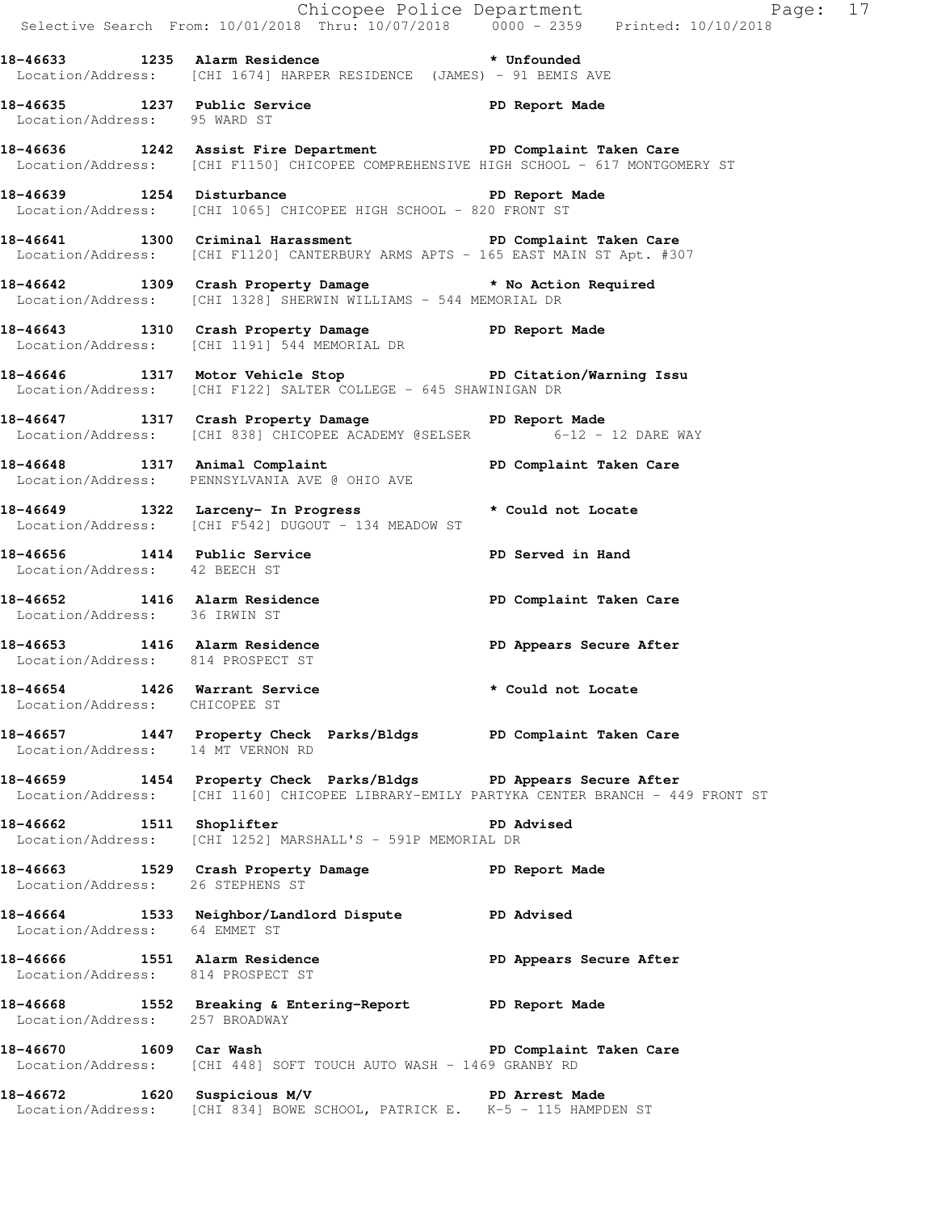**18-46633 1235 Alarm Residence * Unfounded**
Location/Address: [CHI 1674] HARPER RESIDENCE (JAMES) - 91 BEMIS AVE

**18-46635 1237 Public Service PD Report Made**
Location/Address: 95 WARD ST

**18-46636 1242 Assist Fire Department PD Complaint Taken Care**
Location/Address: [CHI F1150] CHICOPEE COMPREHENSIVE HIGH SCHOOL - 617 MONTGOMERY ST

**18-46639 1254 Disturbance PD Report Made**
Location/Address: [CHI 1065] CHICOPEE HIGH SCHOOL - 820 FRONT ST

**18-46641 1300 Criminal Harassment PD Complaint Taken Care**
Location/Address: [CHI F1120] CANTERBURY ARMS APTS - 165 EAST MAIN ST Apt. #307

**18-46642 1309 Crash Property Damage * No Action Required**
Location/Address: [CHI 1328] SHERWIN WILLIAMS - 544 MEMORIAL DR

**18-46643 1310 Crash Property Damage PD Report Made**
Location/Address: [CHI 1191] 544 MEMORIAL DR

**18-46646 1317 Motor Vehicle Stop PD Citation/Warning Issu**
Location/Address: [CHI F122] SALTER COLLEGE - 645 SHAWINIGAN DR

**18-46647 1317 Crash Property Damage PD Report Made**
Location/Address: [CHI 838] CHICOPEE ACADEMY @SELSER 6-12 - 12 DARE WAY

**18-46648 1317 Animal Complaint PD Complaint Taken Care**
Location/Address: PENNSYLVANIA AVE @ OHIO AVE

**18-46649 1322 Larceny- In Progress * Could not Locate**
Location/Address: [CHI F542] DUGOUT - 134 MEADOW ST

**18-46656 1414 Public Service PD Served in Hand**
Location/Address: 42 BEECH ST

**18-46652 1416 Alarm Residence PD Complaint Taken Care**
Location/Address: 36 IRWIN ST

**18-46653 1416 Alarm Residence PD Appears Secure After**
Location/Address: 814 PROSPECT ST

**18-46654 1426 Warrant Service * Could not Locate**
Location/Address: CHICOPEE ST

**18-46657 1447 Property Check Parks/Bldgs PD Complaint Taken Care**
Location/Address: 14 MT VERNON RD

**18-46659 1454 Property Check Parks/Bldgs PD Appears Secure After**
Location/Address: [CHI 1160] CHICOPEE LIBRARY-EMILY PARTYKA CENTER BRANCH - 449 FRONT ST

**18-46662 1511 Shoplifter PD Advised**
Location/Address: [CHI 1252] MARSHALL'S - 591P MEMORIAL DR

**18-46663 1529 Crash Property Damage PD Report Made**
Location/Address: 26 STEPHENS ST

**18-46664 1533 Neighbor/Landlord Dispute PD Advised**
Location/Address: 64 EMMET ST

**18-46666 1551 Alarm Residence PD Appears Secure After**
Location/Address: 814 PROSPECT ST

**18-46668 1552 Breaking & Entering-Report PD Report Made**
Location/Address: 257 BROADWAY

**18-46670 1609 Car Wash PD Complaint Taken Care**
Location/Address: [CHI 448] SOFT TOUCH AUTO WASH - 1469 GRANBY RD

**18-46672 1620 Suspicious M/V PD Arrest Made**
Location/Address: [CHI 834] BOWE SCHOOL, PATRICK E. K-5 - 115 HAMPDEN ST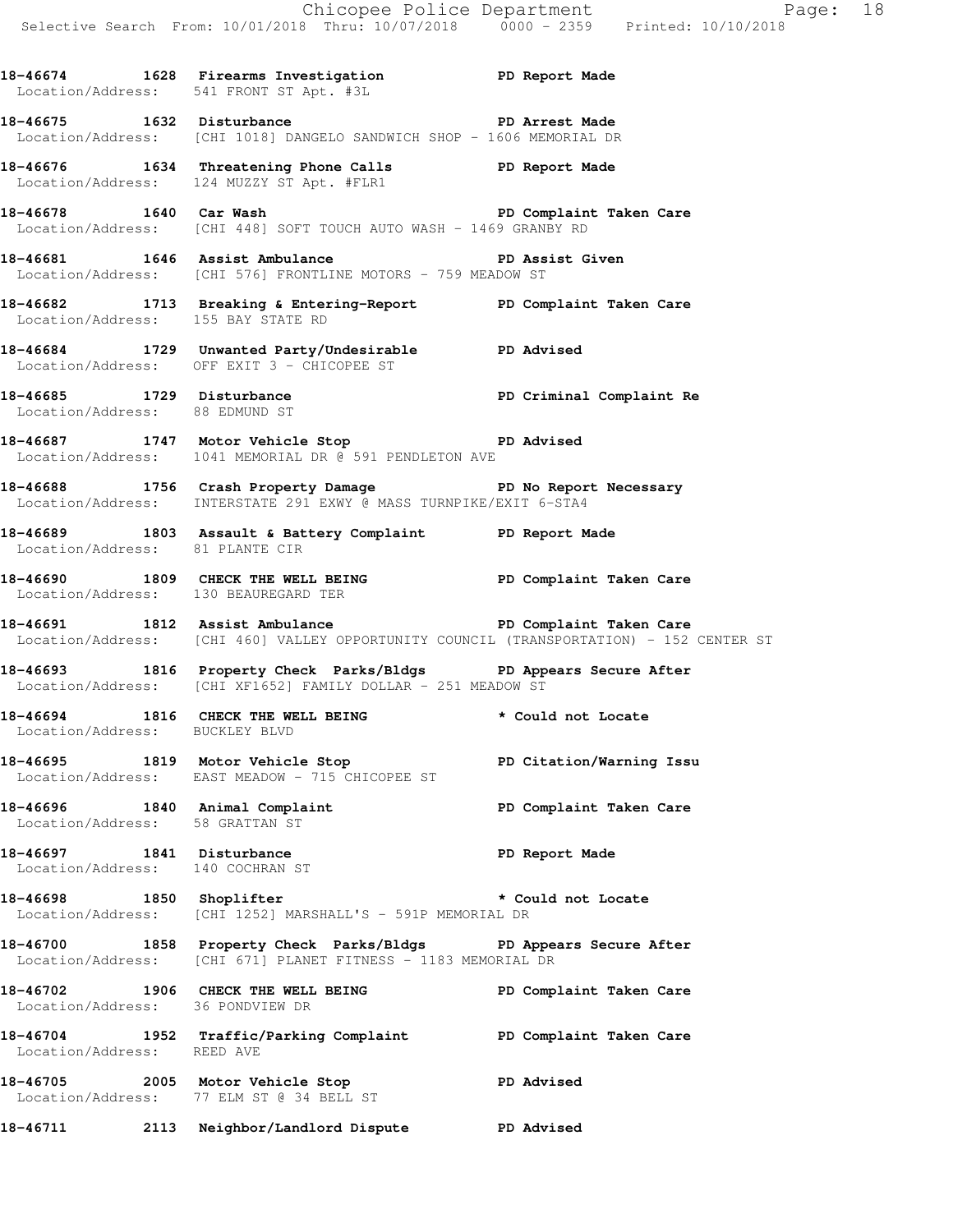**18-46674 1628 Firearms Investigation PD Report Made**
Location/Address: 541 FRONT ST Apt. #3L

**18-46675 1632 Disturbance PD Arrest Made**
Location/Address: [CHI 1018] DANGELO SANDWICH SHOP - 1606 MEMORIAL DR

**18-46676 1634 Threatening Phone Calls PD Report Made**
Location/Address: 124 MUZZY ST Apt. #FLR1

**18-46678 1640 Car Wash PD Complaint Taken Care**
Location/Address: [CHI 448] SOFT TOUCH AUTO WASH - 1469 GRANBY RD

**18-46681 1646 Assist Ambulance PD Assist Given**
Location/Address: [CHI 576] FRONTLINE MOTORS - 759 MEADOW ST

**18-46682 1713 Breaking & Entering-Report PD Complaint Taken Care**
Location/Address: 155 BAY STATE RD

**18-46684 1729 Unwanted Party/Undesirable PD Advised**
Location/Address: OFF EXIT 3 - CHICOPEE ST

**18-46685 1729 Disturbance PD Criminal Complaint Re**
Location/Address: 88 EDMUND ST

**18-46687 1747 Motor Vehicle Stop PD Advised**
Location/Address: 1041 MEMORIAL DR @ 591 PENDLETON AVE

**18-46688 1756 Crash Property Damage PD No Report Necessary**
Location/Address: INTERSTATE 291 EXWY @ MASS TURNPIKE/EXIT 6-STA4

**18-46689 1803 Assault & Battery Complaint PD Report Made**
Location/Address: 81 PLANTE CIR

**18-46690 1809 CHECK THE WELL BEING PD Complaint Taken Care**
Location/Address: 130 BEAUREGARD TER

**18-46691 1812 Assist Ambulance PD Complaint Taken Care**
Location/Address: [CHI 460] VALLEY OPPORTUNITY COUNCIL (TRANSPORTATION) - 152 CENTER ST

**18-46693 1816 Property Check Parks/Bldgs PD Appears Secure After**
Location/Address: [CHI XF1652] FAMILY DOLLAR - 251 MEADOW ST

**18-46694 1816 CHECK THE WELL BEING * Could not Locate**
Location/Address: BUCKLEY BLVD

**18-46695 1819 Motor Vehicle Stop PD Citation/Warning Issu**
Location/Address: EAST MEADOW - 715 CHICOPEE ST

**18-46696 1840 Animal Complaint PD Complaint Taken Care**
Location/Address: 58 GRATTAN ST

**18-46697 1841 Disturbance PD Report Made**
Location/Address: 140 COCHRAN ST

**18-46698 1850 Shoplifter * Could not Locate**
Location/Address: [CHI 1252] MARSHALL'S - 591P MEMORIAL DR

**18-46700 1858 Property Check Parks/Bldgs PD Appears Secure After**
Location/Address: [CHI 671] PLANET FITNESS - 1183 MEMORIAL DR

**18-46702 1906 CHECK THE WELL BEING PD Complaint Taken Care**
Location/Address: 36 PONDVIEW DR

**18-46704 1952 Traffic/Parking Complaint PD Complaint Taken Care**
Location/Address: REED AVE

**18-46705 2005 Motor Vehicle Stop PD Advised**
Location/Address: 77 ELM ST @ 34 BELL ST

**18-46711 2113 Neighbor/Landlord Dispute PD Advised**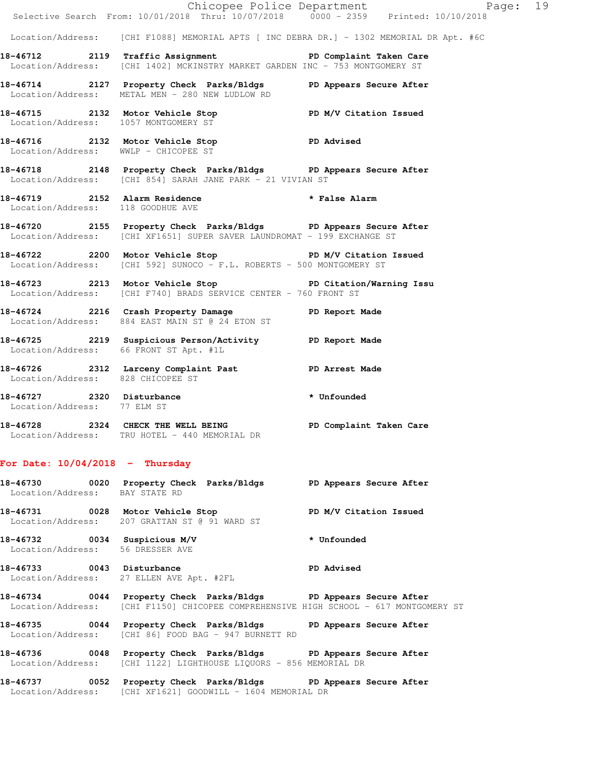Location/Address: [CHI F1088] MEMORIAL APTS [ INC DEBRA DR.] - 1302 MEMORIAL DR Apt. #6C

**18-46712 2119 Traffic Assignment PD Complaint Taken Care**
Location/Address: [CHI 1402] MCKINSTRY MARKET GARDEN INC - 753 MONTGOMERY ST

**18-46714 2127 Property Check Parks/Bldgs PD Appears Secure After**
Location/Address: METAL MEN - 280 NEW LUDLOW RD

**18-46715 2132 Motor Vehicle Stop PD M/V Citation Issued**
Location/Address: 1057 MONTGOMERY ST

**18-46716 2132 Motor Vehicle Stop PD Advised**
Location/Address: WWLP - CHICOPEE ST

**18-46718 2148 Property Check Parks/Bldgs PD Appears Secure After**
Location/Address: [CHI 854] SARAH JANE PARK - 21 VIVIAN ST

**18-46719 2152 Alarm Residence * False Alarm**
Location/Address: 118 GOODHUE AVE

**18-46720 2155 Property Check Parks/Bldgs PD Appears Secure After**
Location/Address: [CHI XF1651] SUPER SAVER LAUNDROMAT - 199 EXCHANGE ST

**18-46722 2200 Motor Vehicle Stop PD M/V Citation Issued**
Location/Address: [CHI 592] SUNOCO - F.L. ROBERTS - 500 MONTGOMERY ST

**18-46723 2213 Motor Vehicle Stop PD Citation/Warning Issu**
Location/Address: [CHI F740] BRADS SERVICE CENTER - 760 FRONT ST

**18-46724 2216 Crash Property Damage PD Report Made**
Location/Address: 884 EAST MAIN ST @ 24 ETON ST

**18-46725 2219 Suspicious Person/Activity PD Report Made**
Location/Address: 66 FRONT ST Apt. #1L

**18-46726 2312 Larceny Complaint Past PD Arrest Made**
Location/Address: 828 CHICOPEE ST

**18-46727 2320 Disturbance * Unfounded**
Location/Address: 77 ELM ST

**18-46728 2324 CHECK THE WELL BEING PD Complaint Taken Care**
Location/Address: TRU HOTEL - 440 MEMORIAL DR

## For Date: 10/04/2018 - Thursday

**18-46730 0020 Property Check Parks/Bldgs PD Appears Secure After**
Location/Address: BAY STATE RD

**18-46731 0028 Motor Vehicle Stop PD M/V Citation Issued**
Location/Address: 207 GRATTAN ST @ 91 WARD ST

**18-46732 0034 Suspicious M/V * Unfounded**
Location/Address: 56 DRESSER AVE

**18-46733 0043 Disturbance PD Advised**
Location/Address: 27 ELLEN AVE Apt. #2FL

**18-46734 0044 Property Check Parks/Bldgs PD Appears Secure After**
Location/Address: [CHI F1150] CHICOPEE COMPREHENSIVE HIGH SCHOOL - 617 MONTGOMERY ST

**18-46735 0044 Property Check Parks/Bldgs PD Appears Secure After**
Location/Address: [CHI 86] FOOD BAG - 947 BURNETT RD

**18-46736 0048 Property Check Parks/Bldgs PD Appears Secure After**
Location/Address: [CHI 1122] LIGHTHOUSE LIQUORS - 856 MEMORIAL DR

**18-46737 0052 Property Check Parks/Bldgs PD Appears Secure After**
Location/Address: [CHI XF1621] GOODWILL - 1604 MEMORIAL DR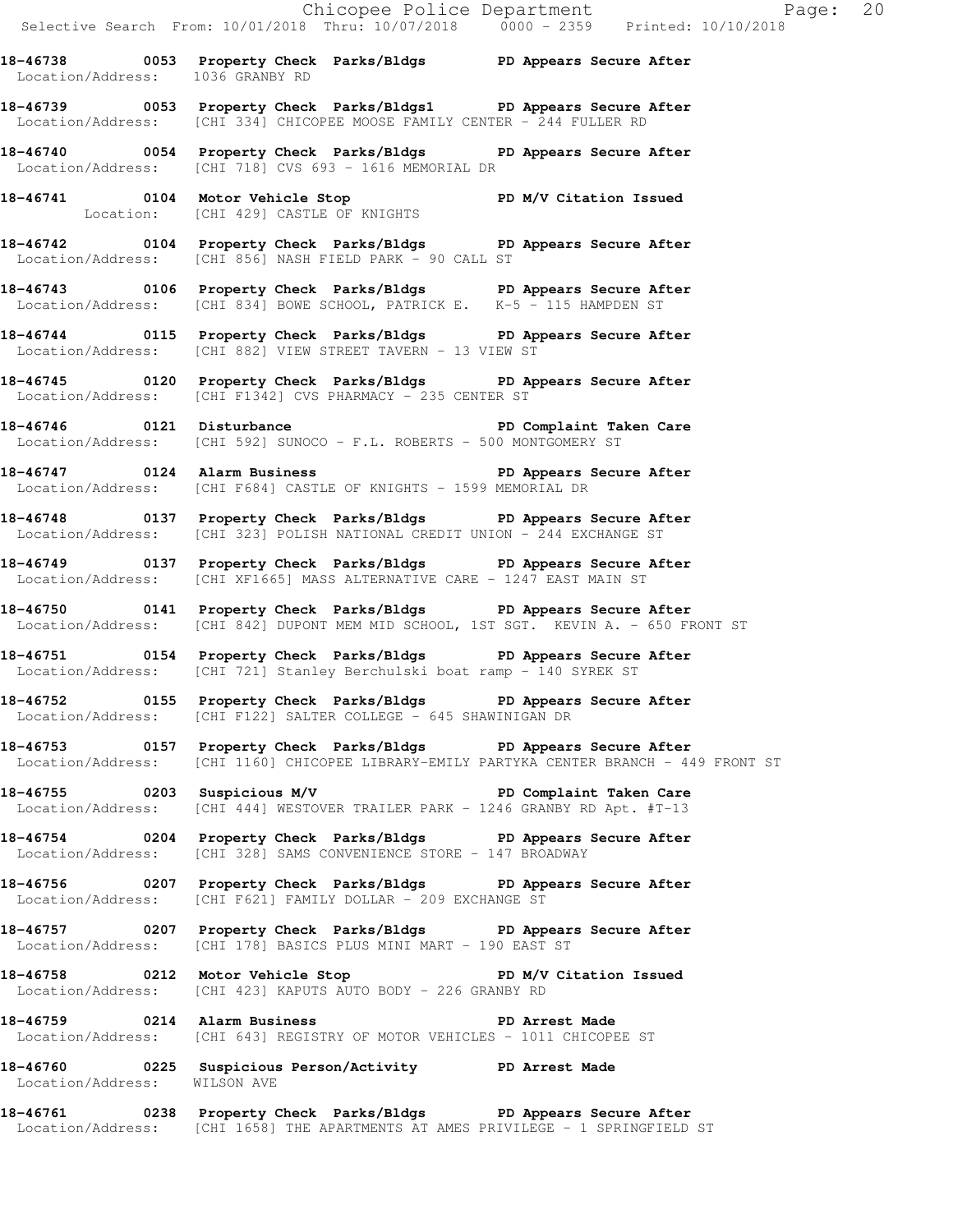**18-46738 0053 Property Check Parks/Bldgs PD Appears Secure After**
Location/Address: 1036 GRANBY RD

**18-46739 0053 Property Check Parks/Bldgs1 PD Appears Secure After**
Location/Address: [CHI 334] CHICOPEE MOOSE FAMILY CENTER - 244 FULLER RD

**18-46740 0054 Property Check Parks/Bldgs PD Appears Secure After**
Location/Address: [CHI 718] CVS 693 - 1616 MEMORIAL DR

**18-46741 0104 Motor Vehicle Stop PD M/V Citation Issued**
Location: [CHI 429] CASTLE OF KNIGHTS

**18-46742 0104 Property Check Parks/Bldgs PD Appears Secure After**
Location/Address: [CHI 856] NASH FIELD PARK - 90 CALL ST

**18-46743 0106 Property Check Parks/Bldgs PD Appears Secure After**
Location/Address: [CHI 834] BOWE SCHOOL, PATRICK E. K-5 - 115 HAMPDEN ST

**18-46744 0115 Property Check Parks/Bldgs PD Appears Secure After**
Location/Address: [CHI 882] VIEW STREET TAVERN - 13 VIEW ST

**18-46745 0120 Property Check Parks/Bldgs PD Appears Secure After**
Location/Address: [CHI F1342] CVS PHARMACY - 235 CENTER ST

**18-46746 0121 Disturbance PD Complaint Taken Care**
Location/Address: [CHI 592] SUNOCO - F.L. ROBERTS - 500 MONTGOMERY ST

**18-46747 0124 Alarm Business PD Appears Secure After**
Location/Address: [CHI F684] CASTLE OF KNIGHTS - 1599 MEMORIAL DR

**18-46748 0137 Property Check Parks/Bldgs PD Appears Secure After**
Location/Address: [CHI 323] POLISH NATIONAL CREDIT UNION - 244 EXCHANGE ST

**18-46749 0137 Property Check Parks/Bldgs PD Appears Secure After**
Location/Address: [CHI XF1665] MASS ALTERNATIVE CARE - 1247 EAST MAIN ST

**18-46750 0141 Property Check Parks/Bldgs PD Appears Secure After**
Location/Address: [CHI 842] DUPONT MEM MID SCHOOL, 1ST SGT. KEVIN A. - 650 FRONT ST

**18-46751 0154 Property Check Parks/Bldgs PD Appears Secure After**
Location/Address: [CHI 721] Stanley Berchulski boat ramp - 140 SYREK ST

**18-46752 0155 Property Check Parks/Bldgs PD Appears Secure After**
Location/Address: [CHI F122] SALTER COLLEGE - 645 SHAWINIGAN DR

**18-46753 0157 Property Check Parks/Bldgs PD Appears Secure After**
Location/Address: [CHI 1160] CHICOPEE LIBRARY-EMILY PARTYKA CENTER BRANCH - 449 FRONT ST

**18-46755 0203 Suspicious M/V PD Complaint Taken Care**
Location/Address: [CHI 444] WESTOVER TRAILER PARK - 1246 GRANBY RD Apt. #T-13

**18-46754 0204 Property Check Parks/Bldgs PD Appears Secure After**
Location/Address: [CHI 328] SAMS CONVENIENCE STORE - 147 BROADWAY

**18-46756 0207 Property Check Parks/Bldgs PD Appears Secure After**
Location/Address: [CHI F621] FAMILY DOLLAR - 209 EXCHANGE ST

**18-46757 0207 Property Check Parks/Bldgs PD Appears Secure After**
Location/Address: [CHI 178] BASICS PLUS MINI MART - 190 EAST ST

**18-46758 0212 Motor Vehicle Stop PD M/V Citation Issued**
Location/Address: [CHI 423] KAPUTS AUTO BODY - 226 GRANBY RD

**18-46759 0214 Alarm Business PD Arrest Made**
Location/Address: [CHI 643] REGISTRY OF MOTOR VEHICLES - 1011 CHICOPEE ST

**18-46760 0225 Suspicious Person/Activity PD Arrest Made**
Location/Address: WILSON AVE

**18-46761 0238 Property Check Parks/Bldgs PD Appears Secure After**
Location/Address: [CHI 1658] THE APARTMENTS AT AMES PRIVILEGE - 1 SPRINGFIELD ST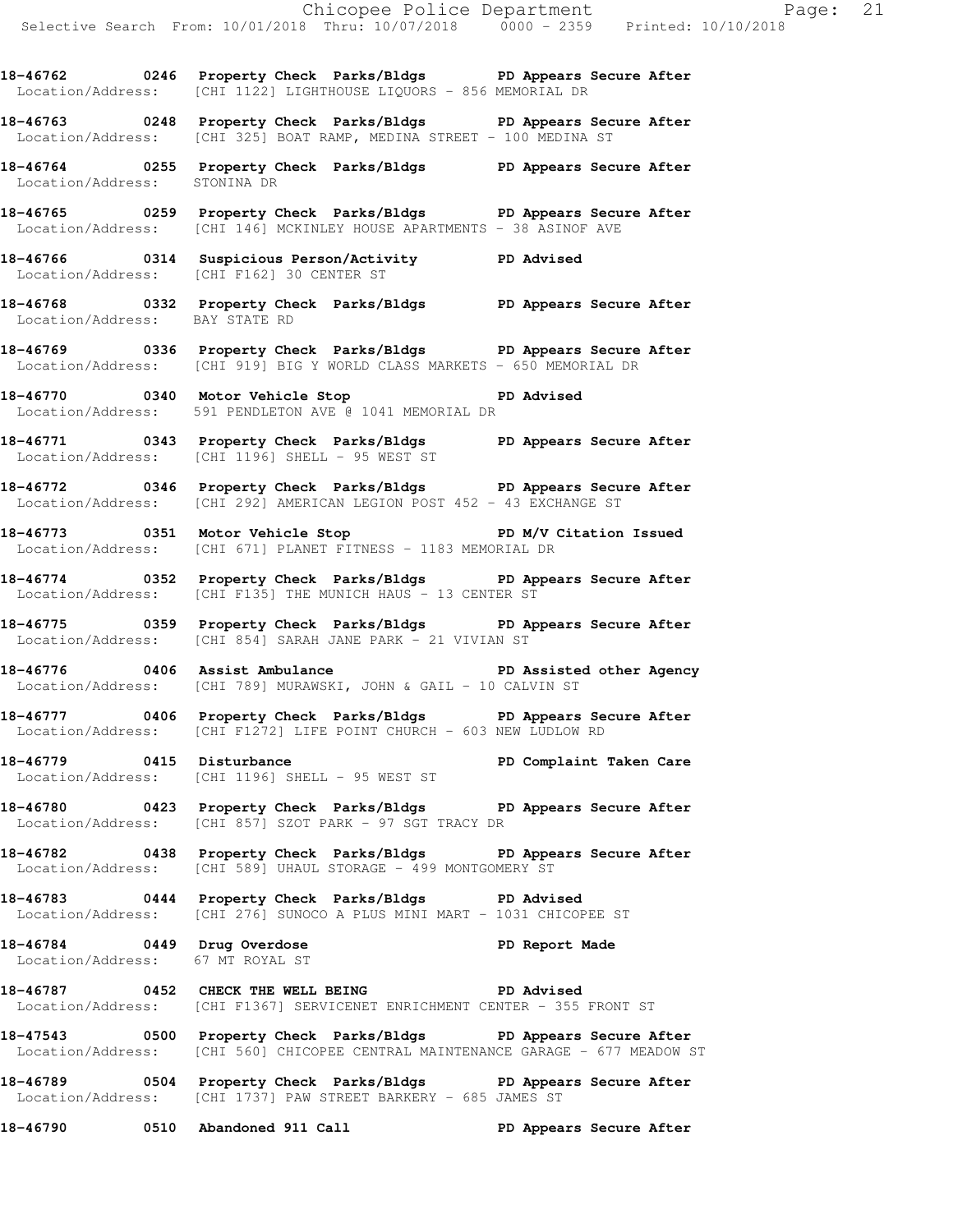**18-46762 0246 Property Check Parks/Bldgs PD Appears Secure After**
Location/Address: [CHI 1122] LIGHTHOUSE LIQUORS - 856 MEMORIAL DR

**18-46763 0248 Property Check Parks/Bldgs PD Appears Secure After**
Location/Address: [CHI 325] BOAT RAMP, MEDINA STREET - 100 MEDINA ST

**18-46764 0255 Property Check Parks/Bldgs PD Appears Secure After**
Location/Address: STONINA DR

**18-46765 0259 Property Check Parks/Bldgs PD Appears Secure After**
Location/Address: [CHI 146] MCKINLEY HOUSE APARTMENTS - 38 ASINOF AVE

**18-46766 0314 Suspicious Person/Activity PD Advised**
Location/Address: [CHI F162] 30 CENTER ST

**18-46768 0332 Property Check Parks/Bldgs PD Appears Secure After**
Location/Address: BAY STATE RD

**18-46769 0336 Property Check Parks/Bldgs PD Appears Secure After**
Location/Address: [CHI 919] BIG Y WORLD CLASS MARKETS - 650 MEMORIAL DR

**18-46770 0340 Motor Vehicle Stop PD Advised**
Location/Address: 591 PENDLETON AVE @ 1041 MEMORIAL DR

**18-46771 0343 Property Check Parks/Bldgs PD Appears Secure After**
Location/Address: [CHI 1196] SHELL - 95 WEST ST

**18-46772 0346 Property Check Parks/Bldgs PD Appears Secure After**
Location/Address: [CHI 292] AMERICAN LEGION POST 452 - 43 EXCHANGE ST

**18-46773 0351 Motor Vehicle Stop PD M/V Citation Issued**
Location/Address: [CHI 671] PLANET FITNESS - 1183 MEMORIAL DR

**18-46774 0352 Property Check Parks/Bldgs PD Appears Secure After**
Location/Address: [CHI F135] THE MUNICH HAUS - 13 CENTER ST

**18-46775 0359 Property Check Parks/Bldgs PD Appears Secure After**
Location/Address: [CHI 854] SARAH JANE PARK - 21 VIVIAN ST

**18-46776 0406 Assist Ambulance PD Assisted other Agency**
Location/Address: [CHI 789] MURAWSKI, JOHN & GAIL - 10 CALVIN ST

**18-46777 0406 Property Check Parks/Bldgs PD Appears Secure After**
Location/Address: [CHI F1272] LIFE POINT CHURCH - 603 NEW LUDLOW RD

**18-46779 0415 Disturbance PD Complaint Taken Care**
Location/Address: [CHI 1196] SHELL - 95 WEST ST

**18-46780 0423 Property Check Parks/Bldgs PD Appears Secure After**
Location/Address: [CHI 857] SZOT PARK - 97 SGT TRACY DR

**18-46782 0438 Property Check Parks/Bldgs PD Appears Secure After**
Location/Address: [CHI 589] UHAUL STORAGE - 499 MONTGOMERY ST

**18-46783 0444 Property Check Parks/Bldgs PD Advised**
Location/Address: [CHI 276] SUNOCO A PLUS MINI MART - 1031 CHICOPEE ST

**18-46784 0449 Drug Overdose PD Report Made**
Location/Address: 67 MT ROYAL ST

**18-46787 0452 CHECK THE WELL BEING PD Advised**
Location/Address: [CHI F1367] SERVICENET ENRICHMENT CENTER - 355 FRONT ST

**18-47543 0500 Property Check Parks/Bldgs PD Appears Secure After**
Location/Address: [CHI 560] CHICOPEE CENTRAL MAINTENANCE GARAGE - 677 MEADOW ST

**18-46789 0504 Property Check Parks/Bldgs PD Appears Secure After**
Location/Address: [CHI 1737] PAW STREET BARKERY - 685 JAMES ST

**18-46790 0510 Abandoned 911 Call PD Appears Secure After**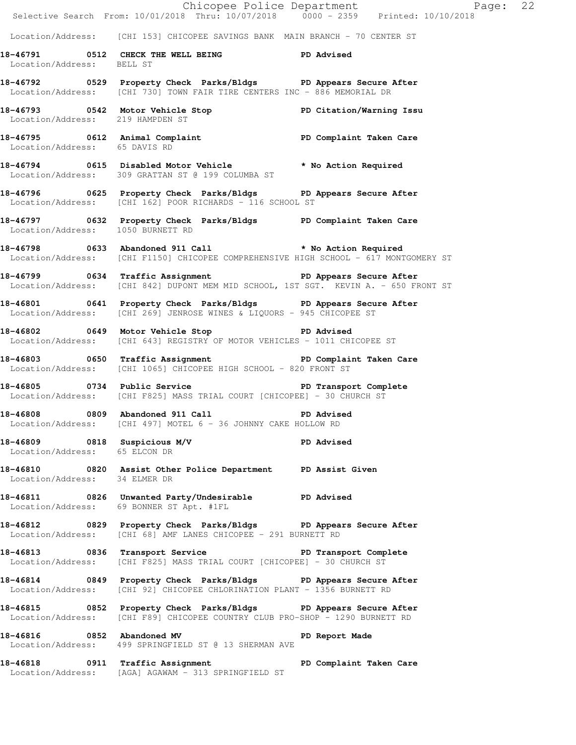Location/Address: [CHI 153] CHICOPEE SAVINGS BANK MAIN BRANCH - 70 CENTER ST

**18-46791 0512 CHECK THE WELL BEING PD Advised**
Location/Address: BELL ST

**18-46792 0529 Property Check Parks/Bldgs PD Appears Secure After**
Location/Address: [CHI 730] TOWN FAIR TIRE CENTERS INC - 886 MEMORIAL DR

**18-46793 0542 Motor Vehicle Stop PD Citation/Warning Issu**
Location/Address: 219 HAMPDEN ST

**18-46795 0612 Animal Complaint PD Complaint Taken Care**
Location/Address: 65 DAVIS RD

**18-46794 0615 Disabled Motor Vehicle * No Action Required**
Location/Address: 309 GRATTAN ST @ 199 COLUMBA ST

**18-46796 0625 Property Check Parks/Bldgs PD Appears Secure After**
Location/Address: [CHI 162] POOR RICHARDS - 116 SCHOOL ST

**18-46797 0632 Property Check Parks/Bldgs PD Complaint Taken Care**
Location/Address: 1050 BURNETT RD

**18-46798 0633 Abandoned 911 Call * No Action Required**
Location/Address: [CHI F1150] CHICOPEE COMPREHENSIVE HIGH SCHOOL - 617 MONTGOMERY ST

**18-46799 0634 Traffic Assignment PD Appears Secure After**
Location/Address: [CHI 842] DUPONT MEM MID SCHOOL, 1ST SGT. KEVIN A. - 650 FRONT ST

**18-46801 0641 Property Check Parks/Bldgs PD Appears Secure After**
Location/Address: [CHI 269] JENROSE WINES & LIQUORS - 945 CHICOPEE ST

**18-46802 0649 Motor Vehicle Stop PD Advised**
Location/Address: [CHI 643] REGISTRY OF MOTOR VEHICLES - 1011 CHICOPEE ST

**18-46803 0650 Traffic Assignment PD Complaint Taken Care**
Location/Address: [CHI 1065] CHICOPEE HIGH SCHOOL - 820 FRONT ST

**18-46805 0734 Public Service PD Transport Complete**
Location/Address: [CHI F825] MASS TRIAL COURT [CHICOPEE] - 30 CHURCH ST

**18-46808 0809 Abandoned 911 Call PD Advised**
Location/Address: [CHI 497] MOTEL 6 - 36 JOHNNY CAKE HOLLOW RD

**18-46809 0818 Suspicious M/V PD Advised**
Location/Address: 65 ELCON DR

**18-46810 0820 Assist Other Police Department PD Assist Given**
Location/Address: 34 ELMER DR

**18-46811 0826 Unwanted Party/Undesirable PD Advised**
Location/Address: 69 BONNER ST Apt. #1FL

**18-46812 0829 Property Check Parks/Bldgs PD Appears Secure After**
Location/Address: [CHI 68] AMF LANES CHICOPEE - 291 BURNETT RD

**18-46813 0836 Transport Service PD Transport Complete**
Location/Address: [CHI F825] MASS TRIAL COURT [CHICOPEE] - 30 CHURCH ST

**18-46814 0849 Property Check Parks/Bldgs PD Appears Secure After**
Location/Address: [CHI 92] CHICOPEE CHLORINATION PLANT - 1356 BURNETT RD

**18-46815 0852 Property Check Parks/Bldgs PD Appears Secure After**
Location/Address: [CHI F89] CHICOPEE COUNTRY CLUB PRO-SHOP - 1290 BURNETT RD

**18-46816 0852 Abandoned MV PD Report Made**
Location/Address: 499 SPRINGFIELD ST @ 13 SHERMAN AVE

**18-46818 0911 Traffic Assignment PD Complaint Taken Care**
Location/Address: [AGA] AGAWAM - 313 SPRINGFIELD ST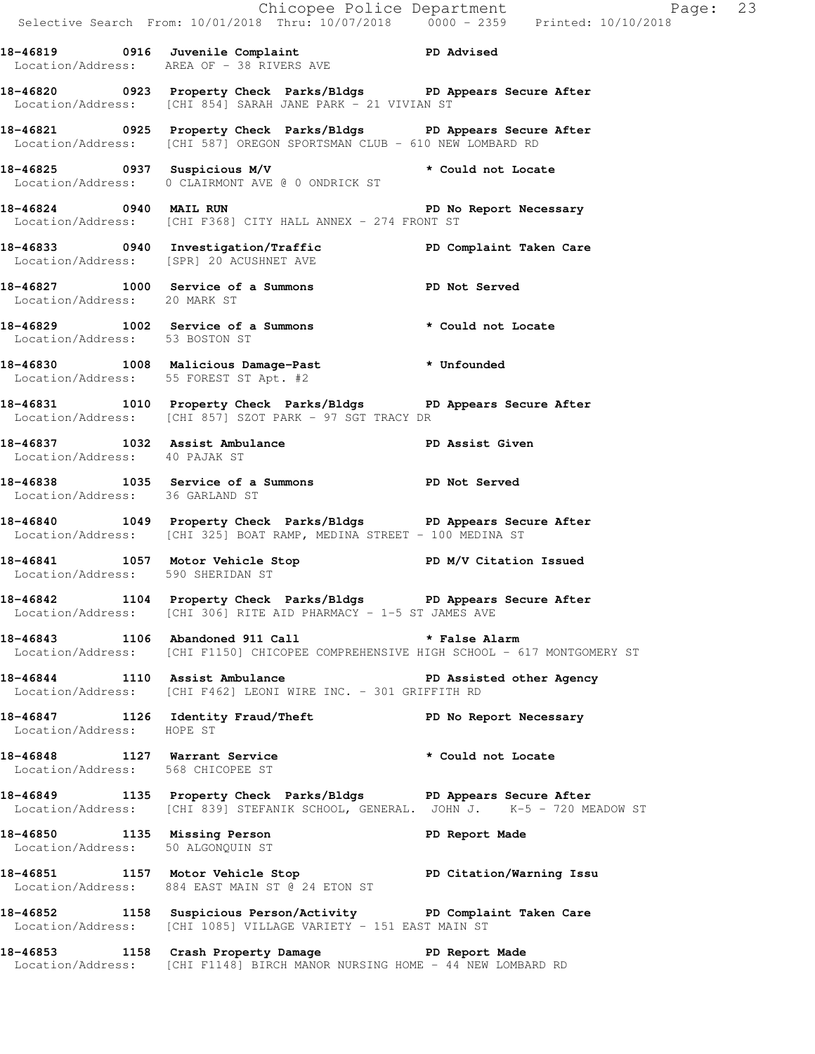**18-46819 0916 Juvenile Complaint PD Advised**
Location/Address: AREA OF - 38 RIVERS AVE

**18-46820 0923 Property Check Parks/Bldgs PD Appears Secure After**
Location/Address: [CHI 854] SARAH JANE PARK - 21 VIVIAN ST

**18-46821 0925 Property Check Parks/Bldgs PD Appears Secure After**
Location/Address: [CHI 587] OREGON SPORTSMAN CLUB - 610 NEW LOMBARD RD

**18-46825 0937 Suspicious M/V * Could not Locate**
Location/Address: 0 CLAIRMONT AVE @ 0 ONDRICK ST

**18-46824 0940 MAIL RUN PD No Report Necessary**
Location/Address: [CHI F368] CITY HALL ANNEX - 274 FRONT ST

**18-46833 0940 Investigation/Traffic PD Complaint Taken Care**
Location/Address: [SPR] 20 ACUSHNET AVE

**18-46827 1000 Service of a Summons PD Not Served**
Location/Address: 20 MARK ST

**18-46829 1002 Service of a Summons * Could not Locate**
Location/Address: 53 BOSTON ST

**18-46830 1008 Malicious Damage-Past * Unfounded**
Location/Address: 55 FOREST ST Apt. #2

**18-46831 1010 Property Check Parks/Bldgs PD Appears Secure After**
Location/Address: [CHI 857] SZOT PARK - 97 SGT TRACY DR

**18-46837 1032 Assist Ambulance PD Assist Given**
Location/Address: 40 PAJAK ST

**18-46838 1035 Service of a Summons PD Not Served**
Location/Address: 36 GARLAND ST

**18-46840 1049 Property Check Parks/Bldgs PD Appears Secure After**
Location/Address: [CHI 325] BOAT RAMP, MEDINA STREET - 100 MEDINA ST

**18-46841 1057 Motor Vehicle Stop PD M/V Citation Issued**
Location/Address: 590 SHERIDAN ST

**18-46842 1104 Property Check Parks/Bldgs PD Appears Secure After**
Location/Address: [CHI 306] RITE AID PHARMACY - 1-5 ST JAMES AVE

**18-46843 1106 Abandoned 911 Call * False Alarm**
Location/Address: [CHI F1150] CHICOPEE COMPREHENSIVE HIGH SCHOOL - 617 MONTGOMERY ST

**18-46844 1110 Assist Ambulance PD Assisted other Agency**
Location/Address: [CHI F462] LEONI WIRE INC. - 301 GRIFFITH RD

**18-46847 1126 Identity Fraud/Theft PD No Report Necessary**
Location/Address: HOPE ST

**18-46848 1127 Warrant Service * Could not Locate**
Location/Address: 568 CHICOPEE ST

**18-46849 1135 Property Check Parks/Bldgs PD Appears Secure After**
Location/Address: [CHI 839] STEFANIK SCHOOL, GENERAL. JOHN J. K-5 - 720 MEADOW ST

**18-46850 1135 Missing Person PD Report Made**
Location/Address: 50 ALGONQUIN ST

**18-46851 1157 Motor Vehicle Stop PD Citation/Warning Issu**
Location/Address: 884 EAST MAIN ST @ 24 ETON ST

**18-46852 1158 Suspicious Person/Activity PD Complaint Taken Care**
Location/Address: [CHI 1085] VILLAGE VARIETY - 151 EAST MAIN ST

**18-46853 1158 Crash Property Damage PD Report Made**
Location/Address: [CHI F1148] BIRCH MANOR NURSING HOME - 44 NEW LOMBARD RD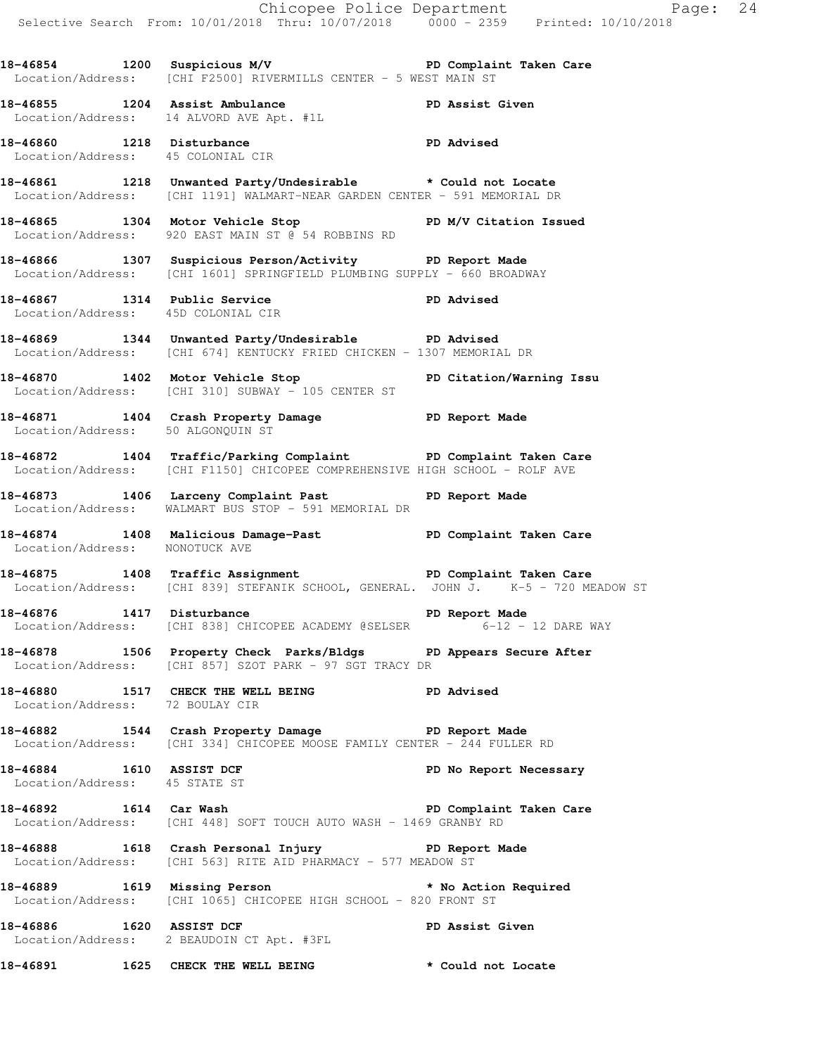**18-46854 1200 Suspicious M/V PD Complaint Taken Care**
Location/Address: [CHI F2500] RIVERMILLS CENTER - 5 WEST MAIN ST

**18-46855 1204 Assist Ambulance PD Assist Given**
Location/Address: 14 ALVORD AVE Apt. #1L

**18-46860 1218 Disturbance PD Advised**
Location/Address: 45 COLONIAL CIR

**18-46861 1218 Unwanted Party/Undesirable * Could not Locate**
Location/Address: [CHI 1191] WALMART-NEAR GARDEN CENTER - 591 MEMORIAL DR

**18-46865 1304 Motor Vehicle Stop PD M/V Citation Issued**
Location/Address: 920 EAST MAIN ST @ 54 ROBBINS RD

**18-46866 1307 Suspicious Person/Activity PD Report Made**
Location/Address: [CHI 1601] SPRINGFIELD PLUMBING SUPPLY - 660 BROADWAY

**18-46867 1314 Public Service PD Advised**
Location/Address: 45D COLONIAL CIR

**18-46869 1344 Unwanted Party/Undesirable PD Advised**
Location/Address: [CHI 674] KENTUCKY FRIED CHICKEN - 1307 MEMORIAL DR

**18-46870 1402 Motor Vehicle Stop PD Citation/Warning Issu**
Location/Address: [CHI 310] SUBWAY - 105 CENTER ST

**18-46871 1404 Crash Property Damage PD Report Made**
Location/Address: 50 ALGONQUIN ST

**18-46872 1404 Traffic/Parking Complaint PD Complaint Taken Care**
Location/Address: [CHI F1150] CHICOPEE COMPREHENSIVE HIGH SCHOOL - ROLF AVE

**18-46873 1406 Larceny Complaint Past PD Report Made**
Location/Address: WALMART BUS STOP - 591 MEMORIAL DR

**18-46874 1408 Malicious Damage-Past PD Complaint Taken Care**
Location/Address: NONOTUCK AVE

**18-46875 1408 Traffic Assignment PD Complaint Taken Care**
Location/Address: [CHI 839] STEFANIK SCHOOL, GENERAL. JOHN J. K-5 - 720 MEADOW ST

**18-46876 1417 Disturbance PD Report Made**
Location/Address: [CHI 838] CHICOPEE ACADEMY @SELSER 6-12 - 12 DARE WAY

**18-46878 1506 Property Check Parks/Bldgs PD Appears Secure After**
Location/Address: [CHI 857] SZOT PARK - 97 SGT TRACY DR

**18-46880 1517 CHECK THE WELL BEING PD Advised**
Location/Address: 72 BOULAY CIR

**18-46882 1544 Crash Property Damage PD Report Made**
Location/Address: [CHI 334] CHICOPEE MOOSE FAMILY CENTER - 244 FULLER RD

**18-46884 1610 ASSIST DCF PD No Report Necessary**
Location/Address: 45 STATE ST

**18-46892 1614 Car Wash PD Complaint Taken Care**
Location/Address: [CHI 448] SOFT TOUCH AUTO WASH - 1469 GRANBY RD

**18-46888 1618 Crash Personal Injury PD Report Made**
Location/Address: [CHI 563] RITE AID PHARMACY - 577 MEADOW ST

**18-46889 1619 Missing Person * No Action Required**
Location/Address: [CHI 1065] CHICOPEE HIGH SCHOOL - 820 FRONT ST

**18-46886 1620 ASSIST DCF PD Assist Given**
Location/Address: 2 BEAUDOIN CT Apt. #3FL

**18-46891 1625 CHECK THE WELL BEING * Could not Locate**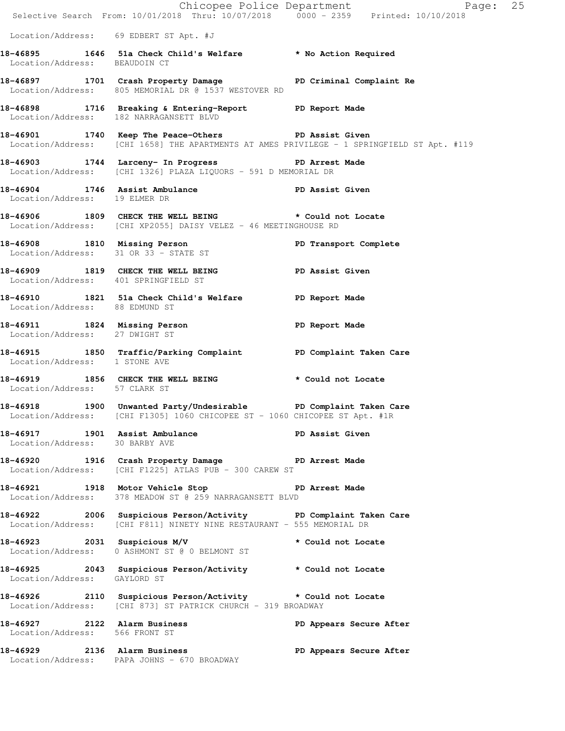Location/Address: 69 EDBERT ST Apt. #J

**18-46895 1646 51a Check Child's Welfare * No Action Required**
Location/Address: BEAUDOIN CT

**18-46897 1701 Crash Property Damage PD Criminal Complaint Re**
Location/Address: 805 MEMORIAL DR @ 1537 WESTOVER RD

**18-46898 1716 Breaking & Entering-Report PD Report Made**
Location/Address: 182 NARRAGANSETT BLVD

**18-46901 1740 Keep The Peace-Others PD Assist Given**
Location/Address: [CHI 1658] THE APARTMENTS AT AMES PRIVILEGE - 1 SPRINGFIELD ST Apt. #119

**18-46903 1744 Larceny- In Progress PD Arrest Made**
Location/Address: [CHI 1326] PLAZA LIQUORS - 591 D MEMORIAL DR

**18-46904 1746 Assist Ambulance PD Assist Given**
Location/Address: 19 ELMER DR

**18-46906 1809 CHECK THE WELL BEING * Could not Locate**
Location/Address: [CHI XP2055] DAISY VELEZ - 46 MEETINGHOUSE RD

**18-46908 1810 Missing Person PD Transport Complete**
Location/Address: 31 OR 33 - STATE ST

**18-46909 1819 CHECK THE WELL BEING PD Assist Given**
Location/Address: 401 SPRINGFIELD ST

**18-46910 1821 51a Check Child's Welfare PD Report Made**
Location/Address: 88 EDMUND ST

**18-46911 1824 Missing Person PD Report Made**
Location/Address: 27 DWIGHT ST

**18-46915 1850 Traffic/Parking Complaint PD Complaint Taken Care**
Location/Address: 1 STONE AVE

**18-46919 1856 CHECK THE WELL BEING * Could not Locate**
Location/Address: 57 CLARK ST

**18-46918 1900 Unwanted Party/Undesirable PD Complaint Taken Care**
Location/Address: [CHI F1305] 1060 CHICOPEE ST - 1060 CHICOPEE ST Apt. #1R

**18-46917 1901 Assist Ambulance PD Assist Given**
Location/Address: 30 BARBY AVE

**18-46920 1916 Crash Property Damage PD Arrest Made**
Location/Address: [CHI F1225] ATLAS PUB - 300 CAREW ST

**18-46921 1918 Motor Vehicle Stop PD Arrest Made**
Location/Address: 378 MEADOW ST @ 259 NARRAGANSETT BLVD

**18-46922 2006 Suspicious Person/Activity PD Complaint Taken Care**
Location/Address: [CHI F811] NINETY NINE RESTAURANT - 555 MEMORIAL DR

**18-46923 2031 Suspicious M/V * Could not Locate**
Location/Address: 0 ASHMONT ST @ 0 BELMONT ST

**18-46925 2043 Suspicious Person/Activity * Could not Locate**
Location/Address: GAYLORD ST

**18-46926 2110 Suspicious Person/Activity * Could not Locate**
Location/Address: [CHI 873] ST PATRICK CHURCH - 319 BROADWAY

**18-46927 2122 Alarm Business PD Appears Secure After**
Location/Address: 566 FRONT ST

**18-46929 2136 Alarm Business PD Appears Secure After**
Location/Address: PAPA JOHNS - 670 BROADWAY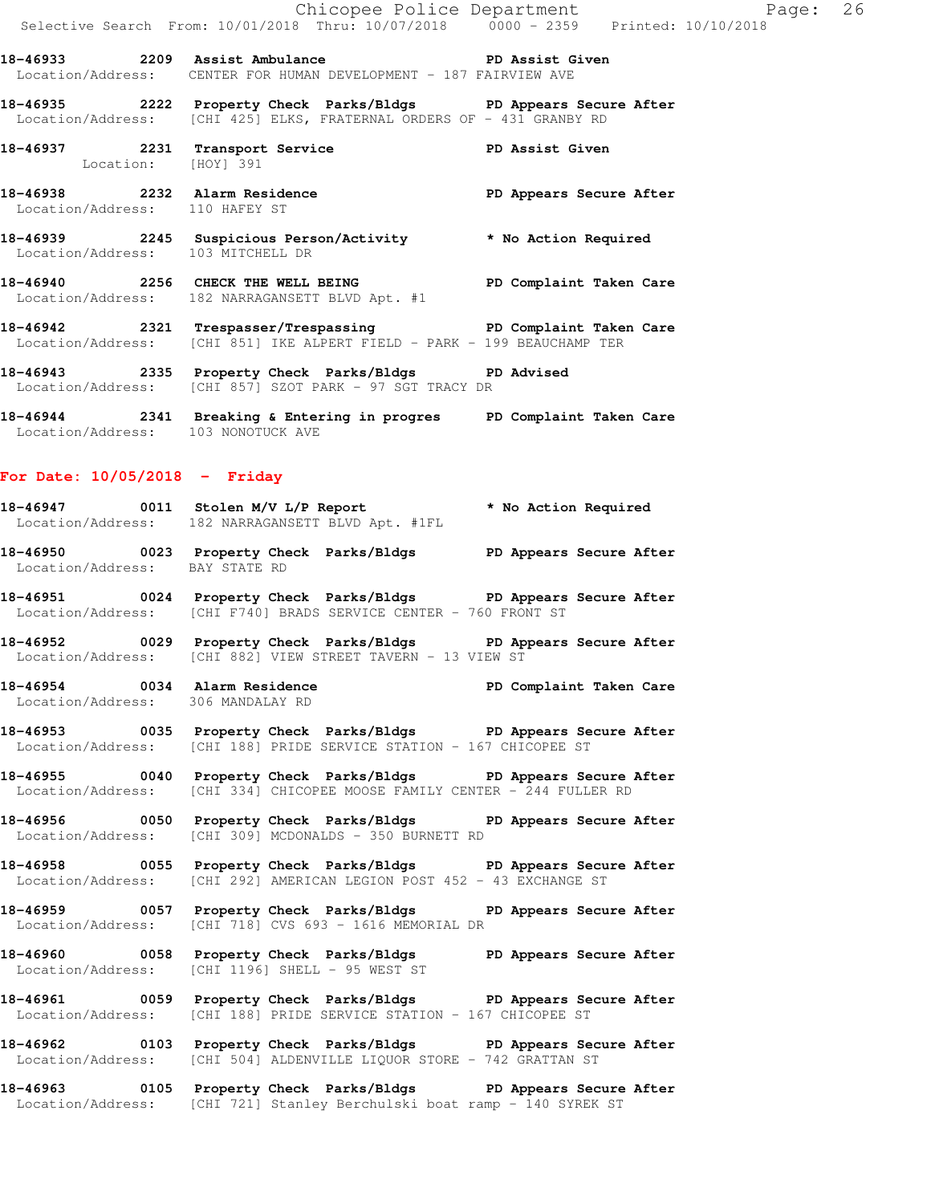**18-46933 2209 Assist Ambulance PD Assist Given**
Location/Address: CENTER FOR HUMAN DEVELOPMENT - 187 FAIRVIEW AVE

**18-46935 2222 Property Check Parks/Bldgs PD Appears Secure After**
Location/Address: [CHI 425] ELKS, FRATERNAL ORDERS OF - 431 GRANBY RD

**18-46937 2231 Transport Service PD Assist Given**
Location: [HOY] 391

**18-46938 2232 Alarm Residence PD Appears Secure After**
Location/Address: 110 HAFEY ST

**18-46939 2245 Suspicious Person/Activity * No Action Required**
Location/Address: 103 MITCHELL DR

**18-46940 2256 CHECK THE WELL BEING PD Complaint Taken Care**
Location/Address: 182 NARRAGANSETT BLVD Apt. #1

**18-46942 2321 Trespasser/Trespassing PD Complaint Taken Care**
Location/Address: [CHI 851] IKE ALPERT FIELD - PARK - 199 BEAUCHAMP TER

**18-46943 2335 Property Check Parks/Bldgs PD Advised**
Location/Address: [CHI 857] SZOT PARK - 97 SGT TRACY DR

**18-46944 2341 Breaking & Entering in progres PD Complaint Taken Care**
Location/Address: 103 NONOTUCK AVE

## For Date: 10/05/2018 - Friday

**18-46947 0011 Stolen M/V L/P Report * No Action Required**
Location/Address: 182 NARRAGANSETT BLVD Apt. #1FL

**18-46950 0023 Property Check Parks/Bldgs PD Appears Secure After**
Location/Address: BAY STATE RD

**18-46951 0024 Property Check Parks/Bldgs PD Appears Secure After**
Location/Address: [CHI F740] BRADS SERVICE CENTER - 760 FRONT ST

**18-46952 0029 Property Check Parks/Bldgs PD Appears Secure After**
Location/Address: [CHI 882] VIEW STREET TAVERN - 13 VIEW ST

**18-46954 0034 Alarm Residence PD Complaint Taken Care**
Location/Address: 306 MANDALAY RD

**18-46953 0035 Property Check Parks/Bldgs PD Appears Secure After**
Location/Address: [CHI 188] PRIDE SERVICE STATION - 167 CHICOPEE ST

**18-46955 0040 Property Check Parks/Bldgs PD Appears Secure After**
Location/Address: [CHI 334] CHICOPEE MOOSE FAMILY CENTER - 244 FULLER RD

**18-46956 0050 Property Check Parks/Bldgs PD Appears Secure After**
Location/Address: [CHI 309] MCDONALDS - 350 BURNETT RD

**18-46958 0055 Property Check Parks/Bldgs PD Appears Secure After**
Location/Address: [CHI 292] AMERICAN LEGION POST 452 - 43 EXCHANGE ST

**18-46959 0057 Property Check Parks/Bldgs PD Appears Secure After**
Location/Address: [CHI 718] CVS 693 - 1616 MEMORIAL DR

**18-46960 0058 Property Check Parks/Bldgs PD Appears Secure After**
Location/Address: [CHI 1196] SHELL - 95 WEST ST

**18-46961 0059 Property Check Parks/Bldgs PD Appears Secure After**
Location/Address: [CHI 188] PRIDE SERVICE STATION - 167 CHICOPEE ST

**18-46962 0103 Property Check Parks/Bldgs PD Appears Secure After**
Location/Address: [CHI 504] ALDENVILLE LIQUOR STORE - 742 GRATTAN ST

**18-46963 0105 Property Check Parks/Bldgs PD Appears Secure After**
Location/Address: [CHI 721] Stanley Berchulski boat ramp - 140 SYREK ST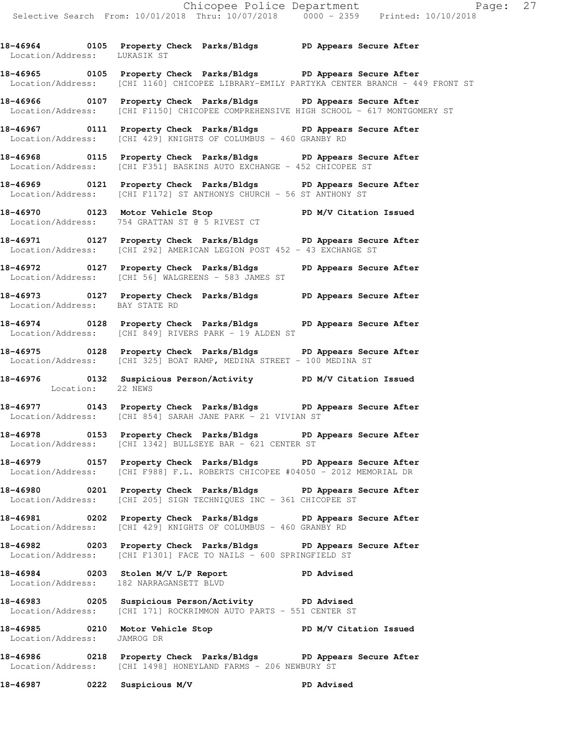**18-46964 0105 Property Check Parks/Bldgs PD Appears Secure After**
Location/Address: LUKASIK ST

**18-46965 0105 Property Check Parks/Bldgs PD Appears Secure After**
Location/Address: [CHI 1160] CHICOPEE LIBRARY-EMILY PARTYKA CENTER BRANCH - 449 FRONT ST

**18-46966 0107 Property Check Parks/Bldgs PD Appears Secure After**
Location/Address: [CHI F1150] CHICOPEE COMPREHENSIVE HIGH SCHOOL - 617 MONTGOMERY ST

**18-46967 0111 Property Check Parks/Bldgs PD Appears Secure After**
Location/Address: [CHI 429] KNIGHTS OF COLUMBUS - 460 GRANBY RD

**18-46968 0115 Property Check Parks/Bldgs PD Appears Secure After**
Location/Address: [CHI F351] BASKINS AUTO EXCHANGE - 452 CHICOPEE ST

**18-46969 0121 Property Check Parks/Bldgs PD Appears Secure After**
Location/Address: [CHI F1172] ST ANTHONYS CHURCH - 56 ST ANTHONY ST

**18-46970 0123 Motor Vehicle Stop PD M/V Citation Issued**
Location/Address: 754 GRATTAN ST @ 5 RIVEST CT

**18-46971 0127 Property Check Parks/Bldgs PD Appears Secure After**
Location/Address: [CHI 292] AMERICAN LEGION POST 452 - 43 EXCHANGE ST

**18-46972 0127 Property Check Parks/Bldgs PD Appears Secure After**
Location/Address: [CHI 56] WALGREENS - 583 JAMES ST

**18-46973 0127 Property Check Parks/Bldgs PD Appears Secure After**
Location/Address: BAY STATE RD

**18-46974 0128 Property Check Parks/Bldgs PD Appears Secure After**
Location/Address: [CHI 849] RIVERS PARK - 19 ALDEN ST

**18-46975 0128 Property Check Parks/Bldgs PD Appears Secure After**
Location/Address: [CHI 325] BOAT RAMP, MEDINA STREET - 100 MEDINA ST

**18-46976 0132 Suspicious Person/Activity PD M/V Citation Issued**
Location: 22 NEWS

**18-46977 0143 Property Check Parks/Bldgs PD Appears Secure After**
Location/Address: [CHI 854] SARAH JANE PARK - 21 VIVIAN ST

**18-46978 0153 Property Check Parks/Bldgs PD Appears Secure After**
Location/Address: [CHI 1342] BULLSEYE BAR - 621 CENTER ST

**18-46979 0157 Property Check Parks/Bldgs PD Appears Secure After**
Location/Address: [CHI F988] F.L. ROBERTS CHICOPEE #04050 - 2012 MEMORIAL DR

**18-46980 0201 Property Check Parks/Bldgs PD Appears Secure After**
Location/Address: [CHI 205] SIGN TECHNIQUES INC - 361 CHICOPEE ST

**18-46981 0202 Property Check Parks/Bldgs PD Appears Secure After**
Location/Address: [CHI 429] KNIGHTS OF COLUMBUS - 460 GRANBY RD

**18-46982 0203 Property Check Parks/Bldgs PD Appears Secure After**
Location/Address: [CHI F1301] FACE TO NAILS - 600 SPRINGFIELD ST

**18-46984 0203 Stolen M/V L/P Report PD Advised**
Location/Address: 182 NARRAGANSETT BLVD

**18-46983 0205 Suspicious Person/Activity PD Advised**
Location/Address: [CHI 171] ROCKRIMMON AUTO PARTS - 551 CENTER ST

**18-46985 0210 Motor Vehicle Stop PD M/V Citation Issued**
Location/Address: JAMROG DR

**18-46986 0218 Property Check Parks/Bldgs PD Appears Secure After**
Location/Address: [CHI 1498] HONEYLAND FARMS - 206 NEWBURY ST

**18-46987 0222 Suspicious M/V PD Advised**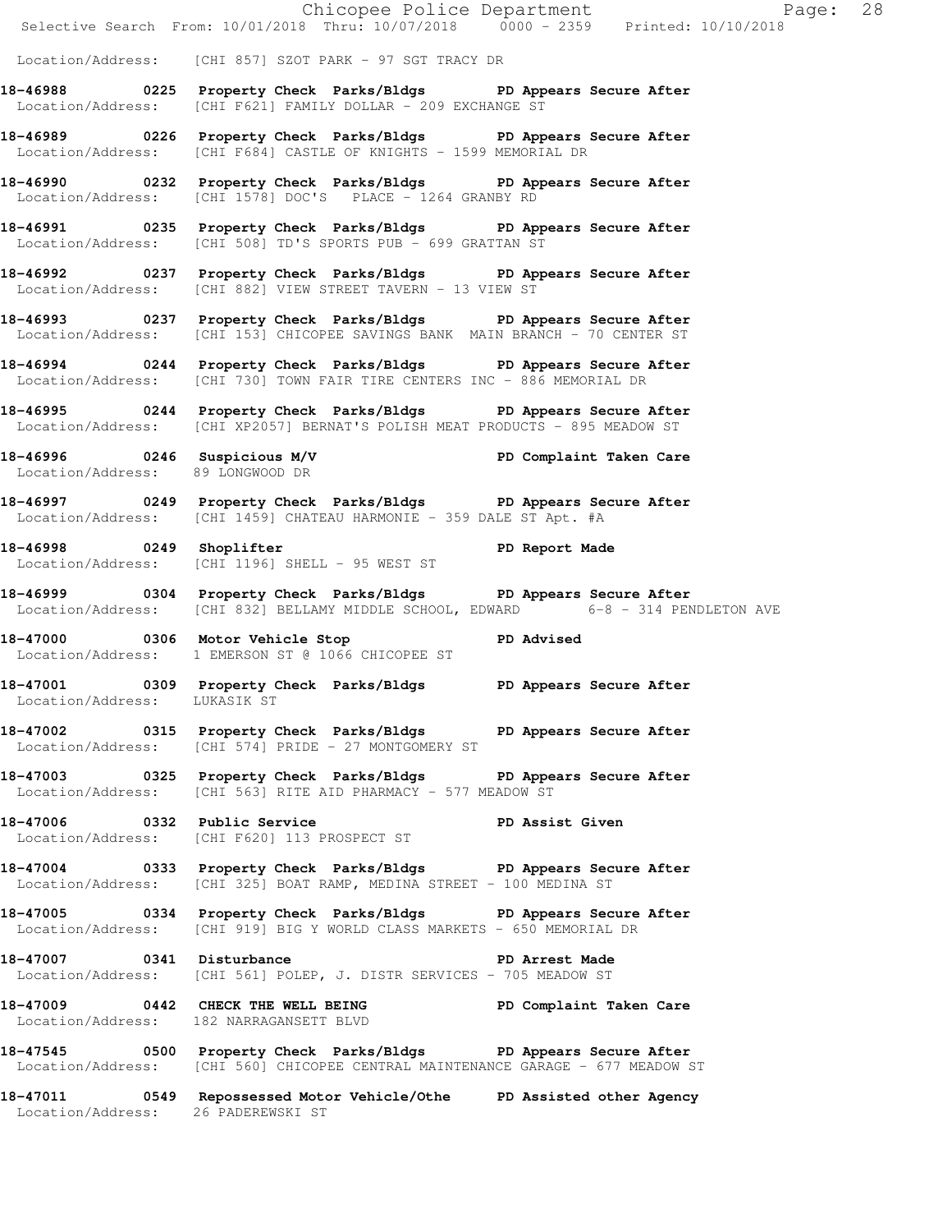Location/Address: [CHI 857] SZOT PARK - 97 SGT TRACY DR

**18-46988 0225 Property Check Parks/Bldgs PD Appears Secure After**
Location/Address: [CHI F621] FAMILY DOLLAR - 209 EXCHANGE ST

**18-46989 0226 Property Check Parks/Bldgs PD Appears Secure After**
Location/Address: [CHI F684] CASTLE OF KNIGHTS - 1599 MEMORIAL DR

**18-46990 0232 Property Check Parks/Bldgs PD Appears Secure After**
Location/Address: [CHI 1578] DOC'S PLACE - 1264 GRANBY RD

**18-46991 0235 Property Check Parks/Bldgs PD Appears Secure After**
Location/Address: [CHI 508] TD'S SPORTS PUB - 699 GRATTAN ST

**18-46992 0237 Property Check Parks/Bldgs PD Appears Secure After**
Location/Address: [CHI 882] VIEW STREET TAVERN - 13 VIEW ST

**18-46993 0237 Property Check Parks/Bldgs PD Appears Secure After**
Location/Address: [CHI 153] CHICOPEE SAVINGS BANK MAIN BRANCH - 70 CENTER ST

**18-46994 0244 Property Check Parks/Bldgs PD Appears Secure After**
Location/Address: [CHI 730] TOWN FAIR TIRE CENTERS INC - 886 MEMORIAL DR

**18-46995 0244 Property Check Parks/Bldgs PD Appears Secure After**
Location/Address: [CHI XP2057] BERNAT'S POLISH MEAT PRODUCTS - 895 MEADOW ST

**18-46996 0246 Suspicious M/V PD Complaint Taken Care**
Location/Address: 89 LONGWOOD DR

**18-46997 0249 Property Check Parks/Bldgs PD Appears Secure After**
Location/Address: [CHI 1459] CHATEAU HARMONIE - 359 DALE ST Apt. #A

**18-46998 0249 Shoplifter PD Report Made**
Location/Address: [CHI 1196] SHELL - 95 WEST ST

**18-46999 0304 Property Check Parks/Bldgs PD Appears Secure After**
Location/Address: [CHI 832] BELLAMY MIDDLE SCHOOL, EDWARD 6-8 - 314 PENDLETON AVE

**18-47000 0306 Motor Vehicle Stop PD Advised**
Location/Address: 1 EMERSON ST @ 1066 CHICOPEE ST

**18-47001 0309 Property Check Parks/Bldgs PD Appears Secure After**
Location/Address: LUKASIK ST

**18-47002 0315 Property Check Parks/Bldgs PD Appears Secure After**
Location/Address: [CHI 574] PRIDE - 27 MONTGOMERY ST

**18-47003 0325 Property Check Parks/Bldgs PD Appears Secure After**
Location/Address: [CHI 563] RITE AID PHARMACY - 577 MEADOW ST

**18-47006 0332 Public Service PD Assist Given**
Location/Address: [CHI F620] 113 PROSPECT ST

**18-47004 0333 Property Check Parks/Bldgs PD Appears Secure After**
Location/Address: [CHI 325] BOAT RAMP, MEDINA STREET - 100 MEDINA ST

**18-47005 0334 Property Check Parks/Bldgs PD Appears Secure After**
Location/Address: [CHI 919] BIG Y WORLD CLASS MARKETS - 650 MEMORIAL DR

**18-47007 0341 Disturbance PD Arrest Made**
Location/Address: [CHI 561] POLEP, J. DISTR SERVICES - 705 MEADOW ST

**18-47009 0442 CHECK THE WELL BEING PD Complaint Taken Care**
Location/Address: 182 NARRAGANSETT BLVD

**18-47545 0500 Property Check Parks/Bldgs PD Appears Secure After**
Location/Address: [CHI 560] CHICOPEE CENTRAL MAINTENANCE GARAGE - 677 MEADOW ST

**18-47011 0549 Repossessed Motor Vehicle/Othe PD Assisted other Agency**
Location/Address: 26 PADEREWSKI ST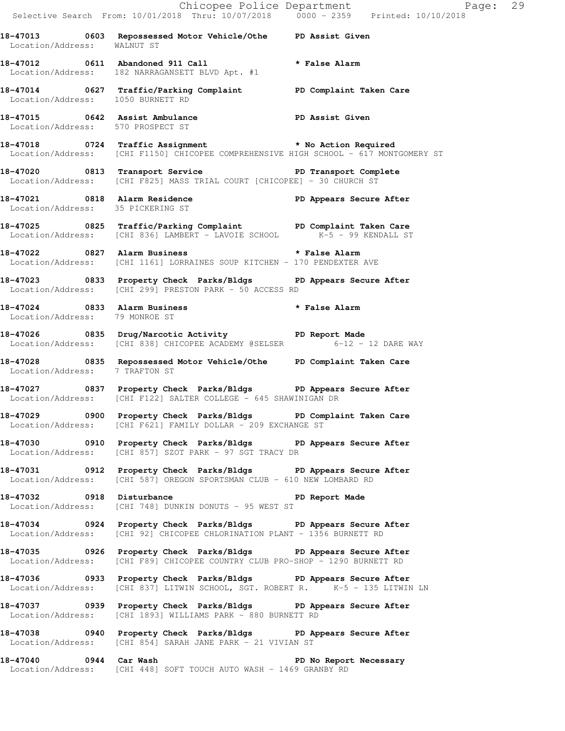**18-47013 0603 Repossessed Motor Vehicle/Othe PD Assist Given**
Location/Address: WALNUT ST

**18-47012 0611 Abandoned 911 Call * False Alarm**
Location/Address: 182 NARRAGANSETT BLVD Apt. #1

**18-47014 0627 Traffic/Parking Complaint PD Complaint Taken Care**
Location/Address: 1050 BURNETT RD

**18-47015 0642 Assist Ambulance PD Assist Given**
Location/Address: 570 PROSPECT ST

**18-47018 0724 Traffic Assignment * No Action Required**
Location/Address: [CHI F1150] CHICOPEE COMPREHENSIVE HIGH SCHOOL - 617 MONTGOMERY ST

**18-47020 0813 Transport Service PD Transport Complete**
Location/Address: [CHI F825] MASS TRIAL COURT [CHICOPEE] - 30 CHURCH ST

**18-47021 0818 Alarm Residence PD Appears Secure After**
Location/Address: 35 PICKERING ST

**18-47025 0825 Traffic/Parking Complaint PD Complaint Taken Care**
Location/Address: [CHI 836] LAMBERT - LAVOIE SCHOOL K-5 - 99 KENDALL ST

**18-47022 0827 Alarm Business * False Alarm**
Location/Address: [CHI 1161] LORRAINES SOUP KITCHEN - 170 PENDEXTER AVE

**18-47023 0833 Property Check Parks/Bldgs PD Appears Secure After**
Location/Address: [CHI 299] PRESTON PARK - 50 ACCESS RD

**18-47024 0833 Alarm Business * False Alarm**
Location/Address: 79 MONROE ST

**18-47026 0835 Drug/Narcotic Activity PD Report Made**
Location/Address: [CHI 838] CHICOPEE ACADEMY @SELSER 6-12 - 12 DARE WAY

**18-47028 0835 Repossessed Motor Vehicle/Othe PD Complaint Taken Care**
Location/Address: 7 TRAFTON ST

**18-47027 0837 Property Check Parks/Bldgs PD Appears Secure After**
Location/Address: [CHI F122] SALTER COLLEGE - 645 SHAWINIGAN DR

**18-47029 0900 Property Check Parks/Bldgs PD Complaint Taken Care**
Location/Address: [CHI F621] FAMILY DOLLAR - 209 EXCHANGE ST

**18-47030 0910 Property Check Parks/Bldgs PD Appears Secure After**
Location/Address: [CHI 857] SZOT PARK - 97 SGT TRACY DR

**18-47031 0912 Property Check Parks/Bldgs PD Appears Secure After**
Location/Address: [CHI 587] OREGON SPORTSMAN CLUB - 610 NEW LOMBARD RD

**18-47032 0918 Disturbance PD Report Made**
Location/Address: [CHI 748] DUNKIN DONUTS - 95 WEST ST

**18-47034 0924 Property Check Parks/Bldgs PD Appears Secure After**
Location/Address: [CHI 92] CHICOPEE CHLORINATION PLANT - 1356 BURNETT RD

**18-47035 0926 Property Check Parks/Bldgs PD Appears Secure After**
Location/Address: [CHI F89] CHICOPEE COUNTRY CLUB PRO-SHOP - 1290 BURNETT RD

**18-47036 0933 Property Check Parks/Bldgs PD Appears Secure After**
Location/Address: [CHI 837] LITWIN SCHOOL, SGT. ROBERT R. K-5 - 135 LITWIN LN

**18-47037 0939 Property Check Parks/Bldgs PD Appears Secure After**
Location/Address: [CHI 1893] WILLIAMS PARK - 880 BURNETT RD

**18-47038 0940 Property Check Parks/Bldgs PD Appears Secure After**
Location/Address: [CHI 854] SARAH JANE PARK - 21 VIVIAN ST

**18-47040 0944 Car Wash PD No Report Necessary**
Location/Address: [CHI 448] SOFT TOUCH AUTO WASH - 1469 GRANBY RD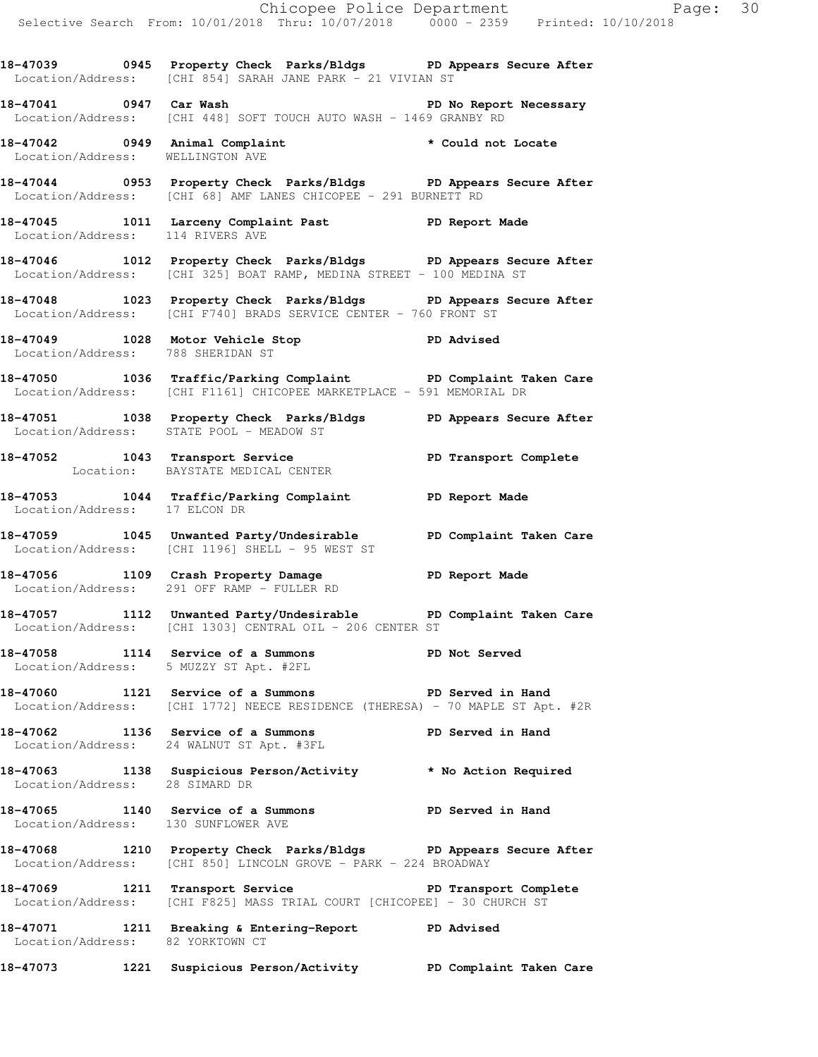**18-47039 0945 Property Check Parks/Bldgs PD Appears Secure After**
Location/Address: [CHI 854] SARAH JANE PARK - 21 VIVIAN ST

**18-47041 0947 Car Wash PD No Report Necessary**
Location/Address: [CHI 448] SOFT TOUCH AUTO WASH - 1469 GRANBY RD

**18-47042 0949 Animal Complaint * Could not Locate**
Location/Address: WELLINGTON AVE

**18-47044 0953 Property Check Parks/Bldgs PD Appears Secure After**
Location/Address: [CHI 68] AMF LANES CHICOPEE - 291 BURNETT RD

**18-47045 1011 Larceny Complaint Past PD Report Made**
Location/Address: 114 RIVERS AVE

**18-47046 1012 Property Check Parks/Bldgs PD Appears Secure After**
Location/Address: [CHI 325] BOAT RAMP, MEDINA STREET - 100 MEDINA ST

**18-47048 1023 Property Check Parks/Bldgs PD Appears Secure After**
Location/Address: [CHI F740] BRADS SERVICE CENTER - 760 FRONT ST

**18-47049 1028 Motor Vehicle Stop PD Advised**
Location/Address: 788 SHERIDAN ST

**18-47050 1036 Traffic/Parking Complaint PD Complaint Taken Care**
Location/Address: [CHI F1161] CHICOPEE MARKETPLACE - 591 MEMORIAL DR

**18-47051 1038 Property Check Parks/Bldgs PD Appears Secure After**
Location/Address: STATE POOL - MEADOW ST

**18-47052 1043 Transport Service PD Transport Complete**
Location: BAYSTATE MEDICAL CENTER

**18-47053 1044 Traffic/Parking Complaint PD Report Made**
Location/Address: 17 ELCON DR

**18-47059 1045 Unwanted Party/Undesirable PD Complaint Taken Care**
Location/Address: [CHI 1196] SHELL - 95 WEST ST

**18-47056 1109 Crash Property Damage PD Report Made**
Location/Address: 291 OFF RAMP - FULLER RD

**18-47057 1112 Unwanted Party/Undesirable PD Complaint Taken Care**
Location/Address: [CHI 1303] CENTRAL OIL - 206 CENTER ST

**18-47058 1114 Service of a Summons PD Not Served**
Location/Address: 5 MUZZY ST Apt. #2FL

**18-47060 1121 Service of a Summons PD Served in Hand**
Location/Address: [CHI 1772] NEECE RESIDENCE (THERESA) - 70 MAPLE ST Apt. #2R

**18-47062 1136 Service of a Summons PD Served in Hand**
Location/Address: 24 WALNUT ST Apt. #3FL

**18-47063 1138 Suspicious Person/Activity * No Action Required**
Location/Address: 28 SIMARD DR

**18-47065 1140 Service of a Summons PD Served in Hand**
Location/Address: 130 SUNFLOWER AVE

**18-47068 1210 Property Check Parks/Bldgs PD Appears Secure After**
Location/Address: [CHI 850] LINCOLN GROVE - PARK - 224 BROADWAY

**18-47069 1211 Transport Service PD Transport Complete**
Location/Address: [CHI F825] MASS TRIAL COURT [CHICOPEE] - 30 CHURCH ST

**18-47071 1211 Breaking & Entering-Report PD Advised**
Location/Address: 82 YORKTOWN CT

**18-47073 1221 Suspicious Person/Activity PD Complaint Taken Care**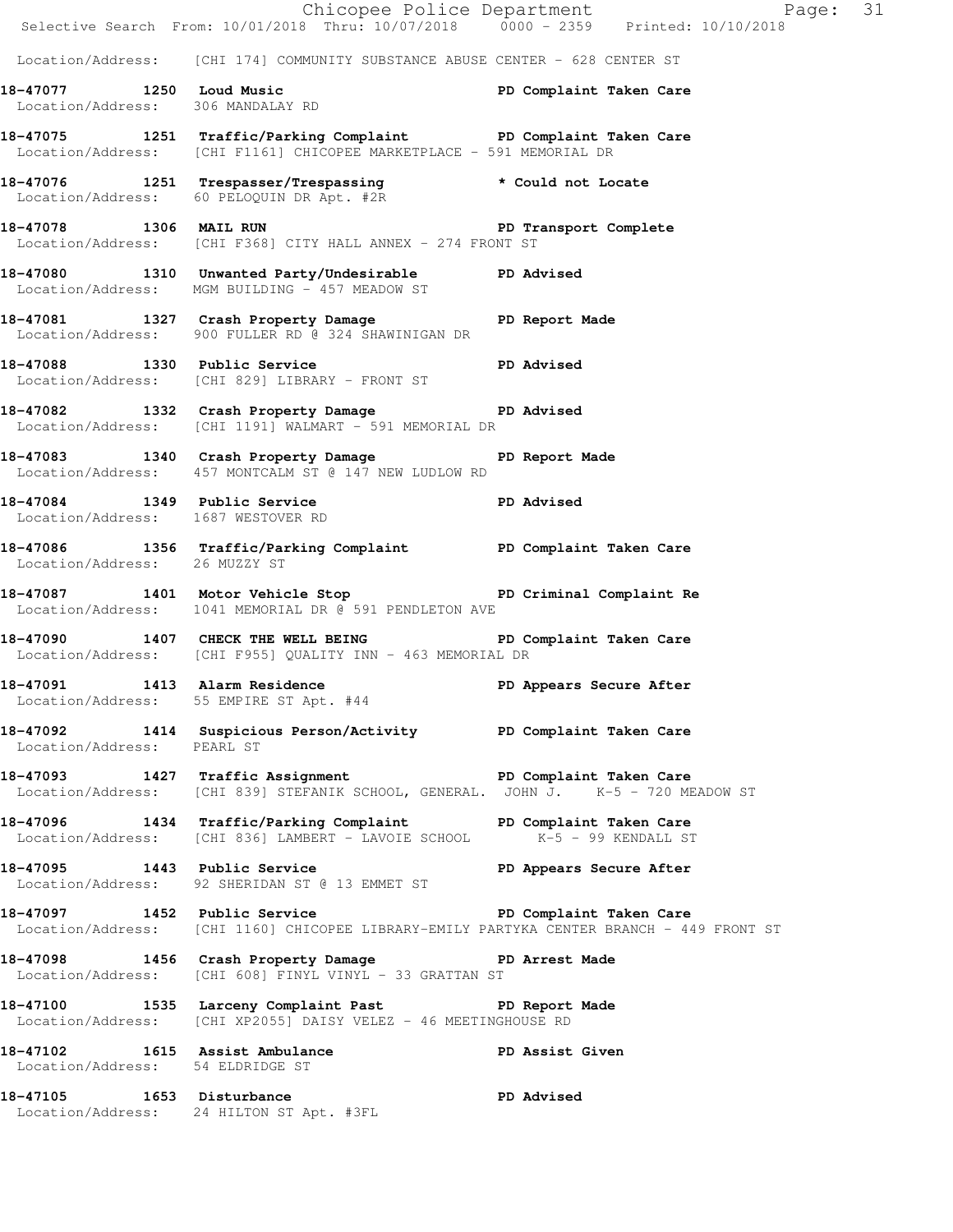Location/Address: [CHI 174] COMMUNITY SUBSTANCE ABUSE CENTER - 628 CENTER ST

**18-47077 1250 Loud Music** PD Complaint Taken Care
Location/Address: 306 MANDALAY RD

**18-47075 1251 Traffic/Parking Complaint** PD Complaint Taken Care
Location/Address: [CHI F1161] CHICOPEE MARKETPLACE - 591 MEMORIAL DR

**18-47076 1251 Trespasser/Trespassing** * Could not Locate
Location/Address: 60 PELOQUIN DR Apt. #2R

**18-47078 1306 MAIL RUN** PD Transport Complete
Location/Address: [CHI F368] CITY HALL ANNEX - 274 FRONT ST

**18-47080 1310 Unwanted Party/Undesirable** PD Advised
Location/Address: MGM BUILDING - 457 MEADOW ST

**18-47081 1327 Crash Property Damage** PD Report Made
Location/Address: 900 FULLER RD @ 324 SHAWINIGAN DR

**18-47088 1330 Public Service** PD Advised
Location/Address: [CHI 829] LIBRARY - FRONT ST

**18-47082 1332 Crash Property Damage** PD Advised
Location/Address: [CHI 1191] WALMART - 591 MEMORIAL DR

**18-47083 1340 Crash Property Damage** PD Report Made
Location/Address: 457 MONTCALM ST @ 147 NEW LUDLOW RD

**18-47084 1349 Public Service** PD Advised
Location/Address: 1687 WESTOVER RD

**18-47086 1356 Traffic/Parking Complaint** PD Complaint Taken Care
Location/Address: 26 MUZZY ST

**18-47087 1401 Motor Vehicle Stop** PD Criminal Complaint Re
Location/Address: 1041 MEMORIAL DR @ 591 PENDLETON AVE

**18-47090 1407 CHECK THE WELL BEING** PD Complaint Taken Care
Location/Address: [CHI F955] QUALITY INN - 463 MEMORIAL DR

**18-47091 1413 Alarm Residence** PD Appears Secure After
Location/Address: 55 EMPIRE ST Apt. #44

**18-47092 1414 Suspicious Person/Activity** PD Complaint Taken Care
Location/Address: PEARL ST

**18-47093 1427 Traffic Assignment** PD Complaint Taken Care
Location/Address: [CHI 839] STEFANIK SCHOOL, GENERAL. JOHN J. K-5 - 720 MEADOW ST

**18-47096 1434 Traffic/Parking Complaint** PD Complaint Taken Care
Location/Address: [CHI 836] LAMBERT - LAVOIE SCHOOL K-5 - 99 KENDALL ST

**18-47095 1443 Public Service** PD Appears Secure After
Location/Address: 92 SHERIDAN ST @ 13 EMMET ST

**18-47097 1452 Public Service** PD Complaint Taken Care
Location/Address: [CHI 1160] CHICOPEE LIBRARY-EMILY PARTYKA CENTER BRANCH - 449 FRONT ST

**18-47098 1456 Crash Property Damage** PD Arrest Made
Location/Address: [CHI 608] FINYL VINYL - 33 GRATTAN ST

**18-47100 1535 Larceny Complaint Past** PD Report Made
Location/Address: [CHI XP2055] DAISY VELEZ - 46 MEETINGHOUSE RD

**18-47102 1615 Assist Ambulance** PD Assist Given
Location/Address: 54 ELDRIDGE ST

**18-47105 1653 Disturbance** PD Advised
Location/Address: 24 HILTON ST Apt. #3FL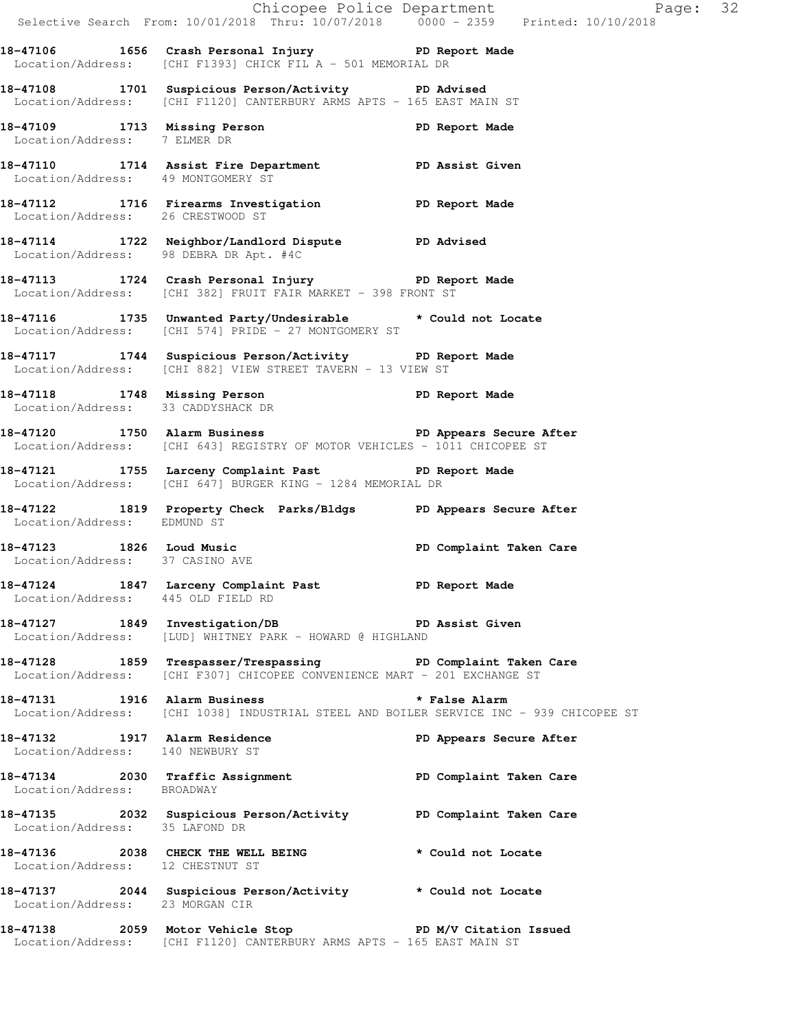**18-47106 1656 Crash Personal Injury PD Report Made**
Location/Address: [CHI F1393] CHICK FIL A - 501 MEMORIAL DR

**18-47108 1701 Suspicious Person/Activity PD Advised**
Location/Address: [CHI F1120] CANTERBURY ARMS APTS - 165 EAST MAIN ST

**18-47109 1713 Missing Person PD Report Made**
Location/Address: 7 ELMER DR

**18-47110 1714 Assist Fire Department PD Assist Given**
Location/Address: 49 MONTGOMERY ST

**18-47112 1716 Firearms Investigation PD Report Made**
Location/Address: 26 CRESTWOOD ST

**18-47114 1722 Neighbor/Landlord Dispute PD Advised**
Location/Address: 98 DEBRA DR Apt. #4C

**18-47113 1724 Crash Personal Injury PD Report Made**
Location/Address: [CHI 382] FRUIT FAIR MARKET - 398 FRONT ST

**18-47116 1735 Unwanted Party/Undesirable * Could not Locate**
Location/Address: [CHI 574] PRIDE - 27 MONTGOMERY ST

**18-47117 1744 Suspicious Person/Activity PD Report Made**
Location/Address: [CHI 882] VIEW STREET TAVERN - 13 VIEW ST

**18-47118 1748 Missing Person PD Report Made**
Location/Address: 33 CADDYSHACK DR

**18-47120 1750 Alarm Business PD Appears Secure After**
Location/Address: [CHI 643] REGISTRY OF MOTOR VEHICLES - 1011 CHICOPEE ST

**18-47121 1755 Larceny Complaint Past PD Report Made**
Location/Address: [CHI 647] BURGER KING - 1284 MEMORIAL DR

**18-47122 1819 Property Check Parks/Bldgs PD Appears Secure After**
Location/Address: EDMUND ST

**18-47123 1826 Loud Music PD Complaint Taken Care**
Location/Address: 37 CASINO AVE

**18-47124 1847 Larceny Complaint Past PD Report Made**
Location/Address: 445 OLD FIELD RD

**18-47127 1849 Investigation/DB PD Assist Given**
Location/Address: [LUD] WHITNEY PARK - HOWARD @ HIGHLAND

**18-47128 1859 Trespasser/Trespassing PD Complaint Taken Care**
Location/Address: [CHI F307] CHICOPEE CONVENIENCE MART - 201 EXCHANGE ST

**18-47131 1916 Alarm Business * False Alarm**
Location/Address: [CHI 1038] INDUSTRIAL STEEL AND BOILER SERVICE INC - 939 CHICOPEE ST

**18-47132 1917 Alarm Residence PD Appears Secure After**
Location/Address: 140 NEWBURY ST

**18-47134 2030 Traffic Assignment PD Complaint Taken Care**
Location/Address: BROADWAY

**18-47135 2032 Suspicious Person/Activity PD Complaint Taken Care**
Location/Address: 35 LAFOND DR

**18-47136 2038 CHECK THE WELL BEING * Could not Locate**
Location/Address: 12 CHESTNUT ST

**18-47137 2044 Suspicious Person/Activity * Could not Locate**
Location/Address: 23 MORGAN CIR

**18-47138 2059 Motor Vehicle Stop PD M/V Citation Issued**
Location/Address: [CHI F1120] CANTERBURY ARMS APTS - 165 EAST MAIN ST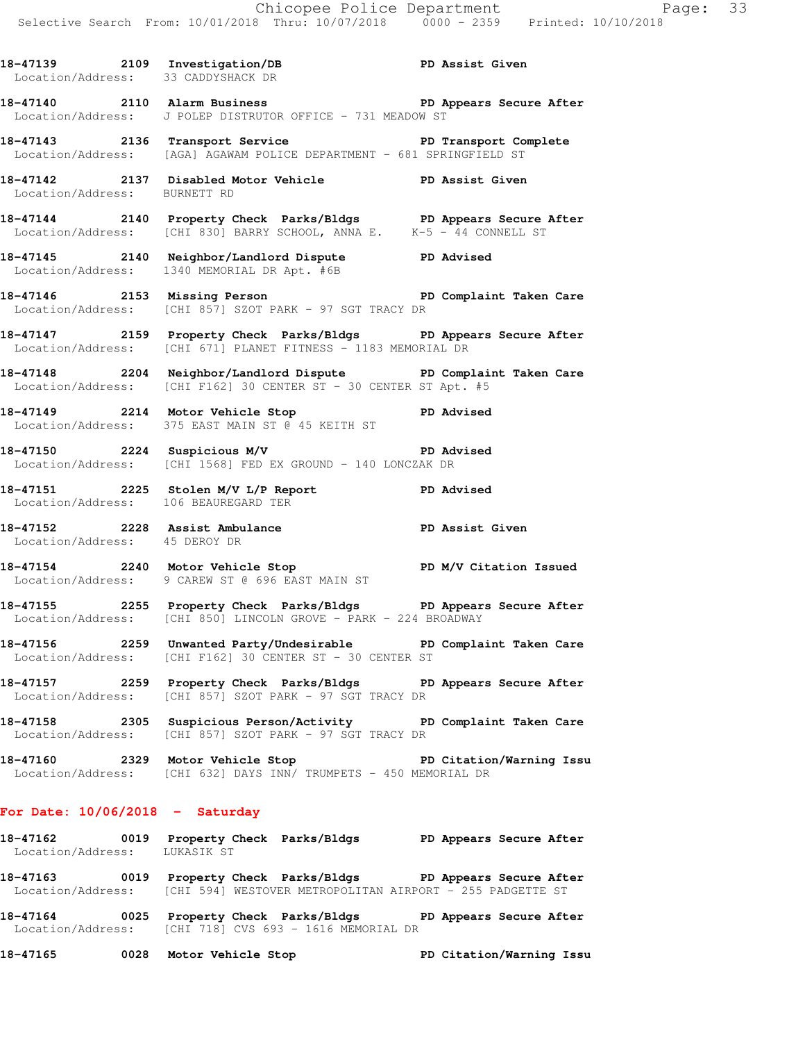18-47139 2109 Investigation/DB PD Assist Given
Location/Address: 33 CADDYSHACK DR

18-47140 2110 Alarm Business PD Appears Secure After
Location/Address: J POLEP DISTRUTOR OFFICE - 731 MEADOW ST

18-47143 2136 Transport Service PD Transport Complete
Location/Address: [AGA] AGAWAM POLICE DEPARTMENT - 681 SPRINGFIELD ST

18-47142 2137 Disabled Motor Vehicle PD Assist Given
Location/Address: BURNETT RD

18-47144 2140 Property Check Parks/Bldgs PD Appears Secure After
Location/Address: [CHI 830] BARRY SCHOOL, ANNA E. K-5 - 44 CONNELL ST

18-47145 2140 Neighbor/Landlord Dispute PD Advised
Location/Address: 1340 MEMORIAL DR Apt. #6B

18-47146 2153 Missing Person PD Complaint Taken Care
Location/Address: [CHI 857] SZOT PARK - 97 SGT TRACY DR

18-47147 2159 Property Check Parks/Bldgs PD Appears Secure After
Location/Address: [CHI 671] PLANET FITNESS - 1183 MEMORIAL DR

18-47148 2204 Neighbor/Landlord Dispute PD Complaint Taken Care
Location/Address: [CHI F162] 30 CENTER ST - 30 CENTER ST Apt. #5

18-47149 2214 Motor Vehicle Stop PD Advised
Location/Address: 375 EAST MAIN ST @ 45 KEITH ST

18-47150 2224 Suspicious M/V PD Advised
Location/Address: [CHI 1568] FED EX GROUND - 140 LONCZAK DR

18-47151 2225 Stolen M/V L/P Report PD Advised
Location/Address: 106 BEAUREGARD TER

18-47152 2228 Assist Ambulance PD Assist Given
Location/Address: 45 DEROY DR

18-47154 2240 Motor Vehicle Stop PD M/V Citation Issued
Location/Address: 9 CAREW ST @ 696 EAST MAIN ST

18-47155 2255 Property Check Parks/Bldgs PD Appears Secure After
Location/Address: [CHI 850] LINCOLN GROVE - PARK - 224 BROADWAY

18-47156 2259 Unwanted Party/Undesirable PD Complaint Taken Care
Location/Address: [CHI F162] 30 CENTER ST - 30 CENTER ST

18-47157 2259 Property Check Parks/Bldgs PD Appears Secure After
Location/Address: [CHI 857] SZOT PARK - 97 SGT TRACY DR

18-47158 2305 Suspicious Person/Activity PD Complaint Taken Care
Location/Address: [CHI 857] SZOT PARK - 97 SGT TRACY DR

18-47160 2329 Motor Vehicle Stop PD Citation/Warning Issu
Location/Address: [CHI 632] DAYS INN/ TRUMPETS - 450 MEMORIAL DR

## For Date: 10/06/2018 - Saturday

18-47162 0019 Property Check Parks/Bldgs PD Appears Secure After
Location/Address: LUKASIK ST

18-47163 0019 Property Check Parks/Bldgs PD Appears Secure After
Location/Address: [CHI 594] WESTOVER METROPOLITAN AIRPORT - 255 PADGETTE ST

18-47164 0025 Property Check Parks/Bldgs PD Appears Secure After
Location/Address: [CHI 718] CVS 693 - 1616 MEMORIAL DR

18-47165 0028 Motor Vehicle Stop PD Citation/Warning Issu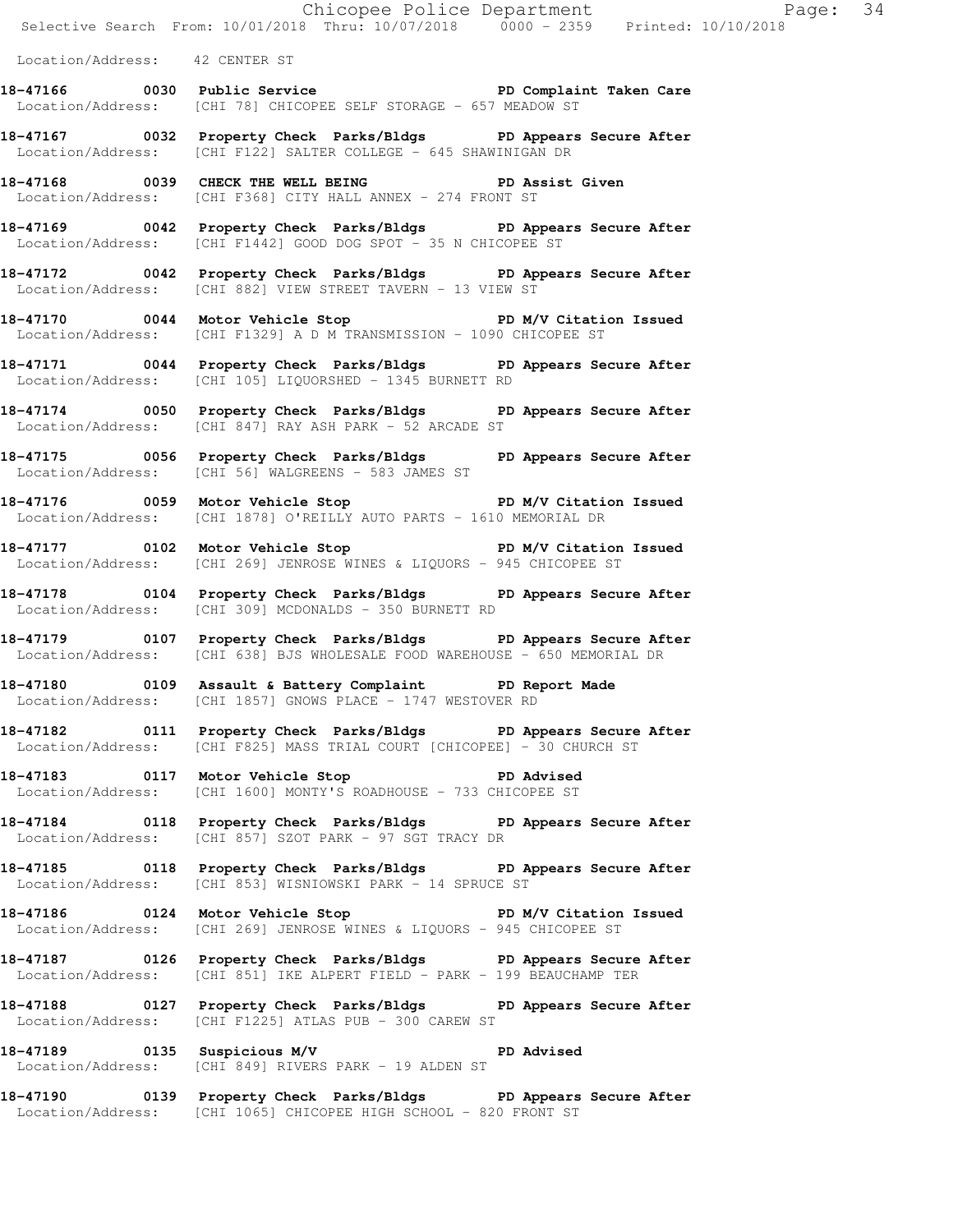Location/Address: 42 CENTER ST

**18-47166 0030 Public Service PD Complaint Taken Care**
Location/Address: [CHI 78] CHICOPEE SELF STORAGE - 657 MEADOW ST

**18-47167 0032 Property Check Parks/Bldgs PD Appears Secure After**
Location/Address: [CHI F122] SALTER COLLEGE - 645 SHAWINIGAN DR

**18-47168 0039 CHECK THE WELL BEING PD Assist Given**
Location/Address: [CHI F368] CITY HALL ANNEX - 274 FRONT ST

**18-47169 0042 Property Check Parks/Bldgs PD Appears Secure After**
Location/Address: [CHI F1442] GOOD DOG SPOT - 35 N CHICOPEE ST

**18-47172 0042 Property Check Parks/Bldgs PD Appears Secure After**
Location/Address: [CHI 882] VIEW STREET TAVERN - 13 VIEW ST

**18-47170 0044 Motor Vehicle Stop PD M/V Citation Issued**
Location/Address: [CHI F1329] A D M TRANSMISSION - 1090 CHICOPEE ST

**18-47171 0044 Property Check Parks/Bldgs PD Appears Secure After**
Location/Address: [CHI 105] LIQUORSHED - 1345 BURNETT RD

**18-47174 0050 Property Check Parks/Bldgs PD Appears Secure After**
Location/Address: [CHI 847] RAY ASH PARK - 52 ARCADE ST

**18-47175 0056 Property Check Parks/Bldgs PD Appears Secure After**
Location/Address: [CHI 56] WALGREENS - 583 JAMES ST

**18-47176 0059 Motor Vehicle Stop PD M/V Citation Issued**
Location/Address: [CHI 1878] O'REILLY AUTO PARTS - 1610 MEMORIAL DR

**18-47177 0102 Motor Vehicle Stop PD M/V Citation Issued**
Location/Address: [CHI 269] JENROSE WINES & LIQUORS - 945 CHICOPEE ST

**18-47178 0104 Property Check Parks/Bldgs PD Appears Secure After**
Location/Address: [CHI 309] MCDONALDS - 350 BURNETT RD

**18-47179 0107 Property Check Parks/Bldgs PD Appears Secure After**
Location/Address: [CHI 638] BJS WHOLESALE FOOD WAREHOUSE - 650 MEMORIAL DR

**18-47180 0109 Assault & Battery Complaint PD Report Made**
Location/Address: [CHI 1857] GNOWS PLACE - 1747 WESTOVER RD

**18-47182 0111 Property Check Parks/Bldgs PD Appears Secure After**
Location/Address: [CHI F825] MASS TRIAL COURT [CHICOPEE] - 30 CHURCH ST

**18-47183 0117 Motor Vehicle Stop PD Advised**
Location/Address: [CHI 1600] MONTY'S ROADHOUSE - 733 CHICOPEE ST

**18-47184 0118 Property Check Parks/Bldgs PD Appears Secure After**
Location/Address: [CHI 857] SZOT PARK - 97 SGT TRACY DR

**18-47185 0118 Property Check Parks/Bldgs PD Appears Secure After**
Location/Address: [CHI 853] WISNIOWSKI PARK - 14 SPRUCE ST

**18-47186 0124 Motor Vehicle Stop PD M/V Citation Issued**
Location/Address: [CHI 269] JENROSE WINES & LIQUORS - 945 CHICOPEE ST

**18-47187 0126 Property Check Parks/Bldgs PD Appears Secure After**
Location/Address: [CHI 851] IKE ALPERT FIELD - PARK - 199 BEAUCHAMP TER

**18-47188 0127 Property Check Parks/Bldgs PD Appears Secure After**
Location/Address: [CHI F1225] ATLAS PUB - 300 CAREW ST

**18-47189 0135 Suspicious M/V PD Advised**
Location/Address: [CHI 849] RIVERS PARK - 19 ALDEN ST

**18-47190 0139 Property Check Parks/Bldgs PD Appears Secure After**
Location/Address: [CHI 1065] CHICOPEE HIGH SCHOOL - 820 FRONT ST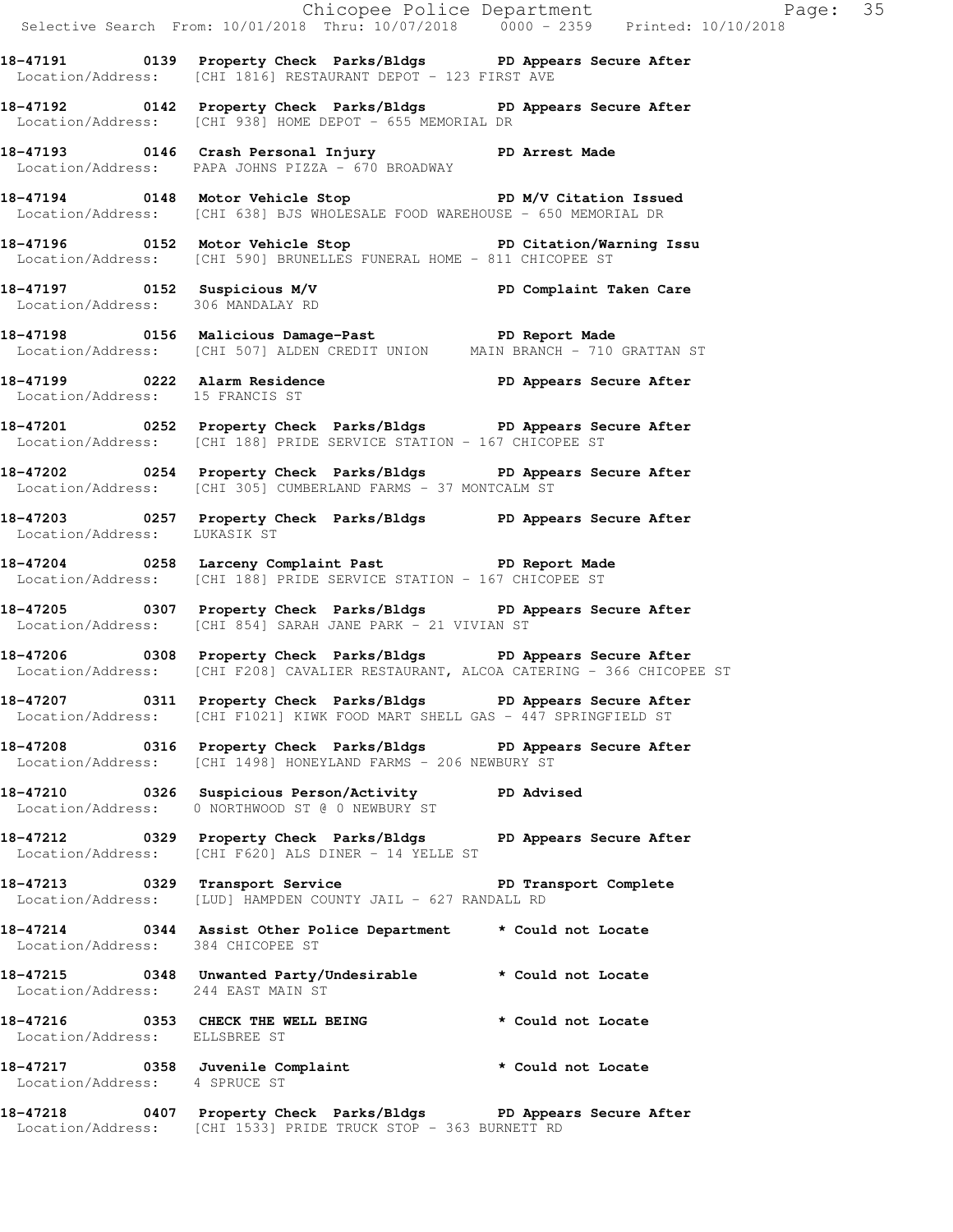18-47191 0139 Property Check Parks/Bldgs PD Appears Secure After
Location/Address: [CHI 1816] RESTAURANT DEPOT - 123 FIRST AVE

18-47192 0142 Property Check Parks/Bldgs PD Appears Secure After
Location/Address: [CHI 938] HOME DEPOT - 655 MEMORIAL DR

18-47193 0146 Crash Personal Injury PD Arrest Made
Location/Address: PAPA JOHNS PIZZA - 670 BROADWAY

18-47194 0148 Motor Vehicle Stop PD M/V Citation Issued
Location/Address: [CHI 638] BJS WHOLESALE FOOD WAREHOUSE - 650 MEMORIAL DR

18-47196 0152 Motor Vehicle Stop PD Citation/Warning Issu
Location/Address: [CHI 590] BRUNELLES FUNERAL HOME - 811 CHICOPEE ST

18-47197 0152 Suspicious M/V PD Complaint Taken Care
Location/Address: 306 MANDALAY RD

18-47198 0156 Malicious Damage-Past PD Report Made
Location/Address: [CHI 507] ALDEN CREDIT UNION MAIN BRANCH - 710 GRATTAN ST

18-47199 0222 Alarm Residence PD Appears Secure After
Location/Address: 15 FRANCIS ST

18-47201 0252 Property Check Parks/Bldgs PD Appears Secure After
Location/Address: [CHI 188] PRIDE SERVICE STATION - 167 CHICOPEE ST

18-47202 0254 Property Check Parks/Bldgs PD Appears Secure After
Location/Address: [CHI 305] CUMBERLAND FARMS - 37 MONTCALM ST

18-47203 0257 Property Check Parks/Bldgs PD Appears Secure After
Location/Address: LUKASIK ST

18-47204 0258 Larceny Complaint Past PD Report Made
Location/Address: [CHI 188] PRIDE SERVICE STATION - 167 CHICOPEE ST

18-47205 0307 Property Check Parks/Bldgs PD Appears Secure After
Location/Address: [CHI 854] SARAH JANE PARK - 21 VIVIAN ST

18-47206 0308 Property Check Parks/Bldgs PD Appears Secure After
Location/Address: [CHI F208] CAVALIER RESTAURANT, ALCOA CATERING - 366 CHICOPEE ST

18-47207 0311 Property Check Parks/Bldgs PD Appears Secure After
Location/Address: [CHI F1021] KIWK FOOD MART SHELL GAS - 447 SPRINGFIELD ST

18-47208 0316 Property Check Parks/Bldgs PD Appears Secure After
Location/Address: [CHI 1498] HONEYLAND FARMS - 206 NEWBURY ST

18-47210 0326 Suspicious Person/Activity PD Advised
Location/Address: 0 NORTHWOOD ST @ 0 NEWBURY ST

18-47212 0329 Property Check Parks/Bldgs PD Appears Secure After
Location/Address: [CHI F620] ALS DINER - 14 YELLE ST

18-47213 0329 Transport Service PD Transport Complete
Location/Address: [LUD] HAMPDEN COUNTY JAIL - 627 RANDALL RD

18-47214 0344 Assist Other Police Department * Could not Locate
Location/Address: 384 CHICOPEE ST

18-47215 0348 Unwanted Party/Undesirable * Could not Locate
Location/Address: 244 EAST MAIN ST

18-47216 0353 CHECK THE WELL BEING * Could not Locate
Location/Address: ELLSBREE ST

18-47217 0358 Juvenile Complaint * Could not Locate
Location/Address: 4 SPRUCE ST

18-47218 0407 Property Check Parks/Bldgs PD Appears Secure After
Location/Address: [CHI 1533] PRIDE TRUCK STOP - 363 BURNETT RD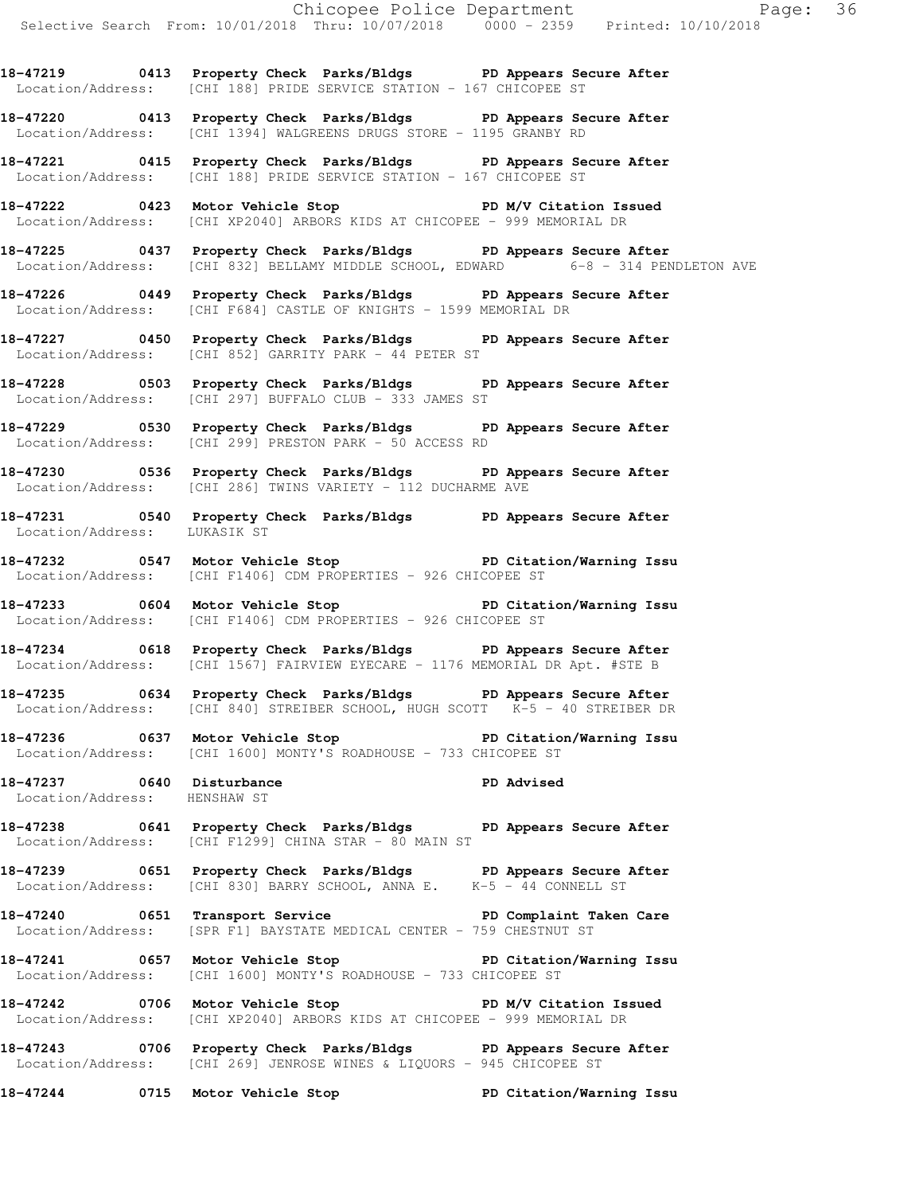**18-47219 0413 Property Check Parks/Bldgs PD Appears Secure After**
Location/Address: [CHI 188] PRIDE SERVICE STATION - 167 CHICOPEE ST

**18-47220 0413 Property Check Parks/Bldgs PD Appears Secure After**
Location/Address: [CHI 1394] WALGREENS DRUGS STORE - 1195 GRANBY RD

**18-47221 0415 Property Check Parks/Bldgs PD Appears Secure After**
Location/Address: [CHI 188] PRIDE SERVICE STATION - 167 CHICOPEE ST

**18-47222 0423 Motor Vehicle Stop PD M/V Citation Issued**
Location/Address: [CHI XP2040] ARBORS KIDS AT CHICOPEE - 999 MEMORIAL DR

**18-47225 0437 Property Check Parks/Bldgs PD Appears Secure After**
Location/Address: [CHI 832] BELLAMY MIDDLE SCHOOL, EDWARD 6-8 - 314 PENDLETON AVE

**18-47226 0449 Property Check Parks/Bldgs PD Appears Secure After**
Location/Address: [CHI F684] CASTLE OF KNIGHTS - 1599 MEMORIAL DR

**18-47227 0450 Property Check Parks/Bldgs PD Appears Secure After**
Location/Address: [CHI 852] GARRITY PARK - 44 PETER ST

**18-47228 0503 Property Check Parks/Bldgs PD Appears Secure After**
Location/Address: [CHI 297] BUFFALO CLUB - 333 JAMES ST

**18-47229 0530 Property Check Parks/Bldgs PD Appears Secure After**
Location/Address: [CHI 299] PRESTON PARK - 50 ACCESS RD

**18-47230 0536 Property Check Parks/Bldgs PD Appears Secure After**
Location/Address: [CHI 286] TWINS VARIETY - 112 DUCHARME AVE

**18-47231 0540 Property Check Parks/Bldgs PD Appears Secure After**
Location/Address: LUKASIK ST

**18-47232 0547 Motor Vehicle Stop PD Citation/Warning Issu**
Location/Address: [CHI F1406] CDM PROPERTIES - 926 CHICOPEE ST

**18-47233 0604 Motor Vehicle Stop PD Citation/Warning Issu**
Location/Address: [CHI F1406] CDM PROPERTIES - 926 CHICOPEE ST

**18-47234 0618 Property Check Parks/Bldgs PD Appears Secure After**
Location/Address: [CHI 1567] FAIRVIEW EYECARE - 1176 MEMORIAL DR Apt. #STE B

**18-47235 0634 Property Check Parks/Bldgs PD Appears Secure After**
Location/Address: [CHI 840] STREIBER SCHOOL, HUGH SCOTT K-5 - 40 STREIBER DR

**18-47236 0637 Motor Vehicle Stop PD Citation/Warning Issu**
Location/Address: [CHI 1600] MONTY'S ROADHOUSE - 733 CHICOPEE ST

**18-47237 0640 Disturbance PD Advised**
Location/Address: HENSHAW ST

**18-47238 0641 Property Check Parks/Bldgs PD Appears Secure After**
Location/Address: [CHI F1299] CHINA STAR - 80 MAIN ST

**18-47239 0651 Property Check Parks/Bldgs PD Appears Secure After**
Location/Address: [CHI 830] BARRY SCHOOL, ANNA E. K-5 - 44 CONNELL ST

**18-47240 0651 Transport Service PD Complaint Taken Care**
Location/Address: [SPR F1] BAYSTATE MEDICAL CENTER - 759 CHESTNUT ST

**18-47241 0657 Motor Vehicle Stop PD Citation/Warning Issu**
Location/Address: [CHI 1600] MONTY'S ROADHOUSE - 733 CHICOPEE ST

**18-47242 0706 Motor Vehicle Stop PD M/V Citation Issued**
Location/Address: [CHI XP2040] ARBORS KIDS AT CHICOPEE - 999 MEMORIAL DR

**18-47243 0706 Property Check Parks/Bldgs PD Appears Secure After**
Location/Address: [CHI 269] JENROSE WINES & LIQUORS - 945 CHICOPEE ST

**18-47244 0715 Motor Vehicle Stop PD Citation/Warning Issu**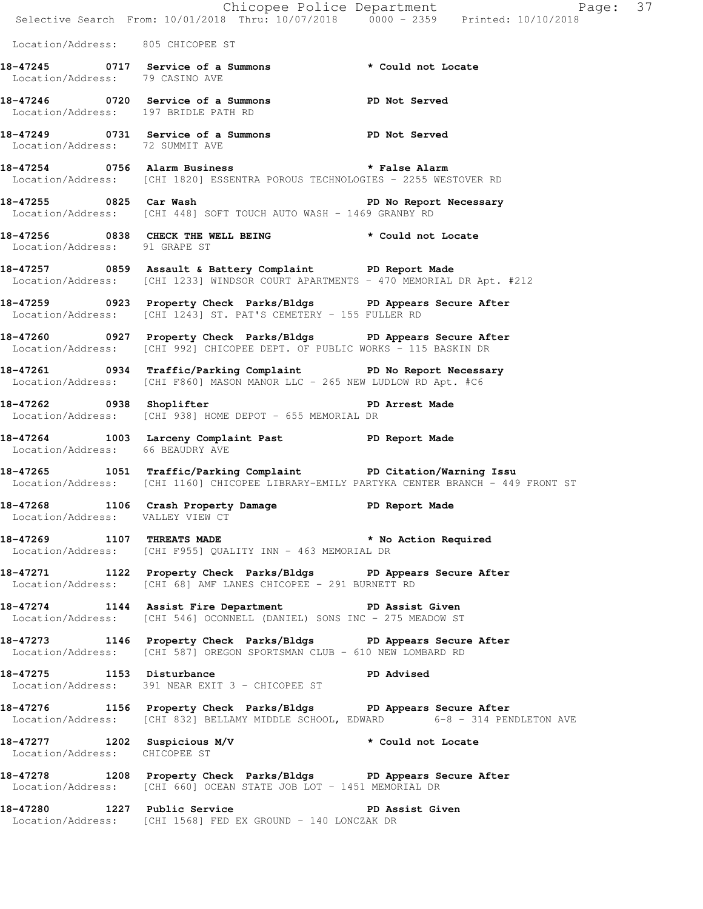Location/Address: 805 CHICOPEE ST

**18-47245 0717 Service of a Summons * Could not Locate**
Location/Address: 79 CASINO AVE

**18-47246 0720 Service of a Summons PD Not Served**
Location/Address: 197 BRIDLE PATH RD

**18-47249 0731 Service of a Summons PD Not Served**
Location/Address: 72 SUMMIT AVE

**18-47254 0756 Alarm Business * False Alarm**
Location/Address: [CHI 1820] ESSENTRA POROUS TECHNOLOGIES - 2255 WESTOVER RD

**18-47255 0825 Car Wash PD No Report Necessary**
Location/Address: [CHI 448] SOFT TOUCH AUTO WASH - 1469 GRANBY RD

**18-47256 0838 CHECK THE WELL BEING * Could not Locate**
Location/Address: 91 GRAPE ST

**18-47257 0859 Assault & Battery Complaint PD Report Made**
Location/Address: [CHI 1233] WINDSOR COURT APARTMENTS - 470 MEMORIAL DR Apt. #212

**18-47259 0923 Property Check Parks/Bldgs PD Appears Secure After**
Location/Address: [CHI 1243] ST. PAT'S CEMETERY - 155 FULLER RD

**18-47260 0927 Property Check Parks/Bldgs PD Appears Secure After**
Location/Address: [CHI 992] CHICOPEE DEPT. OF PUBLIC WORKS - 115 BASKIN DR

**18-47261 0934 Traffic/Parking Complaint PD No Report Necessary**
Location/Address: [CHI F860] MASON MANOR LLC - 265 NEW LUDLOW RD Apt. #C6

**18-47262 0938 Shoplifter PD Arrest Made**
Location/Address: [CHI 938] HOME DEPOT - 655 MEMORIAL DR

**18-47264 1003 Larceny Complaint Past PD Report Made**
Location/Address: 66 BEAUDRY AVE

**18-47265 1051 Traffic/Parking Complaint PD Citation/Warning Issu**
Location/Address: [CHI 1160] CHICOPEE LIBRARY-EMILY PARTYKA CENTER BRANCH - 449 FRONT ST

**18-47268 1106 Crash Property Damage PD Report Made**
Location/Address: VALLEY VIEW CT

**18-47269 1107 THREATS MADE * No Action Required**
Location/Address: [CHI F955] QUALITY INN - 463 MEMORIAL DR

**18-47271 1122 Property Check Parks/Bldgs PD Appears Secure After**
Location/Address: [CHI 68] AMF LANES CHICOPEE - 291 BURNETT RD

**18-47274 1144 Assist Fire Department PD Assist Given**
Location/Address: [CHI 546] OCONNELL (DANIEL) SONS INC - 275 MEADOW ST

**18-47273 1146 Property Check Parks/Bldgs PD Appears Secure After**
Location/Address: [CHI 587] OREGON SPORTSMAN CLUB - 610 NEW LOMBARD RD

**18-47275 1153 Disturbance PD Advised**
Location/Address: 391 NEAR EXIT 3 - CHICOPEE ST

**18-47276 1156 Property Check Parks/Bldgs PD Appears Secure After**
Location/Address: [CHI 832] BELLAMY MIDDLE SCHOOL, EDWARD 6-8 - 314 PENDLETON AVE

**18-47277 1202 Suspicious M/V * Could not Locate**
Location/Address: CHICOPEE ST

**18-47278 1208 Property Check Parks/Bldgs PD Appears Secure After**
Location/Address: [CHI 660] OCEAN STATE JOB LOT - 1451 MEMORIAL DR

**18-47280 1227 Public Service PD Assist Given**
Location/Address: [CHI 1568] FED EX GROUND - 140 LONCZAK DR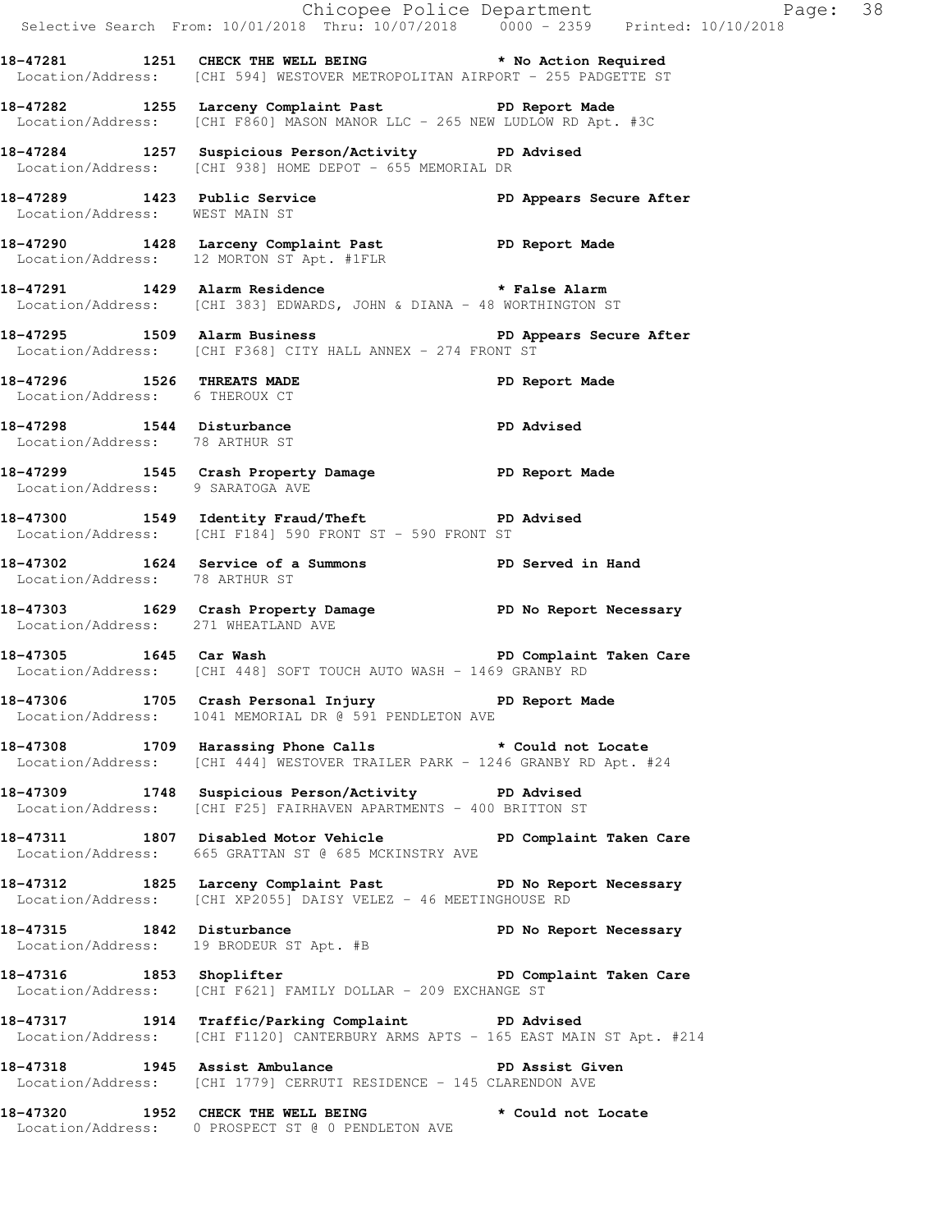**18-47281 1251 CHECK THE WELL BEING * No Action Required**
Location/Address: [CHI 594] WESTOVER METROPOLITAN AIRPORT - 255 PADGETTE ST

**18-47282 1255 Larceny Complaint Past PD Report Made**
Location/Address: [CHI F860] MASON MANOR LLC - 265 NEW LUDLOW RD Apt. #3C

**18-47284 1257 Suspicious Person/Activity PD Advised**
Location/Address: [CHI 938] HOME DEPOT - 655 MEMORIAL DR

**18-47289 1423 Public Service PD Appears Secure After**
Location/Address: WEST MAIN ST

**18-47290 1428 Larceny Complaint Past PD Report Made**
Location/Address: 12 MORTON ST Apt. #1FLR

**18-47291 1429 Alarm Residence * False Alarm**
Location/Address: [CHI 383] EDWARDS, JOHN & DIANA - 48 WORTHINGTON ST

**18-47295 1509 Alarm Business PD Appears Secure After**
Location/Address: [CHI F368] CITY HALL ANNEX - 274 FRONT ST

**18-47296 1526 THREATS MADE PD Report Made**
Location/Address: 6 THEROUX CT

**18-47298 1544 Disturbance PD Advised**
Location/Address: 78 ARTHUR ST

**18-47299 1545 Crash Property Damage PD Report Made**
Location/Address: 9 SARATOGA AVE

**18-47300 1549 Identity Fraud/Theft PD Advised**
Location/Address: [CHI F184] 590 FRONT ST - 590 FRONT ST

**18-47302 1624 Service of a Summons PD Served in Hand**
Location/Address: 78 ARTHUR ST

**18-47303 1629 Crash Property Damage PD No Report Necessary**
Location/Address: 271 WHEATLAND AVE

**18-47305 1645 Car Wash PD Complaint Taken Care**
Location/Address: [CHI 448] SOFT TOUCH AUTO WASH - 1469 GRANBY RD

**18-47306 1705 Crash Personal Injury PD Report Made**
Location/Address: 1041 MEMORIAL DR @ 591 PENDLETON AVE

**18-47308 1709 Harassing Phone Calls * Could not Locate**
Location/Address: [CHI 444] WESTOVER TRAILER PARK - 1246 GRANBY RD Apt. #24

**18-47309 1748 Suspicious Person/Activity PD Advised**
Location/Address: [CHI F25] FAIRHAVEN APARTMENTS - 400 BRITTON ST

**18-47311 1807 Disabled Motor Vehicle PD Complaint Taken Care**
Location/Address: 665 GRATTAN ST @ 685 MCKINSTRY AVE

**18-47312 1825 Larceny Complaint Past PD No Report Necessary**
Location/Address: [CHI XP2055] DAISY VELEZ - 46 MEETINGHOUSE RD

**18-47315 1842 Disturbance PD No Report Necessary**
Location/Address: 19 BRODEUR ST Apt. #B

**18-47316 1853 Shoplifter PD Complaint Taken Care**
Location/Address: [CHI F621] FAMILY DOLLAR - 209 EXCHANGE ST

**18-47317 1914 Traffic/Parking Complaint PD Advised**
Location/Address: [CHI F1120] CANTERBURY ARMS APTS - 165 EAST MAIN ST Apt. #214

**18-47318 1945 Assist Ambulance PD Assist Given**
Location/Address: [CHI 1779] CERRUTI RESIDENCE - 145 CLARENDON AVE

**18-47320 1952 CHECK THE WELL BEING * Could not Locate**
Location/Address: 0 PROSPECT ST @ 0 PENDLETON AVE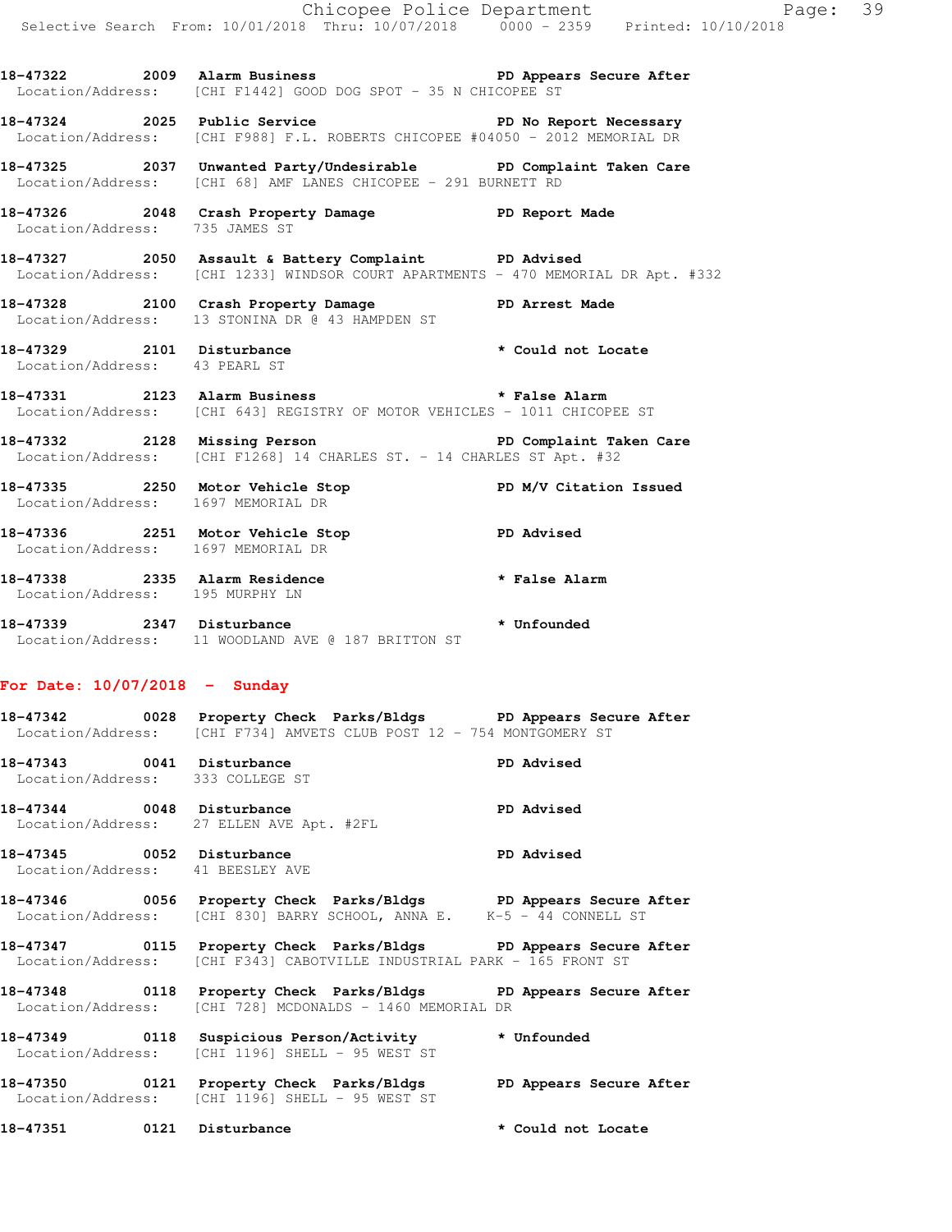**18-47322 2009 Alarm Business PD Appears Secure After**
Location/Address: [CHI F1442] GOOD DOG SPOT - 35 N CHICOPEE ST

**18-47324 2025 Public Service PD No Report Necessary**
Location/Address: [CHI F988] F.L. ROBERTS CHICOPEE #04050 - 2012 MEMORIAL DR

**18-47325 2037 Unwanted Party/Undesirable PD Complaint Taken Care**
Location/Address: [CHI 68] AMF LANES CHICOPEE - 291 BURNETT RD

**18-47326 2048 Crash Property Damage PD Report Made**
Location/Address: 735 JAMES ST

**18-47327 2050 Assault & Battery Complaint PD Advised**
Location/Address: [CHI 1233] WINDSOR COURT APARTMENTS - 470 MEMORIAL DR Apt. #332

**18-47328 2100 Crash Property Damage PD Arrest Made**
Location/Address: 13 STONINA DR @ 43 HAMPDEN ST

**18-47329 2101 Disturbance * Could not Locate**
Location/Address: 43 PEARL ST

**18-47331 2123 Alarm Business * False Alarm**
Location/Address: [CHI 643] REGISTRY OF MOTOR VEHICLES - 1011 CHICOPEE ST

**18-47332 2128 Missing Person PD Complaint Taken Care**
Location/Address: [CHI F1268] 14 CHARLES ST. - 14 CHARLES ST Apt. #32

**18-47335 2250 Motor Vehicle Stop PD M/V Citation Issued**
Location/Address: 1697 MEMORIAL DR

**18-47336 2251 Motor Vehicle Stop PD Advised**
Location/Address: 1697 MEMORIAL DR

**18-47338 2335 Alarm Residence * False Alarm**
Location/Address: 195 MURPHY LN

**18-47339 2347 Disturbance * Unfounded**
Location/Address: 11 WOODLAND AVE @ 187 BRITTON ST

## For Date: 10/07/2018 - Sunday

**18-47342 0028 Property Check Parks/Bldgs PD Appears Secure After**
Location/Address: [CHI F734] AMVETS CLUB POST 12 - 754 MONTGOMERY ST

**18-47343 0041 Disturbance PD Advised**
Location/Address: 333 COLLEGE ST

**18-47344 0048 Disturbance PD Advised**
Location/Address: 27 ELLEN AVE Apt. #2FL

**18-47345 0052 Disturbance PD Advised**
Location/Address: 41 BEESLEY AVE

**18-47346 0056 Property Check Parks/Bldgs PD Appears Secure After**
Location/Address: [CHI 830] BARRY SCHOOL, ANNA E. K-5 - 44 CONNELL ST

**18-47347 0115 Property Check Parks/Bldgs PD Appears Secure After**
Location/Address: [CHI F343] CABOTVILLE INDUSTRIAL PARK - 165 FRONT ST

**18-47348 0118 Property Check Parks/Bldgs PD Appears Secure After**
Location/Address: [CHI 728] MCDONALDS - 1460 MEMORIAL DR

**18-47349 0118 Suspicious Person/Activity * Unfounded**
Location/Address: [CHI 1196] SHELL - 95 WEST ST

**18-47350 0121 Property Check Parks/Bldgs PD Appears Secure After**
Location/Address: [CHI 1196] SHELL - 95 WEST ST

**18-47351 0121 Disturbance * Could not Locate**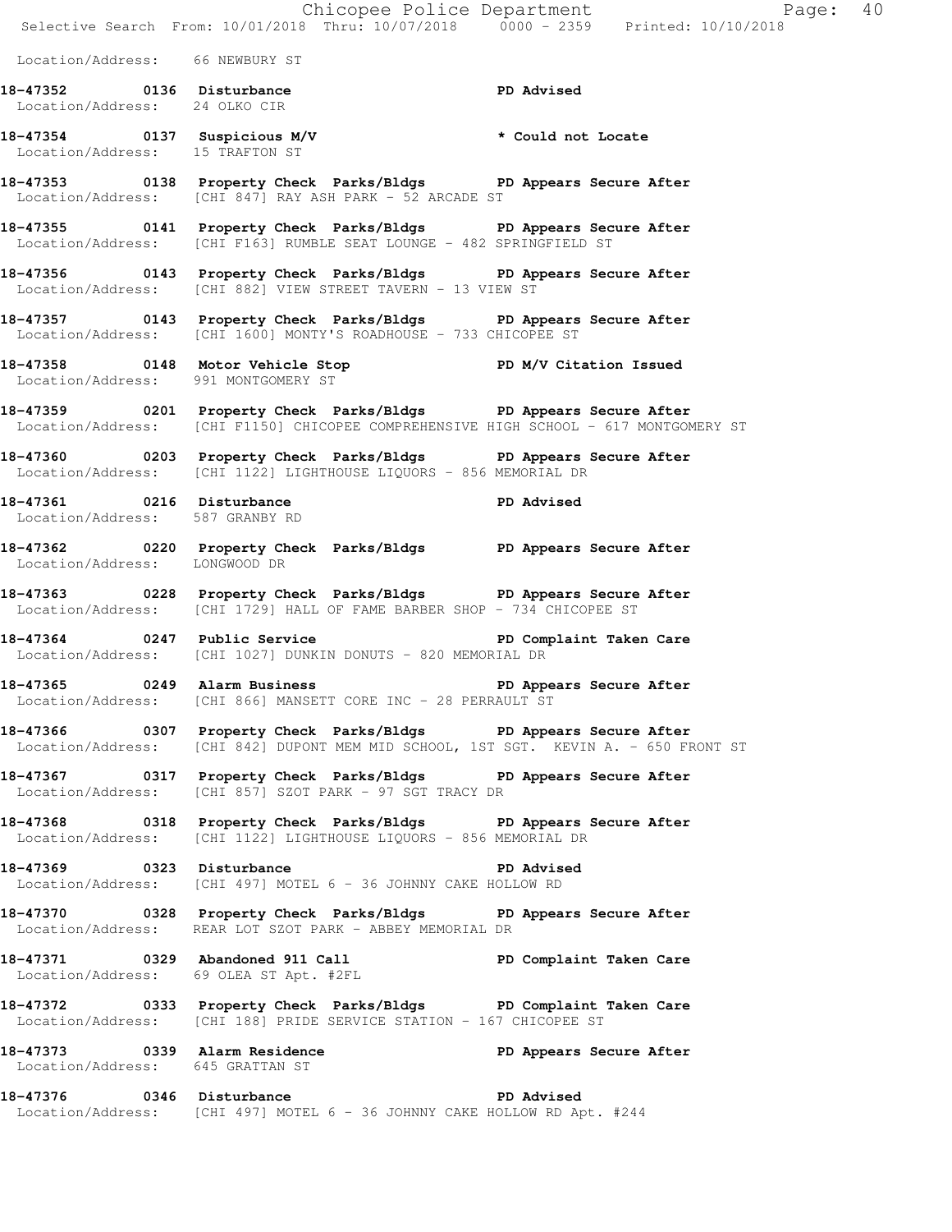Location/Address: 66 NEWBURY ST

**18-47352 0136 Disturbance** **PD Advised**
Location/Address: 24 OLKO CIR

**18-47354 0137 Suspicious M/V** ***** **Could not Locate**
Location/Address: 15 TRAFTON ST

**18-47353 0138 Property Check Parks/Bldgs** **PD Appears Secure After**
Location/Address: [CHI 847] RAY ASH PARK - 52 ARCADE ST

**18-47355 0141 Property Check Parks/Bldgs** **PD Appears Secure After**
Location/Address: [CHI F163] RUMBLE SEAT LOUNGE - 482 SPRINGFIELD ST

**18-47356 0143 Property Check Parks/Bldgs** **PD Appears Secure After**
Location/Address: [CHI 882] VIEW STREET TAVERN - 13 VIEW ST

**18-47357 0143 Property Check Parks/Bldgs** **PD Appears Secure After**
Location/Address: [CHI 1600] MONTY'S ROADHOUSE - 733 CHICOPEE ST

**18-47358 0148 Motor Vehicle Stop** **PD M/V Citation Issued**
Location/Address: 991 MONTGOMERY ST

**18-47359 0201 Property Check Parks/Bldgs** **PD Appears Secure After**
Location/Address: [CHI F1150] CHICOPEE COMPREHENSIVE HIGH SCHOOL - 617 MONTGOMERY ST

**18-47360 0203 Property Check Parks/Bldgs** **PD Appears Secure After**
Location/Address: [CHI 1122] LIGHTHOUSE LIQUORS - 856 MEMORIAL DR

**18-47361 0216 Disturbance** **PD Advised**
Location/Address: 587 GRANBY RD

**18-47362 0220 Property Check Parks/Bldgs** **PD Appears Secure After**
Location/Address: LONGWOOD DR

**18-47363 0228 Property Check Parks/Bldgs** **PD Appears Secure After**
Location/Address: [CHI 1729] HALL OF FAME BARBER SHOP - 734 CHICOPEE ST

**18-47364 0247 Public Service** **PD Complaint Taken Care**
Location/Address: [CHI 1027] DUNKIN DONUTS - 820 MEMORIAL DR

**18-47365 0249 Alarm Business** **PD Appears Secure After**
Location/Address: [CHI 866] MANSETT CORE INC - 28 PERRAULT ST

**18-47366 0307 Property Check Parks/Bldgs** **PD Appears Secure After**
Location/Address: [CHI 842] DUPONT MEM MID SCHOOL, 1ST SGT. KEVIN A. - 650 FRONT ST

**18-47367 0317 Property Check Parks/Bldgs** **PD Appears Secure After**
Location/Address: [CHI 857] SZOT PARK - 97 SGT TRACY DR

**18-47368 0318 Property Check Parks/Bldgs** **PD Appears Secure After**
Location/Address: [CHI 1122] LIGHTHOUSE LIQUORS - 856 MEMORIAL DR

**18-47369 0323 Disturbance** **PD Advised**
Location/Address: [CHI 497] MOTEL 6 - 36 JOHNNY CAKE HOLLOW RD

**18-47370 0328 Property Check Parks/Bldgs** **PD Appears Secure After**
Location/Address: REAR LOT SZOT PARK - ABBEY MEMORIAL DR

**18-47371 0329 Abandoned 911 Call** **PD Complaint Taken Care**
Location/Address: 69 OLEA ST Apt. #2FL

**18-47372 0333 Property Check Parks/Bldgs** **PD Complaint Taken Care**
Location/Address: [CHI 188] PRIDE SERVICE STATION - 167 CHICOPEE ST

**18-47373 0339 Alarm Residence** **PD Appears Secure After**
Location/Address: 645 GRATTAN ST

**18-47376 0346 Disturbance** **PD Advised**
Location/Address: [CHI 497] MOTEL 6 - 36 JOHNNY CAKE HOLLOW RD Apt. #244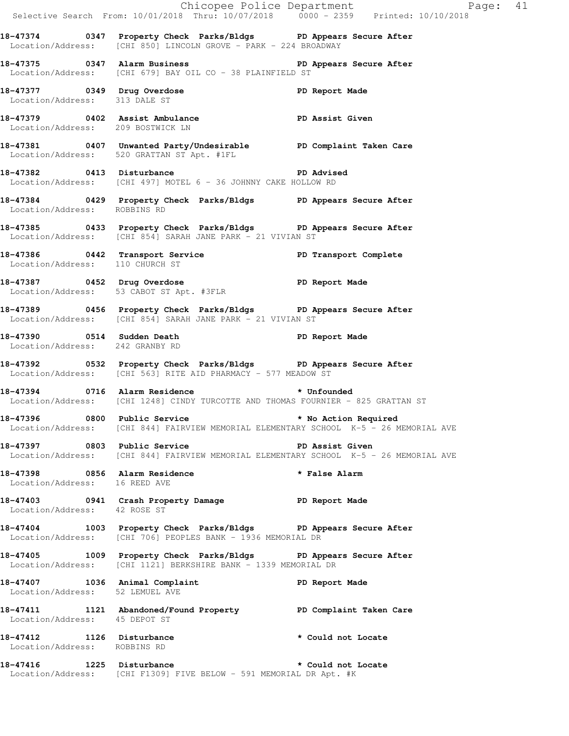**18-47374 0347 Property Check Parks/Bldgs PD Appears Secure After**
Location/Address: [CHI 850] LINCOLN GROVE - PARK - 224 BROADWAY

**18-47375 0347 Alarm Business PD Appears Secure After**
Location/Address: [CHI 679] BAY OIL CO - 38 PLAINFIELD ST

**18-47377 0349 Drug Overdose PD Report Made**
Location/Address: 313 DALE ST

**18-47379 0402 Assist Ambulance PD Assist Given**
Location/Address: 209 BOSTWICK LN

**18-47381 0407 Unwanted Party/Undesirable PD Complaint Taken Care**
Location/Address: 520 GRATTAN ST Apt. #1FL

**18-47382 0413 Disturbance PD Advised**
Location/Address: [CHI 497] MOTEL 6 - 36 JOHNNY CAKE HOLLOW RD

**18-47384 0429 Property Check Parks/Bldgs PD Appears Secure After**
Location/Address: ROBBINS RD

**18-47385 0433 Property Check Parks/Bldgs PD Appears Secure After**
Location/Address: [CHI 854] SARAH JANE PARK - 21 VIVIAN ST

**18-47386 0442 Transport Service PD Transport Complete**
Location/Address: 110 CHURCH ST

**18-47387 0452 Drug Overdose PD Report Made**
Location/Address: 53 CABOT ST Apt. #3FLR

**18-47389 0456 Property Check Parks/Bldgs PD Appears Secure After**
Location/Address: [CHI 854] SARAH JANE PARK - 21 VIVIAN ST

**18-47390 0514 Sudden Death PD Report Made**
Location/Address: 242 GRANBY RD

**18-47392 0532 Property Check Parks/Bldgs PD Appears Secure After**
Location/Address: [CHI 563] RITE AID PHARMACY - 577 MEADOW ST

**18-47394 0716 Alarm Residence * Unfounded**
Location/Address: [CHI 1248] CINDY TURCOTTE AND THOMAS FOURNIER - 825 GRATTAN ST

**18-47396 0800 Public Service * No Action Required**
Location/Address: [CHI 844] FAIRVIEW MEMORIAL ELEMENTARY SCHOOL K-5 - 26 MEMORIAL AVE

**18-47397 0803 Public Service PD Assist Given**
Location/Address: [CHI 844] FAIRVIEW MEMORIAL ELEMENTARY SCHOOL K-5 - 26 MEMORIAL AVE

**18-47398 0856 Alarm Residence * False Alarm**
Location/Address: 16 REED AVE

**18-47403 0941 Crash Property Damage PD Report Made**
Location/Address: 42 ROSE ST

**18-47404 1003 Property Check Parks/Bldgs PD Appears Secure After**
Location/Address: [CHI 706] PEOPLES BANK - 1936 MEMORIAL DR

**18-47405 1009 Property Check Parks/Bldgs PD Appears Secure After**
Location/Address: [CHI 1121] BERKSHIRE BANK - 1339 MEMORIAL DR

**18-47407 1036 Animal Complaint PD Report Made**
Location/Address: 52 LEMUEL AVE

**18-47411 1121 Abandoned/Found Property PD Complaint Taken Care**
Location/Address: 45 DEPOT ST

**18-47412 1126 Disturbance * Could not Locate**
Location/Address: ROBBINS RD

**18-47416 1225 Disturbance * Could not Locate**
Location/Address: [CHI F1309] FIVE BELOW - 591 MEMORIAL DR Apt. #K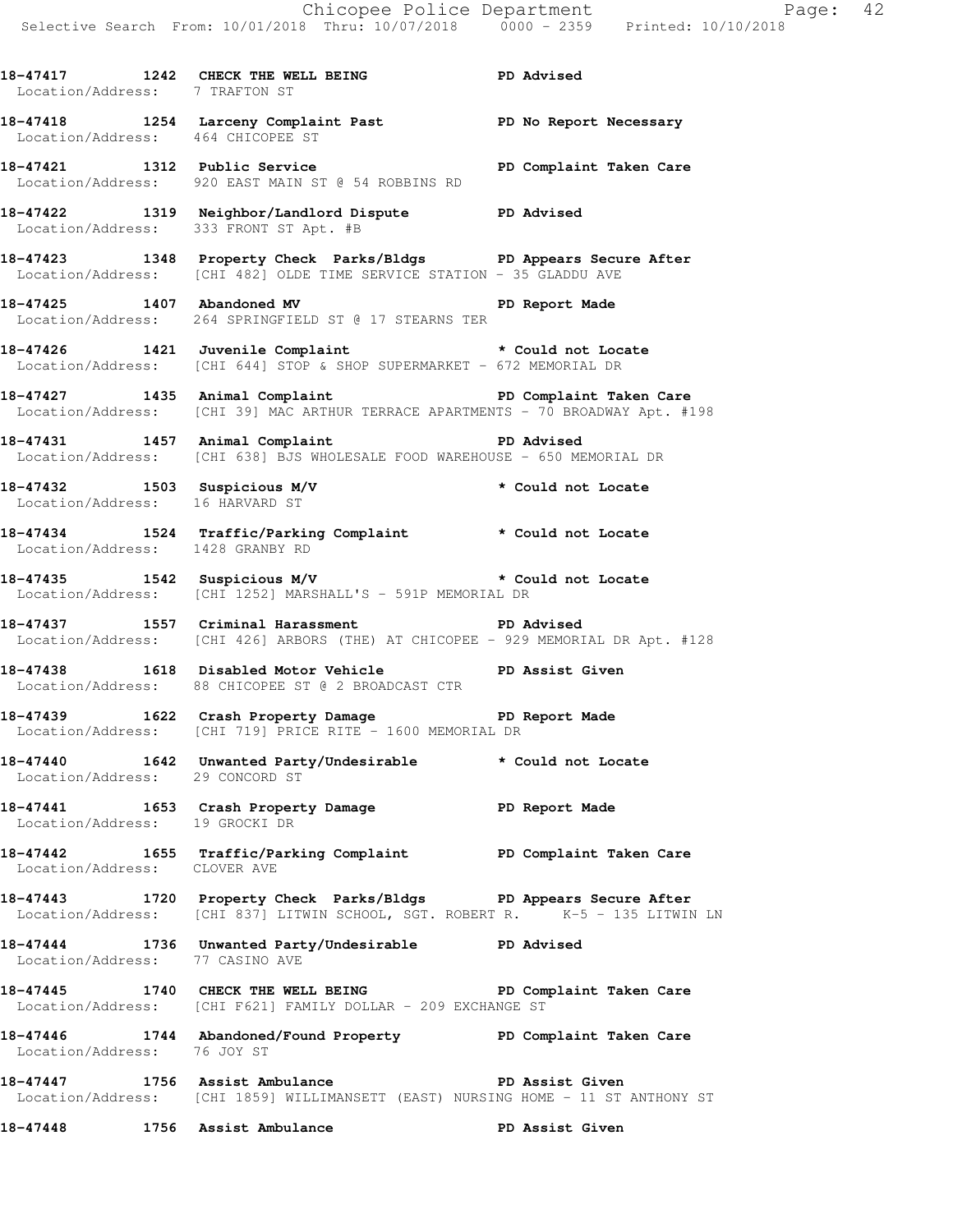18-47417 1242 CHECK THE WELL BEING PD Advised
Location/Address: 7 TRAFTON ST

18-47418 1254 Larceny Complaint Past PD No Report Necessary
Location/Address: 464 CHICOPEE ST

18-47421 1312 Public Service PD Complaint Taken Care
Location/Address: 920 EAST MAIN ST @ 54 ROBBINS RD

18-47422 1319 Neighbor/Landlord Dispute PD Advised
Location/Address: 333 FRONT ST Apt. #B

18-47423 1348 Property Check Parks/Bldgs PD Appears Secure After
Location/Address: [CHI 482] OLDE TIME SERVICE STATION - 35 GLADDU AVE

18-47425 1407 Abandoned MV PD Report Made
Location/Address: 264 SPRINGFIELD ST @ 17 STEARNS TER

18-47426 1421 Juvenile Complaint * Could not Locate
Location/Address: [CHI 644] STOP & SHOP SUPERMARKET - 672 MEMORIAL DR

18-47427 1435 Animal Complaint PD Complaint Taken Care
Location/Address: [CHI 39] MAC ARTHUR TERRACE APARTMENTS - 70 BROADWAY Apt. #198

18-47431 1457 Animal Complaint PD Advised
Location/Address: [CHI 638] BJS WHOLESALE FOOD WAREHOUSE - 650 MEMORIAL DR

18-47432 1503 Suspicious M/V * Could not Locate
Location/Address: 16 HARVARD ST

18-47434 1524 Traffic/Parking Complaint * Could not Locate
Location/Address: 1428 GRANBY RD

18-47435 1542 Suspicious M/V * Could not Locate
Location/Address: [CHI 1252] MARSHALL'S - 591P MEMORIAL DR

18-47437 1557 Criminal Harassment PD Advised
Location/Address: [CHI 426] ARBORS (THE) AT CHICOPEE - 929 MEMORIAL DR Apt. #128

18-47438 1618 Disabled Motor Vehicle PD Assist Given
Location/Address: 88 CHICOPEE ST @ 2 BROADCAST CTR

18-47439 1622 Crash Property Damage PD Report Made
Location/Address: [CHI 719] PRICE RITE - 1600 MEMORIAL DR

18-47440 1642 Unwanted Party/Undesirable * Could not Locate
Location/Address: 29 CONCORD ST

18-47441 1653 Crash Property Damage PD Report Made
Location/Address: 19 GROCKI DR

18-47442 1655 Traffic/Parking Complaint PD Complaint Taken Care
Location/Address: CLOVER AVE

18-47443 1720 Property Check Parks/Bldgs PD Appears Secure After
Location/Address: [CHI 837] LITWIN SCHOOL, SGT. ROBERT R. K-5 - 135 LITWIN LN

18-47444 1736 Unwanted Party/Undesirable PD Advised
Location/Address: 77 CASINO AVE

18-47445 1740 CHECK THE WELL BEING PD Complaint Taken Care
Location/Address: [CHI F621] FAMILY DOLLAR - 209 EXCHANGE ST

18-47446 1744 Abandoned/Found Property PD Complaint Taken Care
Location/Address: 76 JOY ST

18-47447 1756 Assist Ambulance PD Assist Given
Location/Address: [CHI 1859] WILLIMANSETT (EAST) NURSING HOME - 11 ST ANTHONY ST

18-47448 1756 Assist Ambulance PD Assist Given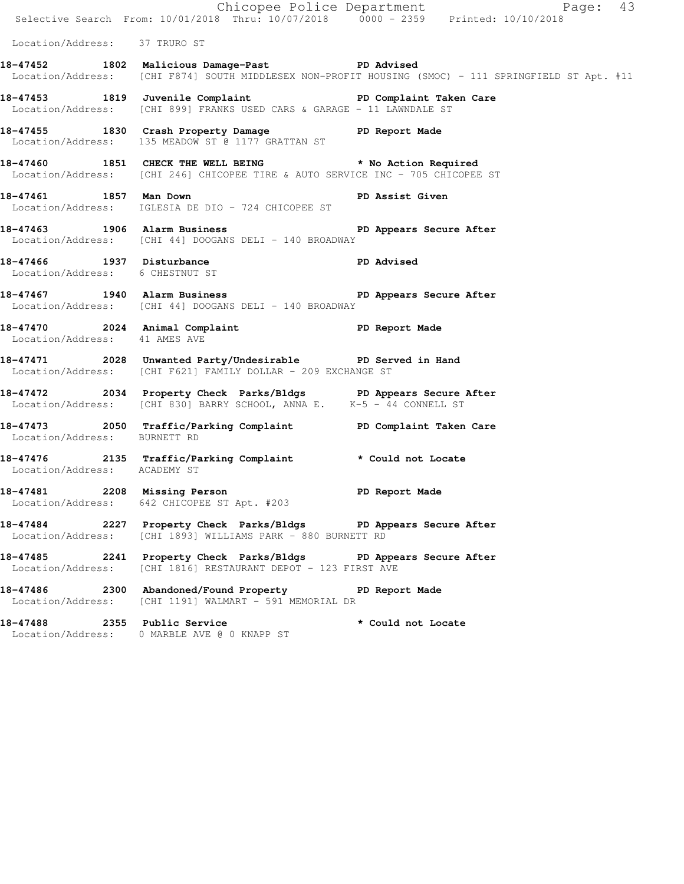Location/Address: 37 TRURO ST

**18-47452 1802 Malicious Damage-Past PD Advised**
Location/Address: [CHI F874] SOUTH MIDDLESEX NON-PROFIT HOUSING (SMOC) - 111 SPRINGFIELD ST Apt. #11

**18-47453 1819 Juvenile Complaint PD Complaint Taken Care**
Location/Address: [CHI 899] FRANKS USED CARS & GARAGE - 11 LAWNDALE ST

**18-47455 1830 Crash Property Damage PD Report Made**
Location/Address: 135 MEADOW ST @ 1177 GRATTAN ST

**18-47460 1851 CHECK THE WELL BEING * No Action Required**
Location/Address: [CHI 246] CHICOPEE TIRE & AUTO SERVICE INC - 705 CHICOPEE ST

**18-47461 1857 Man Down PD Assist Given**
Location/Address: IGLESIA DE DIO - 724 CHICOPEE ST

**18-47463 1906 Alarm Business PD Appears Secure After**
Location/Address: [CHI 44] DOOGANS DELI - 140 BROADWAY

**18-47466 1937 Disturbance PD Advised**
Location/Address: 6 CHESTNUT ST

**18-47467 1940 Alarm Business PD Appears Secure After**
Location/Address: [CHI 44] DOOGANS DELI - 140 BROADWAY

**18-47470 2024 Animal Complaint PD Report Made**
Location/Address: 41 AMES AVE

**18-47471 2028 Unwanted Party/Undesirable PD Served in Hand**
Location/Address: [CHI F621] FAMILY DOLLAR - 209 EXCHANGE ST

**18-47472 2034 Property Check Parks/Bldgs PD Appears Secure After**
Location/Address: [CHI 830] BARRY SCHOOL, ANNA E. K-5 - 44 CONNELL ST

**18-47473 2050 Traffic/Parking Complaint PD Complaint Taken Care**
Location/Address: BURNETT RD

**18-47476 2135 Traffic/Parking Complaint * Could not Locate**
Location/Address: ACADEMY ST

**18-47481 2208 Missing Person PD Report Made**
Location/Address: 642 CHICOPEE ST Apt. #203

**18-47484 2227 Property Check Parks/Bldgs PD Appears Secure After**
Location/Address: [CHI 1893] WILLIAMS PARK - 880 BURNETT RD

**18-47485 2241 Property Check Parks/Bldgs PD Appears Secure After**
Location/Address: [CHI 1816] RESTAURANT DEPOT - 123 FIRST AVE

**18-47486 2300 Abandoned/Found Property PD Report Made**
Location/Address: [CHI 1191] WALMART - 591 MEMORIAL DR

**18-47488 2355 Public Service * Could not Locate**
Location/Address: 0 MARBLE AVE @ 0 KNAPP ST